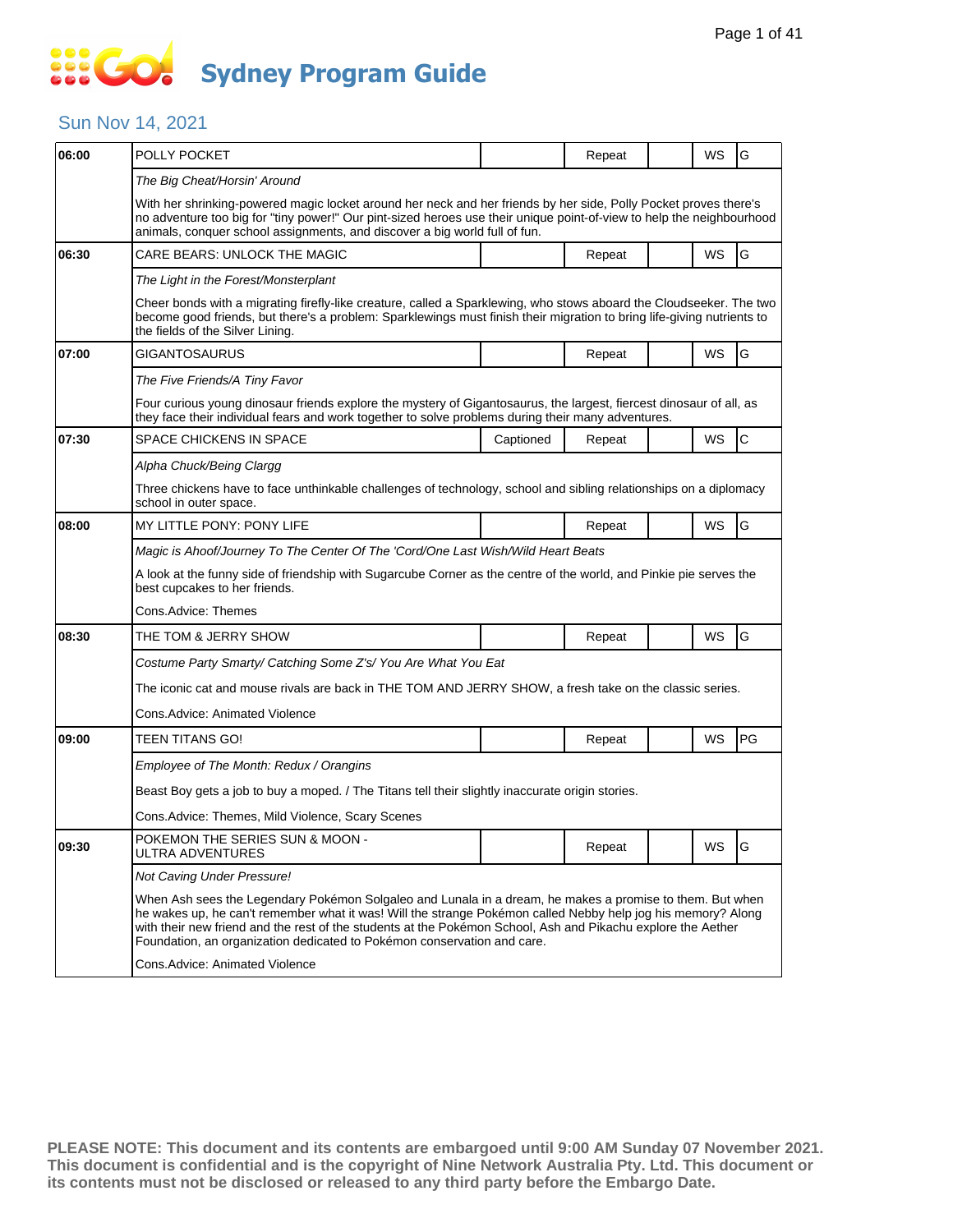# Sydney Program Guide

## Sun Nov 14, 2021

| Time | Program | Captioned | Repeat | | WS | Rating |
|---|---|---|---|---|---|---|
| 06:00 | POLLY POCKET | | Repeat | | WS | G |
| | *The Big Cheat/Horsin' Around* | | | | | |
| | With her shrinking-powered magic locket around her neck and her friends by her side, Polly Pocket proves there's no adventure too big for "tiny power!" Our pint-sized heroes use their unique point-of-view to help the neighbourhood animals, conquer school assignments, and discover a big world full of fun. | | | | | |
| 06:30 | CARE BEARS: UNLOCK THE MAGIC | | Repeat | | WS | G |
| | *The Light in the Forest/Monsterplant* | | | | | |
| | Cheer bonds with a migrating firefly-like creature, called a Sparklewing, who stows aboard the Cloudseeker. The two become good friends, but there's a problem: Sparklewings must finish their migration to bring life-giving nutrients to the fields of the Silver Lining. | | | | | |
| 07:00 | GIGANTOSAURUS | | Repeat | | WS | G |
| | *The Five Friends/A Tiny Favor* | | | | | |
| | Four curious young dinosaur friends explore the mystery of Gigantosaurus, the largest, fiercest dinosaur of all, as they face their individual fears and work together to solve problems during their many adventures. | | | | | |
| 07:30 | SPACE CHICKENS IN SPACE | Captioned | Repeat | | WS | C |
| | *Alpha Chuck/Being Clargg* | | | | | |
| | Three chickens have to face unthinkable challenges of technology, school and sibling relationships on a diplomacy school in outer space. | | | | | |
| 08:00 | MY LITTLE PONY: PONY LIFE | | Repeat | | WS | G |
| | *Magic is Ahoof/Journey To The Center Of The 'Cord/One Last Wish/Wild Heart Beats* | | | | | |
| | A look at the funny side of friendship with Sugarcube Corner as the centre of the world, and Pinkie pie serves the best cupcakes to her friends. | | | | | |
| | Cons.Advice: Themes | | | | | |
| 08:30 | THE TOM & JERRY SHOW | | Repeat | | WS | G |
| | *Costume Party Smarty/ Catching Some Z's/ You Are What You Eat* | | | | | |
| | The iconic cat and mouse rivals are back in THE TOM AND JERRY SHOW, a fresh take on the classic series. | | | | | |
| | Cons.Advice: Animated Violence | | | | | |
| 09:00 | TEEN TITANS GO! | | Repeat | | WS | PG |
| | *Employee of The Month: Redux / Orangins* | | | | | |
| | Beast Boy gets a job to buy a moped. / The Titans tell their slightly inaccurate origin stories. | | | | | |
| | Cons.Advice: Themes, Mild Violence, Scary Scenes | | | | | |
| 09:30 | POKEMON THE SERIES SUN & MOON - ULTRA ADVENTURES | | Repeat | | WS | G |
| | *Not Caving Under Pressure!* | | | | | |
| | When Ash sees the Legendary Pokémon Solgaleo and Lunala in a dream, he makes a promise to them. But when he wakes up, he can't remember what it was! Will the strange Pokémon called Nebby help jog his memory? Along with their new friend and the rest of the students at the Pokémon School, Ash and Pikachu explore the Aether Foundation, an organization dedicated to Pokémon conservation and care. | | | | | |
| | Cons.Advice: Animated Violence | | | | | |

**PLEASE NOTE: This document and its contents are embargoed until 9:00 AM Sunday 07 November 2021. This document is confidential and is the copyright of Nine Network Australia Pty. Ltd. This document or its contents must not be disclosed or released to any third party before the Embargo Date.**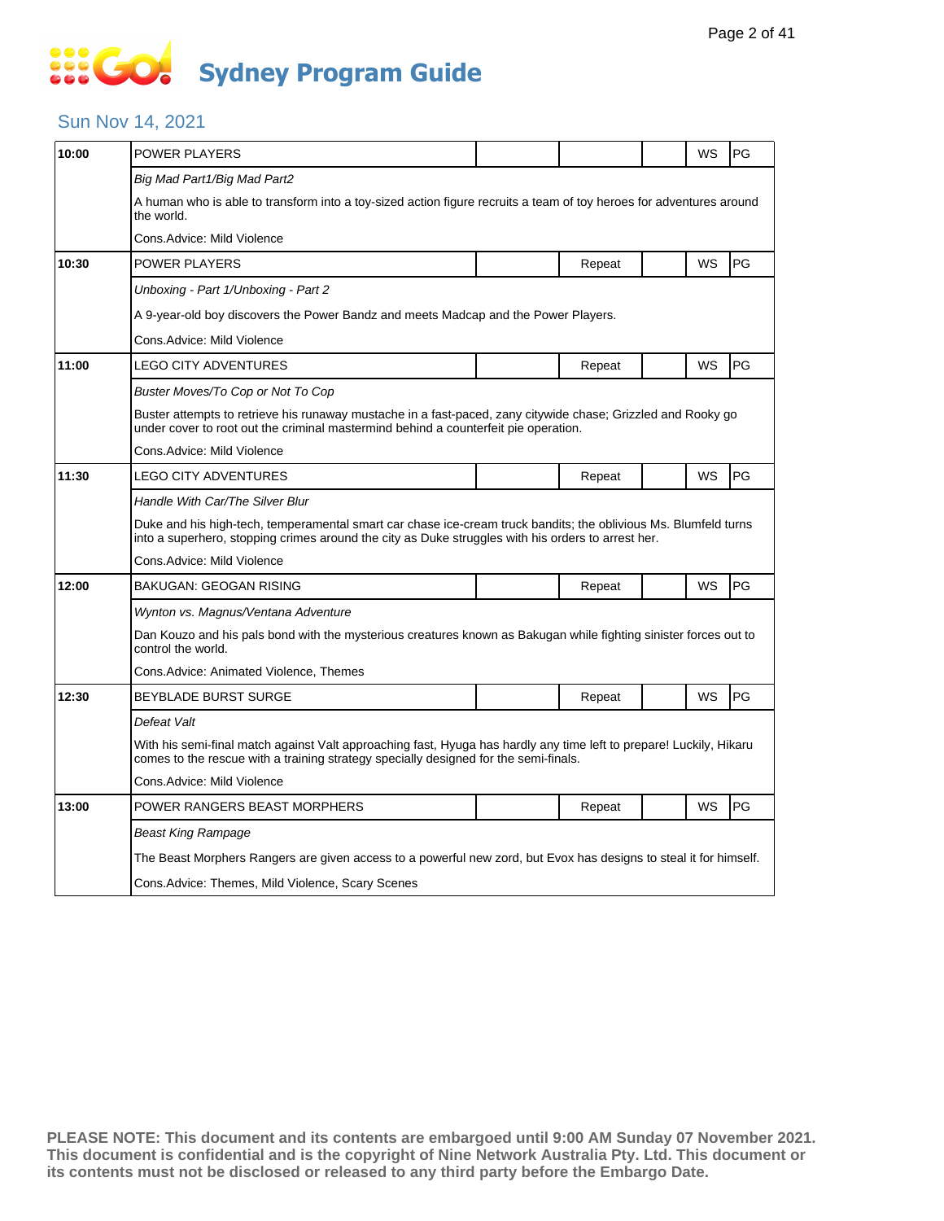# Sydney Program Guide

## Sun Nov 14, 2021

| Time | Program | | | | | |
|---|---|---|---|---|---|---|
| 10:00 | POWER PLAYERS | | | | WS | PG |
| | *Big Mad Part1/Big Mad Part2* | | | | | |
| | A human who is able to transform into a toy-sized action figure recruits a team of toy heroes for adventures around the world. | | | | | |
| | Cons.Advice: Mild Violence | | | | | |
| 10:30 | POWER PLAYERS | | Repeat | | WS | PG |
| | *Unboxing - Part 1/Unboxing - Part 2* | | | | | |
| | A 9-year-old boy discovers the Power Bandz and meets Madcap and the Power Players. | | | | | |
| | Cons.Advice: Mild Violence | | | | | |
| 11:00 | LEGO CITY ADVENTURES | | Repeat | | WS | PG |
| | *Buster Moves/To Cop or Not To Cop* | | | | | |
| | Buster attempts to retrieve his runaway mustache in a fast-paced, zany citywide chase; Grizzled and Rooky go under cover to root out the criminal mastermind behind a counterfeit pie operation. | | | | | |
| | Cons.Advice: Mild Violence | | | | | |
| 11:30 | LEGO CITY ADVENTURES | | Repeat | | WS | PG |
| | *Handle With Car/The Silver Blur* | | | | | |
| | Duke and his high-tech, temperamental smart car chase ice-cream truck bandits; the oblivious Ms. Blumfeld turns into a superhero, stopping crimes around the city as Duke struggles with his orders to arrest her. | | | | | |
| | Cons.Advice: Mild Violence | | | | | |
| 12:00 | BAKUGAN: GEOGAN RISING | | Repeat | | WS | PG |
| | *Wynton vs. Magnus/Ventana Adventure* | | | | | |
| | Dan Kouzo and his pals bond with the mysterious creatures known as Bakugan while fighting sinister forces out to control the world. | | | | | |
| | Cons.Advice: Animated Violence, Themes | | | | | |
| 12:30 | BEYBLADE BURST SURGE | | Repeat | | WS | PG |
| | *Defeat Valt* | | | | | |
| | With his semi-final match against Valt approaching fast, Hyuga has hardly any time left to prepare! Luckily, Hikaru comes to the rescue with a training strategy specially designed for the semi-finals. | | | | | |
| | Cons.Advice: Mild Violence | | | | | |
| 13:00 | POWER RANGERS BEAST MORPHERS | | Repeat | | WS | PG |
| | *Beast King Rampage* | | | | | |
| | The Beast Morphers Rangers are given access to a powerful new zord, but Evox has designs to steal it for himself. | | | | | |
| | Cons.Advice: Themes, Mild Violence, Scary Scenes | | | | | |

**PLEASE NOTE: This document and its contents are embargoed until 9:00 AM Sunday 07 November 2021. This document is confidential and is the copyright of Nine Network Australia Pty. Ltd. This document or its contents must not be disclosed or released to any third party before the Embargo Date.**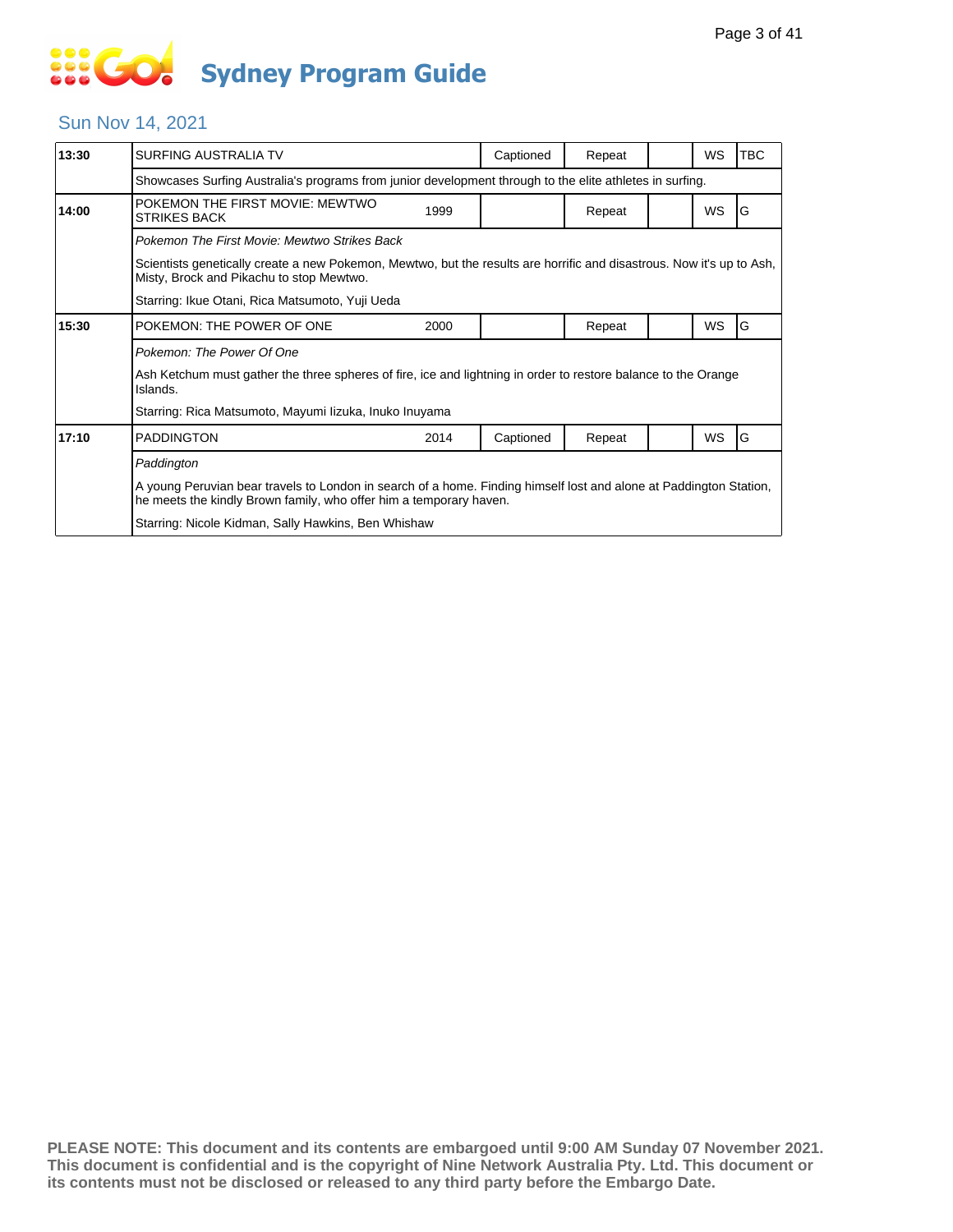# Sydney Program Guide

## Sun Nov 14, 2021

| Time | Program | Year | Captioned | Repeat | | WS | Rating |
|---|---|---|---|---|---|---|---|
| 13:30 | SURFING AUSTRALIA TV | | Captioned | Repeat | | WS | TBC |
| | Showcases Surfing Australia's programs from junior development through to the elite athletes in surfing. | | | | | | |
| 14:00 | POKEMON THE FIRST MOVIE: MEWTWO STRIKES BACK | 1999 | | Repeat | | WS | G |
| | *Pokemon The First Movie: Mewtwo Strikes Back*<br><br>Scientists genetically create a new Pokemon, Mewtwo, but the results are horrific and disastrous. Now it's up to Ash, Misty, Brock and Pikachu to stop Mewtwo.<br><br>Starring: Ikue Otani, Rica Matsumoto, Yuji Ueda | | | | | | |
| 15:30 | POKEMON: THE POWER OF ONE | 2000 | | Repeat | | WS | G |
| | *Pokemon: The Power Of One*<br><br>Ash Ketchum must gather the three spheres of fire, ice and lightning in order to restore balance to the Orange Islands.<br><br>Starring: Rica Matsumoto, Mayumi Iizuka, Inuko Inuyama | | | | | | |
| 17:10 | PADDINGTON | 2014 | Captioned | Repeat | | WS | G |
| | *Paddington*<br><br>A young Peruvian bear travels to London in search of a home. Finding himself lost and alone at Paddington Station, he meets the kindly Brown family, who offer him a temporary haven.<br><br>Starring: Nicole Kidman, Sally Hawkins, Ben Whishaw | | | | | | |

**PLEASE NOTE: This document and its contents are embargoed until 9:00 AM Sunday 07 November 2021. This document is confidential and is the copyright of Nine Network Australia Pty. Ltd. This document or its contents must not be disclosed or released to any third party before the Embargo Date.**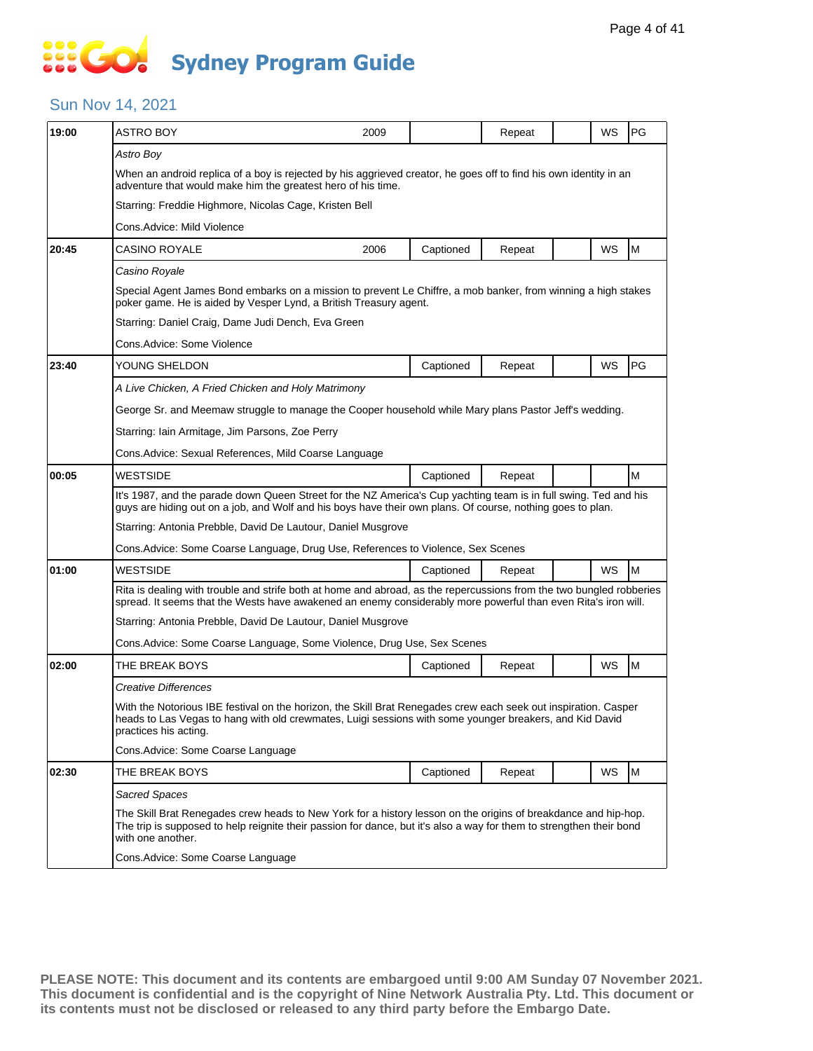# Go! Sydney Program Guide

## Sun Nov 14, 2021

| Time | Program | Year | Captioned | Repeat | | WS | Rating |
|---|---|---|---|---|---|---|---|
| 19:00 | ASTRO BOY | 2009 | | Repeat | | WS | PG |
| | *Astro Boy* | | | | | | |
| | When an android replica of a boy is rejected by his aggrieved creator, he goes off to find his own identity in an adventure that would make him the greatest hero of his time. | | | | | | |
| | Starring: Freddie Highmore, Nicolas Cage, Kristen Bell | | | | | | |
| | Cons.Advice: Mild Violence | | | | | | |
| 20:45 | CASINO ROYALE | 2006 | Captioned | Repeat | | WS | M |
| | *Casino Royale* | | | | | | |
| | Special Agent James Bond embarks on a mission to prevent Le Chiffre, a mob banker, from winning a high stakes poker game. He is aided by Vesper Lynd, a British Treasury agent. | | | | | | |
| | Starring: Daniel Craig, Dame Judi Dench, Eva Green | | | | | | |
| | Cons.Advice: Some Violence | | | | | | |
| 23:40 | YOUNG SHELDON | | Captioned | Repeat | | WS | PG |
| | *A Live Chicken, A Fried Chicken and Holy Matrimony* | | | | | | |
| | George Sr. and Meemaw struggle to manage the Cooper household while Mary plans Pastor Jeff's wedding. | | | | | | |
| | Starring: Iain Armitage, Jim Parsons, Zoe Perry | | | | | | |
| | Cons.Advice: Sexual References, Mild Coarse Language | | | | | | |
| 00:05 | WESTSIDE | | Captioned | Repeat | | | M |
| | It's 1987, and the parade down Queen Street for the NZ America's Cup yachting team is in full swing. Ted and his guys are hiding out on a job, and Wolf and his boys have their own plans. Of course, nothing goes to plan. | | | | | | |
| | Starring: Antonia Prebble, David De Lautour, Daniel Musgrove | | | | | | |
| | Cons.Advice: Some Coarse Language, Drug Use, References to Violence, Sex Scenes | | | | | | |
| 01:00 | WESTSIDE | | Captioned | Repeat | | WS | M |
| | Rita is dealing with trouble and strife both at home and abroad, as the repercussions from the two bungled robberies spread. It seems that the Wests have awakened an enemy considerably more powerful than even Rita's iron will. | | | | | | |
| | Starring: Antonia Prebble, David De Lautour, Daniel Musgrove | | | | | | |
| | Cons.Advice: Some Coarse Language, Some Violence, Drug Use, Sex Scenes | | | | | | |
| 02:00 | THE BREAK BOYS | | Captioned | Repeat | | WS | M |
| | *Creative Differences* | | | | | | |
| | With the Notorious IBE festival on the horizon, the Skill Brat Renegades crew each seek out inspiration. Casper heads to Las Vegas to hang with old crewmates, Luigi sessions with some younger breakers, and Kid David practices his acting. | | | | | | |
| | Cons.Advice: Some Coarse Language | | | | | | |
| 02:30 | THE BREAK BOYS | | Captioned | Repeat | | WS | M |
| | *Sacred Spaces* | | | | | | |
| | The Skill Brat Renegades crew heads to New York for a history lesson on the origins of breakdance and hip-hop. The trip is supposed to help reignite their passion for dance, but it's also a way for them to strengthen their bond with one another. | | | | | | |
| | Cons.Advice: Some Coarse Language | | | | | | |

**PLEASE NOTE: This document and its contents are embargoed until 9:00 AM Sunday 07 November 2021. This document is confidential and is the copyright of Nine Network Australia Pty. Ltd. This document or its contents must not be disclosed or released to any third party before the Embargo Date.**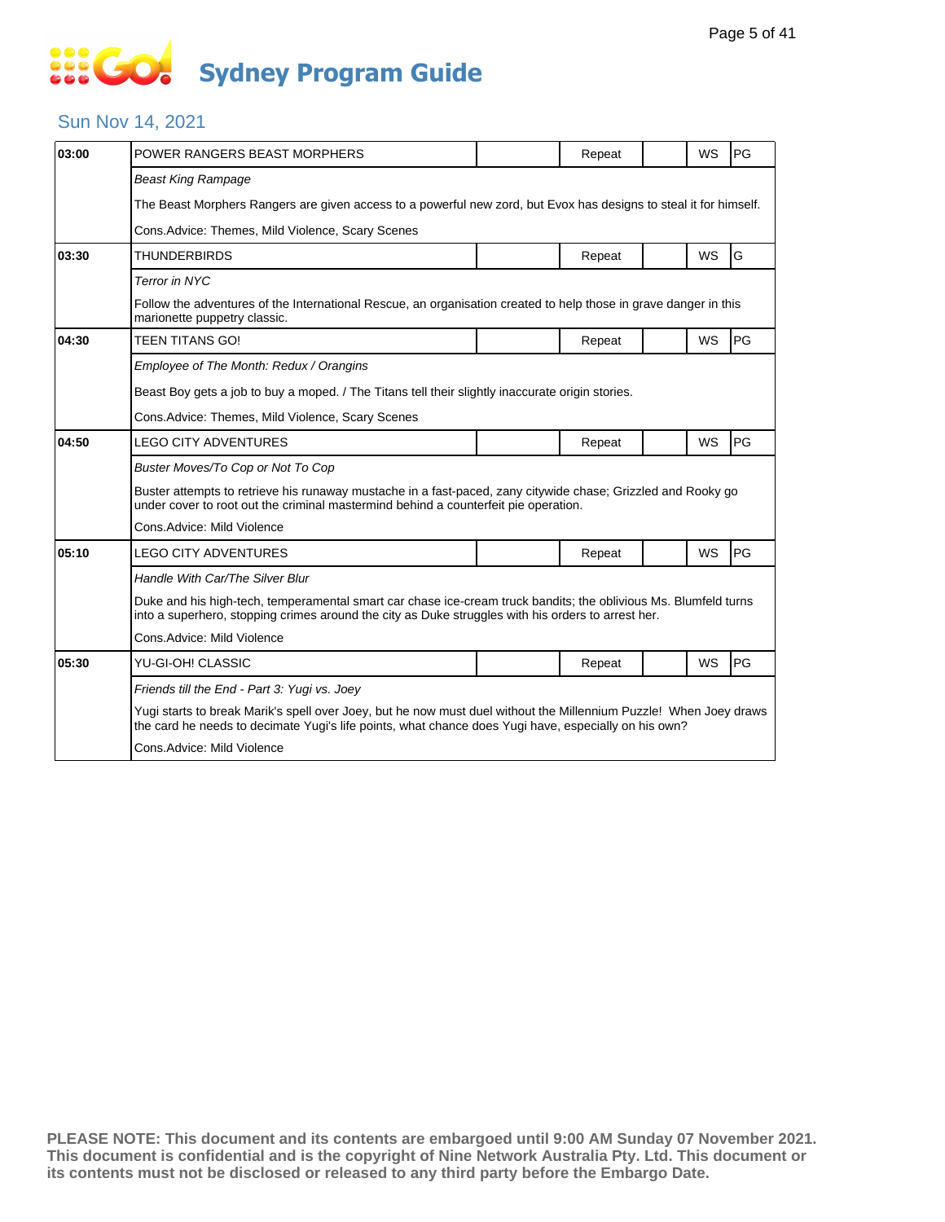# Sydney Program Guide

## Sun Nov 14, 2021

| Time | Program | | Repeat | | WS | Rating |
|---|---|---|---|---|---|---|
| 03:00 | POWER RANGERS BEAST MORPHERS | | Repeat | | WS | PG |
| | *Beast King Rampage* | | | | | |
| | The Beast Morphers Rangers are given access to a powerful new zord, but Evox has designs to steal it for himself. | | | | | |
| | Cons.Advice: Themes, Mild Violence, Scary Scenes | | | | | |
| 03:30 | THUNDERBIRDS | | Repeat | | WS | G |
| | *Terror in NYC* | | | | | |
| | Follow the adventures of the International Rescue, an organisation created to help those in grave danger in this marionette puppetry classic. | | | | | |
| 04:30 | TEEN TITANS GO! | | Repeat | | WS | PG |
| | *Employee of The Month: Redux / Orangins* | | | | | |
| | Beast Boy gets a job to buy a moped. / The Titans tell their slightly inaccurate origin stories. | | | | | |
| | Cons.Advice: Themes, Mild Violence, Scary Scenes | | | | | |
| 04:50 | LEGO CITY ADVENTURES | | Repeat | | WS | PG |
| | *Buster Moves/To Cop or Not To Cop* | | | | | |
| | Buster attempts to retrieve his runaway mustache in a fast-paced, zany citywide chase; Grizzled and Rooky go under cover to root out the criminal mastermind behind a counterfeit pie operation. | | | | | |
| | Cons.Advice: Mild Violence | | | | | |
| 05:10 | LEGO CITY ADVENTURES | | Repeat | | WS | PG |
| | *Handle With Car/The Silver Blur* | | | | | |
| | Duke and his high-tech, temperamental smart car chase ice-cream truck bandits; the oblivious Ms. Blumfeld turns into a superhero, stopping crimes around the city as Duke struggles with his orders to arrest her. | | | | | |
| | Cons.Advice: Mild Violence | | | | | |
| 05:30 | YU-GI-OH! CLASSIC | | Repeat | | WS | PG |
| | *Friends till the End - Part 3: Yugi vs. Joey* | | | | | |
| | Yugi starts to break Marik's spell over Joey, but he now must duel without the Millennium Puzzle! When Joey draws the card he needs to decimate Yugi's life points, what chance does Yugi have, especially on his own? | | | | | |
| | Cons.Advice: Mild Violence | | | | | |

**PLEASE NOTE: This document and its contents are embargoed until 9:00 AM Sunday 07 November 2021. This document is confidential and is the copyright of Nine Network Australia Pty. Ltd. This document or its contents must not be disclosed or released to any third party before the Embargo Date.**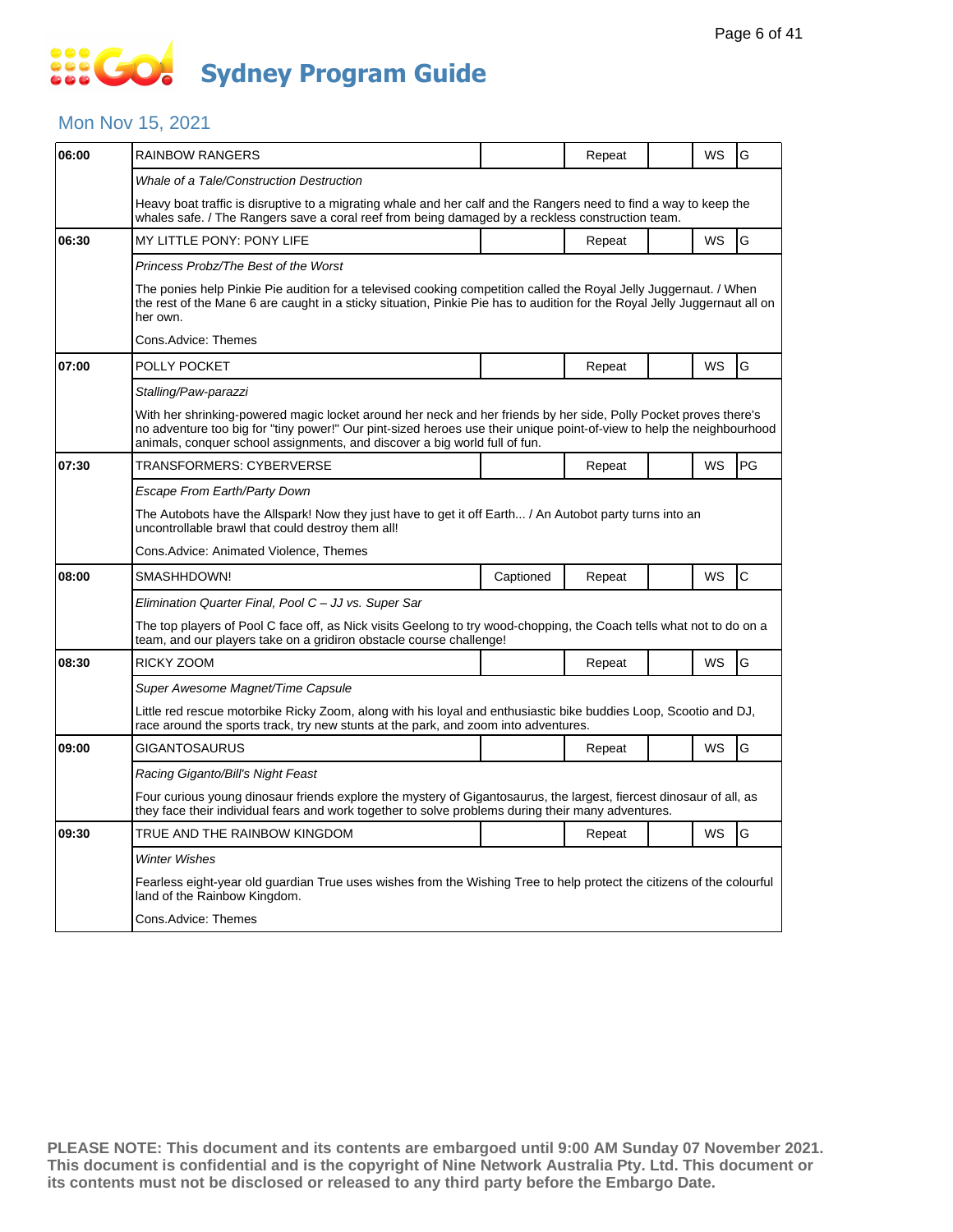# Sydney Program Guide

## Mon Nov 15, 2021

| Time | Program | Captioned | Repeat | | WS | Rating |
|---|---|---|---|---|---|---|
| 06:00 | RAINBOW RANGERS | | Repeat | | WS | G |
| | *Whale of a Tale/Construction Destruction* | | | | | |
| | Heavy boat traffic is disruptive to a migrating whale and her calf and the Rangers need to find a way to keep the whales safe. / The Rangers save a coral reef from being damaged by a reckless construction team. | | | | | |
| 06:30 | MY LITTLE PONY: PONY LIFE | | Repeat | | WS | G |
| | *Princess Probz/The Best of the Worst* | | | | | |
| | The ponies help Pinkie Pie audition for a televised cooking competition called the Royal Jelly Juggernaut. / When the rest of the Mane 6 are caught in a sticky situation, Pinkie Pie has to audition for the Royal Jelly Juggernaut all on her own. | | | | | |
| | Cons.Advice: Themes | | | | | |
| 07:00 | POLLY POCKET | | Repeat | | WS | G |
| | *Stalling/Paw-parazzi* | | | | | |
| | With her shrinking-powered magic locket around her neck and her friends by her side, Polly Pocket proves there's no adventure too big for "tiny power!" Our pint-sized heroes use their unique point-of-view to help the neighbourhood animals, conquer school assignments, and discover a big world full of fun. | | | | | |
| 07:30 | TRANSFORMERS: CYBERVERSE | | Repeat | | WS | PG |
| | *Escape From Earth/Party Down* | | | | | |
| | The Autobots have the Allspark! Now they just have to get it off Earth... / An Autobot party turns into an uncontrollable brawl that could destroy them all! | | | | | |
| | Cons.Advice: Animated Violence, Themes | | | | | |
| 08:00 | SMASHHDOWN! | Captioned | Repeat | | WS | C |
| | *Elimination Quarter Final, Pool C – JJ vs. Super Sar* | | | | | |
| | The top players of Pool C face off, as Nick visits Geelong to try wood-chopping, the Coach tells what not to do on a team, and our players take on a gridiron obstacle course challenge! | | | | | |
| 08:30 | RICKY ZOOM | | Repeat | | WS | G |
| | *Super Awesome Magnet/Time Capsule* | | | | | |
| | Little red rescue motorbike Ricky Zoom, along with his loyal and enthusiastic bike buddies Loop, Scootio and DJ, race around the sports track, try new stunts at the park, and zoom into adventures. | | | | | |
| 09:00 | GIGANTOSAURUS | | Repeat | | WS | G |
| | *Racing Giganto/Bill's Night Feast* | | | | | |
| | Four curious young dinosaur friends explore the mystery of Gigantosaurus, the largest, fiercest dinosaur of all, as they face their individual fears and work together to solve problems during their many adventures. | | | | | |
| 09:30 | TRUE AND THE RAINBOW KINGDOM | | Repeat | | WS | G |
| | *Winter Wishes* | | | | | |
| | Fearless eight-year old guardian True uses wishes from the Wishing Tree to help protect the citizens of the colourful land of the Rainbow Kingdom. | | | | | |
| | Cons.Advice: Themes | | | | | |

**PLEASE NOTE: This document and its contents are embargoed until 9:00 AM Sunday 07 November 2021. This document is confidential and is the copyright of Nine Network Australia Pty. Ltd. This document or its contents must not be disclosed or released to any third party before the Embargo Date.**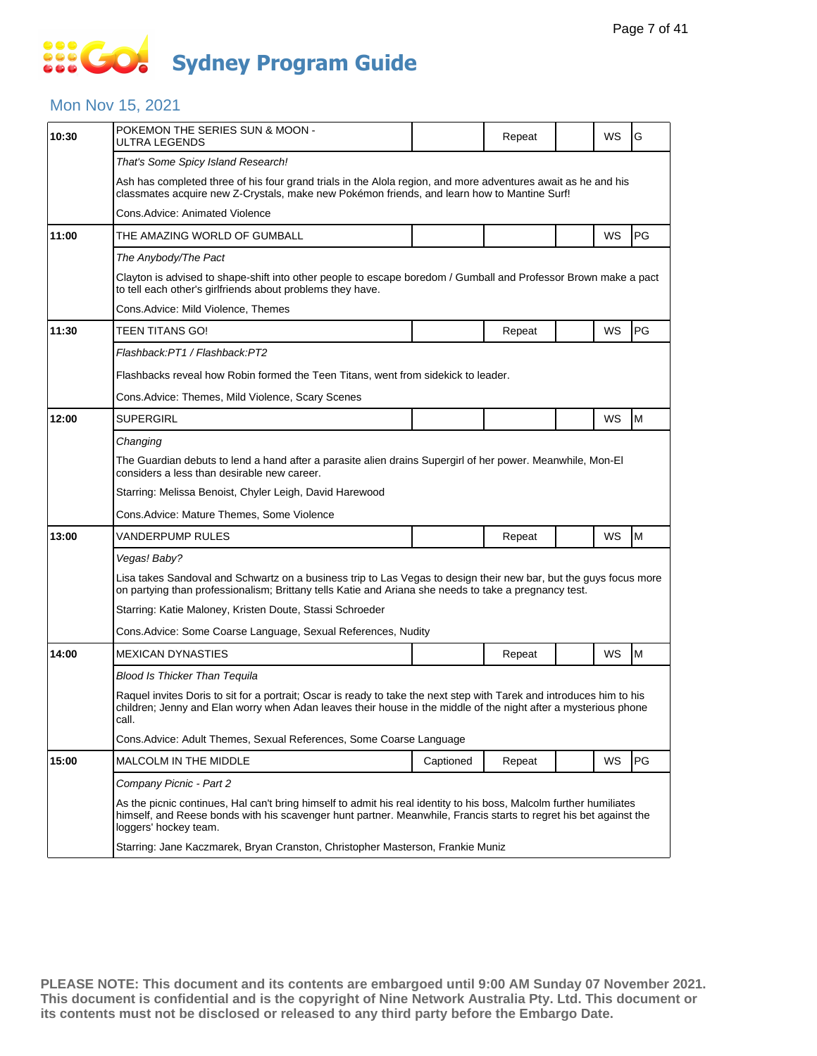# Sydney Program Guide

## Mon Nov 15, 2021

| Time | Program | Captioned | Repeat | | WS | Rating |
|---|---|---|---|---|---|---|
| 10:30 | POKEMON THE SERIES SUN & MOON - ULTRA LEGENDS | | Repeat | | WS | G |
| | *That's Some Spicy Island Research!* | | | | | |
| | Ash has completed three of his four grand trials in the Alola region, and more adventures await as he and his classmates acquire new Z-Crystals, make new Pokémon friends, and learn how to Mantine Surf! | | | | | |
| | Cons.Advice: Animated Violence | | | | | |
| 11:00 | THE AMAZING WORLD OF GUMBALL | | | | WS | PG |
| | *The Anybody/The Pact* | | | | | |
| | Clayton is advised to shape-shift into other people to escape boredom / Gumball and Professor Brown make a pact to tell each other's girlfriends about problems they have. | | | | | |
| | Cons.Advice: Mild Violence, Themes | | | | | |
| 11:30 | TEEN TITANS GO! | | Repeat | | WS | PG |
| | *Flashback:PT1 / Flashback:PT2* | | | | | |
| | Flashbacks reveal how Robin formed the Teen Titans, went from sidekick to leader. | | | | | |
| | Cons.Advice: Themes, Mild Violence, Scary Scenes | | | | | |
| 12:00 | SUPERGIRL | | | | WS | M |
| | *Changing* | | | | | |
| | The Guardian debuts to lend a hand after a parasite alien drains Supergirl of her power. Meanwhile, Mon-El considers a less than desirable new career. | | | | | |
| | Starring: Melissa Benoist, Chyler Leigh, David Harewood | | | | | |
| | Cons.Advice: Mature Themes, Some Violence | | | | | |
| 13:00 | VANDERPUMP RULES | | Repeat | | WS | M |
| | *Vegas! Baby?* | | | | | |
| | Lisa takes Sandoval and Schwartz on a business trip to Las Vegas to design their new bar, but the guys focus more on partying than professionalism; Brittany tells Katie and Ariana she needs to take a pregnancy test. | | | | | |
| | Starring: Katie Maloney, Kristen Doute, Stassi Schroeder | | | | | |
| | Cons.Advice: Some Coarse Language, Sexual References, Nudity | | | | | |
| 14:00 | MEXICAN DYNASTIES | | Repeat | | WS | M |
| | *Blood Is Thicker Than Tequila* | | | | | |
| | Raquel invites Doris to sit for a portrait; Oscar is ready to take the next step with Tarek and introduces him to his children; Jenny and Elan worry when Adan leaves their house in the middle of the night after a mysterious phone call. | | | | | |
| | Cons.Advice: Adult Themes, Sexual References, Some Coarse Language | | | | | |
| 15:00 | MALCOLM IN THE MIDDLE | Captioned | Repeat | | WS | PG |
| | *Company Picnic - Part 2* | | | | | |
| | As the picnic continues, Hal can't bring himself to admit his real identity to his boss, Malcolm further humiliates himself, and Reese bonds with his scavenger hunt partner. Meanwhile, Francis starts to regret his bet against the loggers' hockey team. | | | | | |
| | Starring: Jane Kaczmarek, Bryan Cranston, Christopher Masterson, Frankie Muniz | | | | | |

**PLEASE NOTE: This document and its contents are embargoed until 9:00 AM Sunday 07 November 2021. This document is confidential and is the copyright of Nine Network Australia Pty. Ltd. This document or its contents must not be disclosed or released to any third party before the Embargo Date.**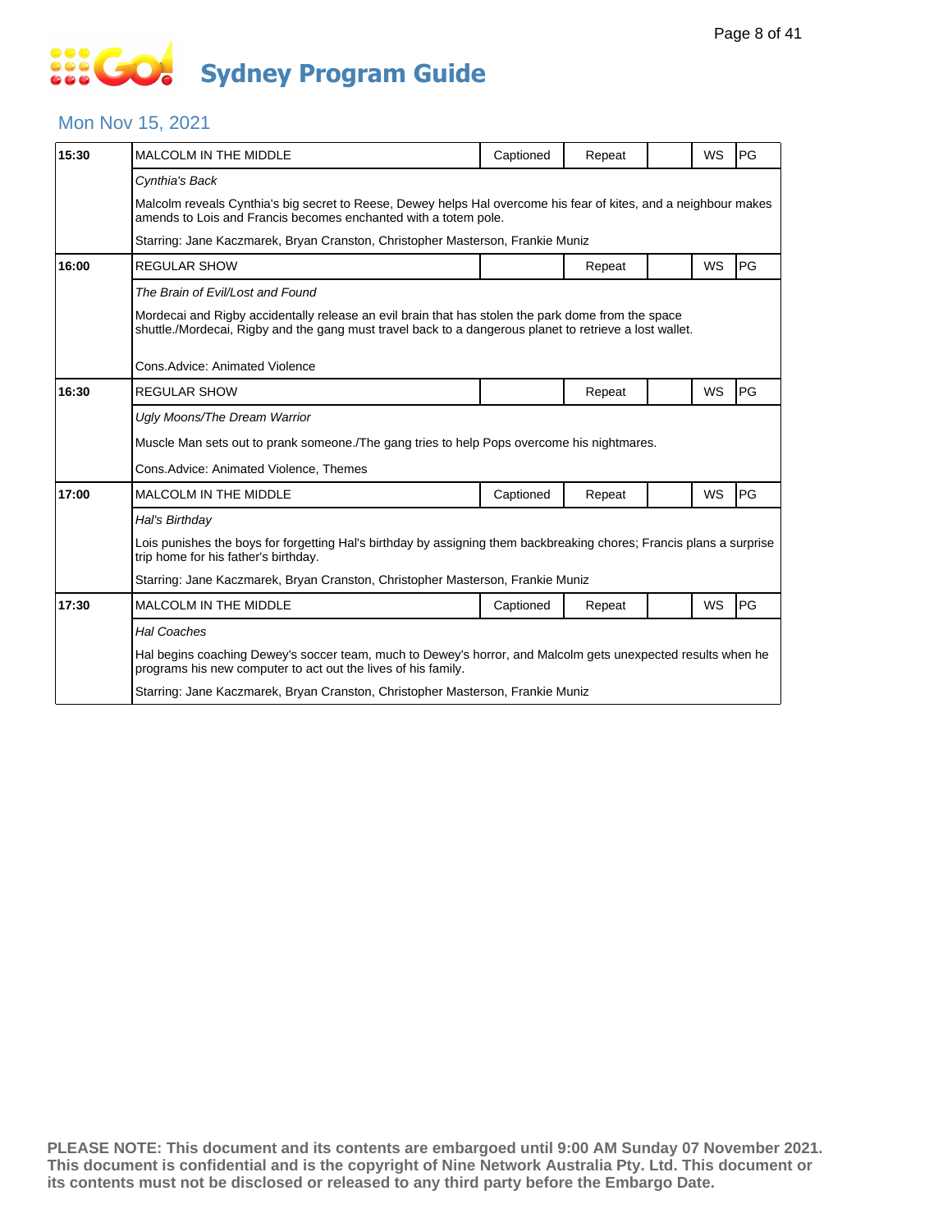# Sydney Program Guide

## Mon Nov 15, 2021

| Time | Program | Captioned | Repeat | | WS | Rating |
|---|---|---|---|---|---|---|
| 15:30 | MALCOLM IN THE MIDDLE | Captioned | Repeat | | WS | PG |
| | *Cynthia's Back*<br>Malcolm reveals Cynthia's big secret to Reese, Dewey helps Hal overcome his fear of kites, and a neighbour makes amends to Lois and Francis becomes enchanted with a totem pole.<br>Starring: Jane Kaczmarek, Bryan Cranston, Christopher Masterson, Frankie Muniz | | | | | |
| 16:00 | REGULAR SHOW | | Repeat | | WS | PG |
| | *The Brain of Evil/Lost and Found*<br>Mordecai and Rigby accidentally release an evil brain that has stolen the park dome from the space shuttle./Mordecai, Rigby and the gang must travel back to a dangerous planet to retrieve a lost wallet.<br>Cons.Advice: Animated Violence | | | | | |
| 16:30 | REGULAR SHOW | | Repeat | | WS | PG |
| | *Ugly Moons/The Dream Warrior*<br>Muscle Man sets out to prank someone./The gang tries to help Pops overcome his nightmares.<br>Cons.Advice: Animated Violence, Themes | | | | | |
| 17:00 | MALCOLM IN THE MIDDLE | Captioned | Repeat | | WS | PG |
| | *Hal's Birthday*<br>Lois punishes the boys for forgetting Hal's birthday by assigning them backbreaking chores; Francis plans a surprise trip home for his father's birthday.<br>Starring: Jane Kaczmarek, Bryan Cranston, Christopher Masterson, Frankie Muniz | | | | | |
| 17:30 | MALCOLM IN THE MIDDLE | Captioned | Repeat | | WS | PG |
| | *Hal Coaches*<br>Hal begins coaching Dewey's soccer team, much to Dewey's horror, and Malcolm gets unexpected results when he programs his new computer to act out the lives of his family.<br>Starring: Jane Kaczmarek, Bryan Cranston, Christopher Masterson, Frankie Muniz | | | | | |

**PLEASE NOTE: This document and its contents are embargoed until 9:00 AM Sunday 07 November 2021. This document is confidential and is the copyright of Nine Network Australia Pty. Ltd. This document or its contents must not be disclosed or released to any third party before the Embargo Date.**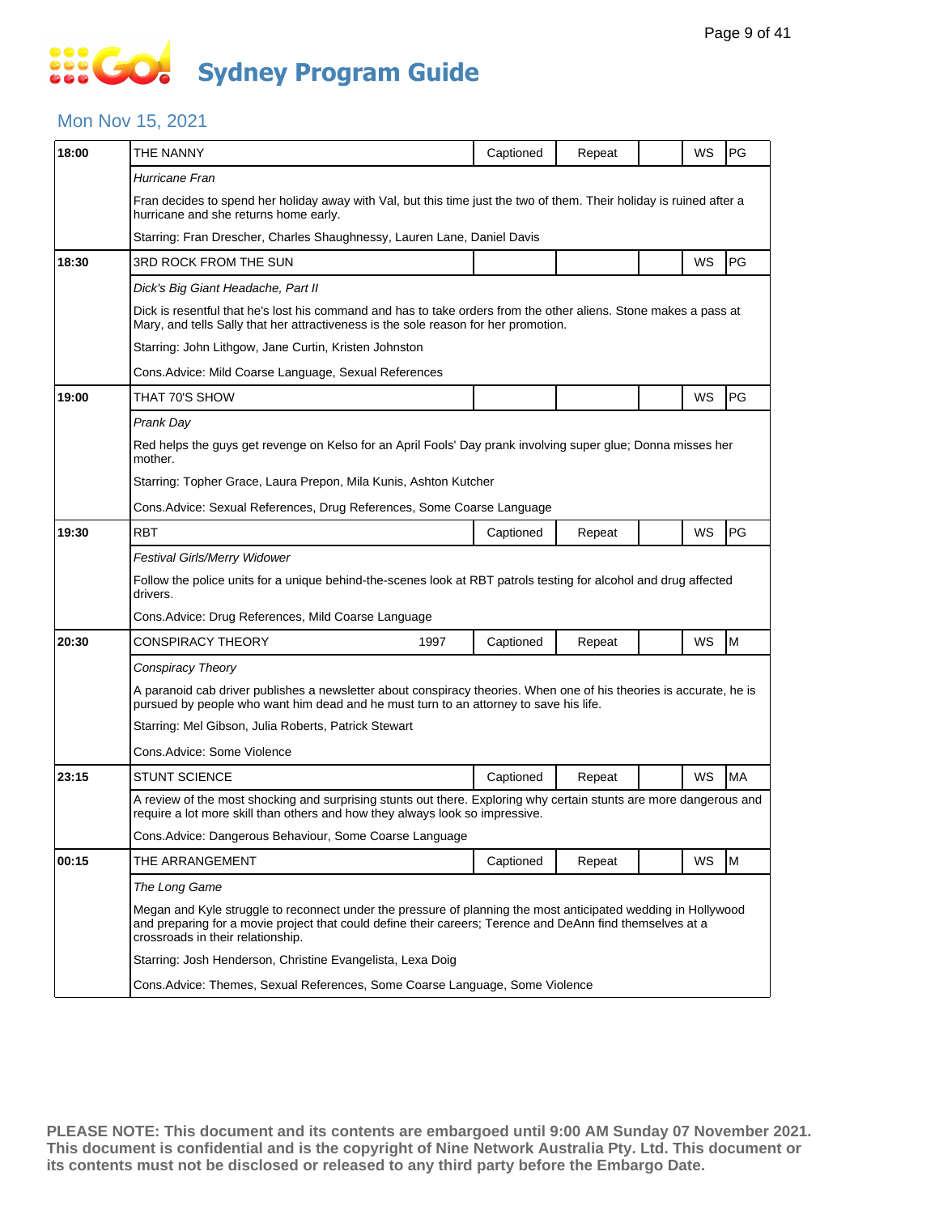# Sydney Program Guide

## Mon Nov 15, 2021

| Time | Program | Year | Captioned | Repeat | | WS | Rating |
|---|---|---|---|---|---|---|---|
| 18:00 | THE NANNY | | Captioned | Repeat | | WS | PG |

*Hurricane Fran*

Fran decides to spend her holiday away with Val, but this time just the two of them. Their holiday is ruined after a hurricane and she returns home early.

Starring: Fran Drescher, Charles Shaughnessy, Lauren Lane, Daniel Davis

| Time | Program | Year | Captioned | Repeat | | WS | Rating |
|---|---|---|---|---|---|---|---|
| 18:30 | 3RD ROCK FROM THE SUN | | | | | WS | PG |

*Dick's Big Giant Headache, Part II*

Dick is resentful that he's lost his command and has to take orders from the other aliens. Stone makes a pass at Mary, and tells Sally that her attractiveness is the sole reason for her promotion.

Starring: John Lithgow, Jane Curtin, Kristen Johnston

Cons.Advice: Mild Coarse Language, Sexual References

| Time | Program | Year | Captioned | Repeat | | WS | Rating |
|---|---|---|---|---|---|---|---|
| 19:00 | THAT 70'S SHOW | | | | | WS | PG |

*Prank Day*

Red helps the guys get revenge on Kelso for an April Fools' Day prank involving super glue; Donna misses her mother.

Starring: Topher Grace, Laura Prepon, Mila Kunis, Ashton Kutcher

Cons.Advice: Sexual References, Drug References, Some Coarse Language

| Time | Program | Year | Captioned | Repeat | | WS | Rating |
|---|---|---|---|---|---|---|---|
| 19:30 | RBT | | Captioned | Repeat | | WS | PG |

*Festival Girls/Merry Widower*

Follow the police units for a unique behind-the-scenes look at RBT patrols testing for alcohol and drug affected drivers.

Cons.Advice: Drug References, Mild Coarse Language

| Time | Program | Year | Captioned | Repeat | | WS | Rating |
|---|---|---|---|---|---|---|---|
| 20:30 | CONSPIRACY THEORY | 1997 | Captioned | Repeat | | WS | M |

*Conspiracy Theory*

A paranoid cab driver publishes a newsletter about conspiracy theories. When one of his theories is accurate, he is pursued by people who want him dead and he must turn to an attorney to save his life.

Starring: Mel Gibson, Julia Roberts, Patrick Stewart

Cons.Advice: Some Violence

| Time | Program | Year | Captioned | Repeat | | WS | Rating |
|---|---|---|---|---|---|---|---|
| 23:15 | STUNT SCIENCE | | Captioned | Repeat | | WS | MA |

A review of the most shocking and surprising stunts out there. Exploring why certain stunts are more dangerous and require a lot more skill than others and how they always look so impressive.

Cons.Advice: Dangerous Behaviour, Some Coarse Language

| Time | Program | Year | Captioned | Repeat | | WS | Rating |
|---|---|---|---|---|---|---|---|
| 00:15 | THE ARRANGEMENT | | Captioned | Repeat | | WS | M |

*The Long Game*

Megan and Kyle struggle to reconnect under the pressure of planning the most anticipated wedding in Hollywood and preparing for a movie project that could define their careers; Terence and DeAnn find themselves at a crossroads in their relationship.

Starring: Josh Henderson, Christine Evangelista, Lexa Doig

Cons.Advice: Themes, Sexual References, Some Coarse Language, Some Violence

**PLEASE NOTE: This document and its contents are embargoed until 9:00 AM Sunday 07 November 2021. This document is confidential and is the copyright of Nine Network Australia Pty. Ltd. This document or its contents must not be disclosed or released to any third party before the Embargo Date.**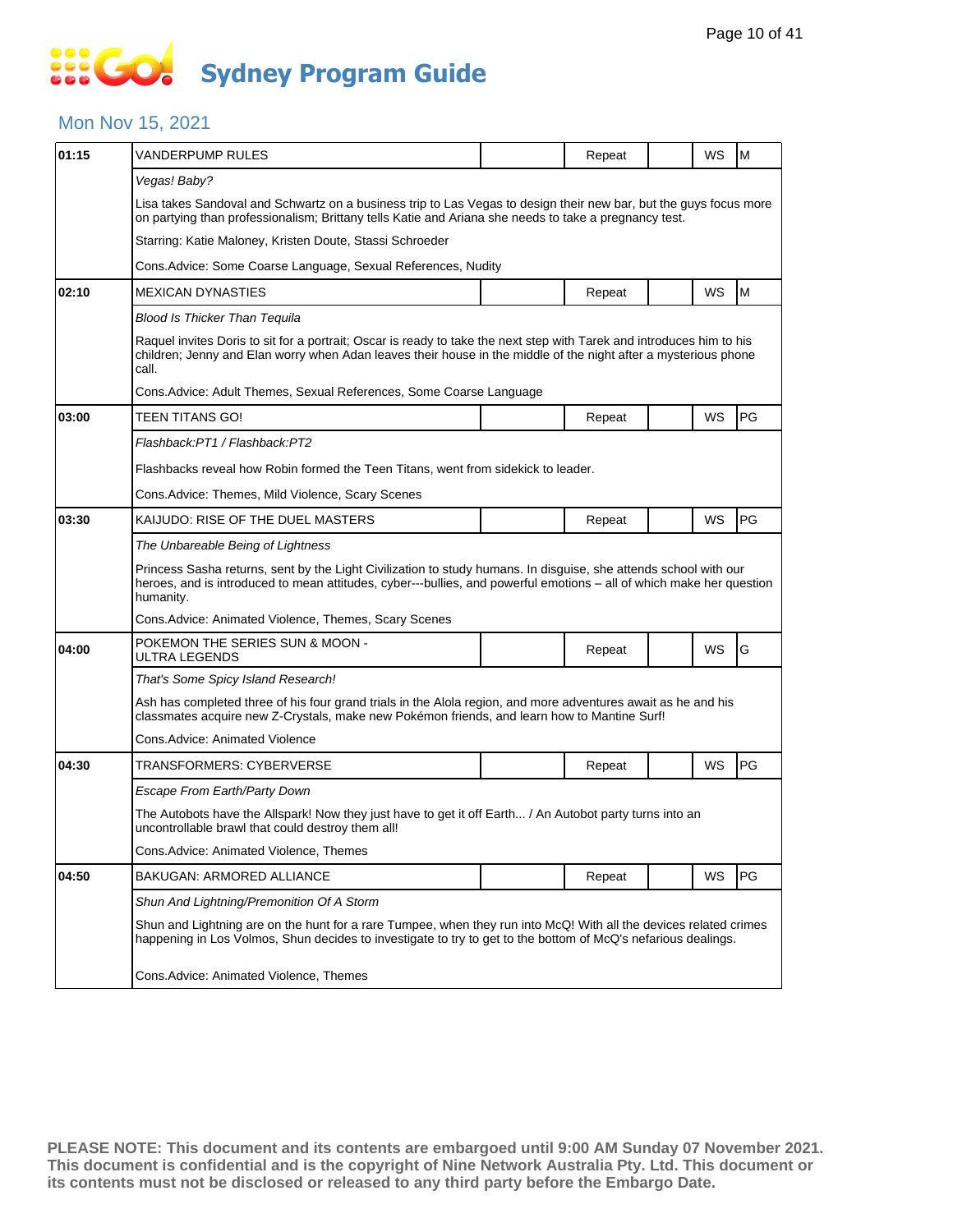# Sydney Program Guide

## Mon Nov 15, 2021

| Time | Program | | Status | | Format | Rating |
|---|---|---|---|---|---|---|
| 01:15 | VANDERPUMP RULES | | Repeat | | WS | M |
| | *Vegas! Baby?* | | | | | |
| | Lisa takes Sandoval and Schwartz on a business trip to Las Vegas to design their new bar, but the guys focus more on partying than professionalism; Brittany tells Katie and Ariana she needs to take a pregnancy test. | | | | | |
| | Starring: Katie Maloney, Kristen Doute, Stassi Schroeder | | | | | |
| | Cons.Advice: Some Coarse Language, Sexual References, Nudity | | | | | |
| 02:10 | MEXICAN DYNASTIES | | Repeat | | WS | M |
| | *Blood Is Thicker Than Tequila* | | | | | |
| | Raquel invites Doris to sit for a portrait; Oscar is ready to take the next step with Tarek and introduces him to his children; Jenny and Elan worry when Adan leaves their house in the middle of the night after a mysterious phone call. | | | | | |
| | Cons.Advice: Adult Themes, Sexual References, Some Coarse Language | | | | | |
| 03:00 | TEEN TITANS GO! | | Repeat | | WS | PG |
| | *Flashback:PT1 / Flashback:PT2* | | | | | |
| | Flashbacks reveal how Robin formed the Teen Titans, went from sidekick to leader. | | | | | |
| | Cons.Advice: Themes, Mild Violence, Scary Scenes | | | | | |
| 03:30 | KAIJUDO: RISE OF THE DUEL MASTERS | | Repeat | | WS | PG |
| | *The Unbareable Being of Lightness* | | | | | |
| | Princess Sasha returns, sent by the Light Civilization to study humans. In disguise, she attends school with our heroes, and is introduced to mean attitudes, cyber---bullies, and powerful emotions – all of which make her question humanity. | | | | | |
| | Cons.Advice: Animated Violence, Themes, Scary Scenes | | | | | |
| 04:00 | POKEMON THE SERIES SUN & MOON - ULTRA LEGENDS | | Repeat | | WS | G |
| | *That's Some Spicy Island Research!* | | | | | |
| | Ash has completed three of his four grand trials in the Alola region, and more adventures await as he and his classmates acquire new Z-Crystals, make new Pokémon friends, and learn how to Mantine Surf! | | | | | |
| | Cons.Advice: Animated Violence | | | | | |
| 04:30 | TRANSFORMERS: CYBERVERSE | | Repeat | | WS | PG |
| | *Escape From Earth/Party Down* | | | | | |
| | The Autobots have the Allspark! Now they just have to get it off Earth... / An Autobot party turns into an uncontrollable brawl that could destroy them all! | | | | | |
| | Cons.Advice: Animated Violence, Themes | | | | | |
| 04:50 | BAKUGAN: ARMORED ALLIANCE | | Repeat | | WS | PG |
| | *Shun And Lightning/Premonition Of A Storm* | | | | | |
| | Shun and Lightning are on the hunt for a rare Tumpee, when they run into McQ! With all the devices related crimes happening in Los Volmos, Shun decides to investigate to try to get to the bottom of McQ's nefarious dealings. | | | | | |
| | Cons.Advice: Animated Violence, Themes | | | | | |

**PLEASE NOTE: This document and its contents are embargoed until 9:00 AM Sunday 07 November 2021. This document is confidential and is the copyright of Nine Network Australia Pty. Ltd. This document or its contents must not be disclosed or released to any third party before the Embargo Date.**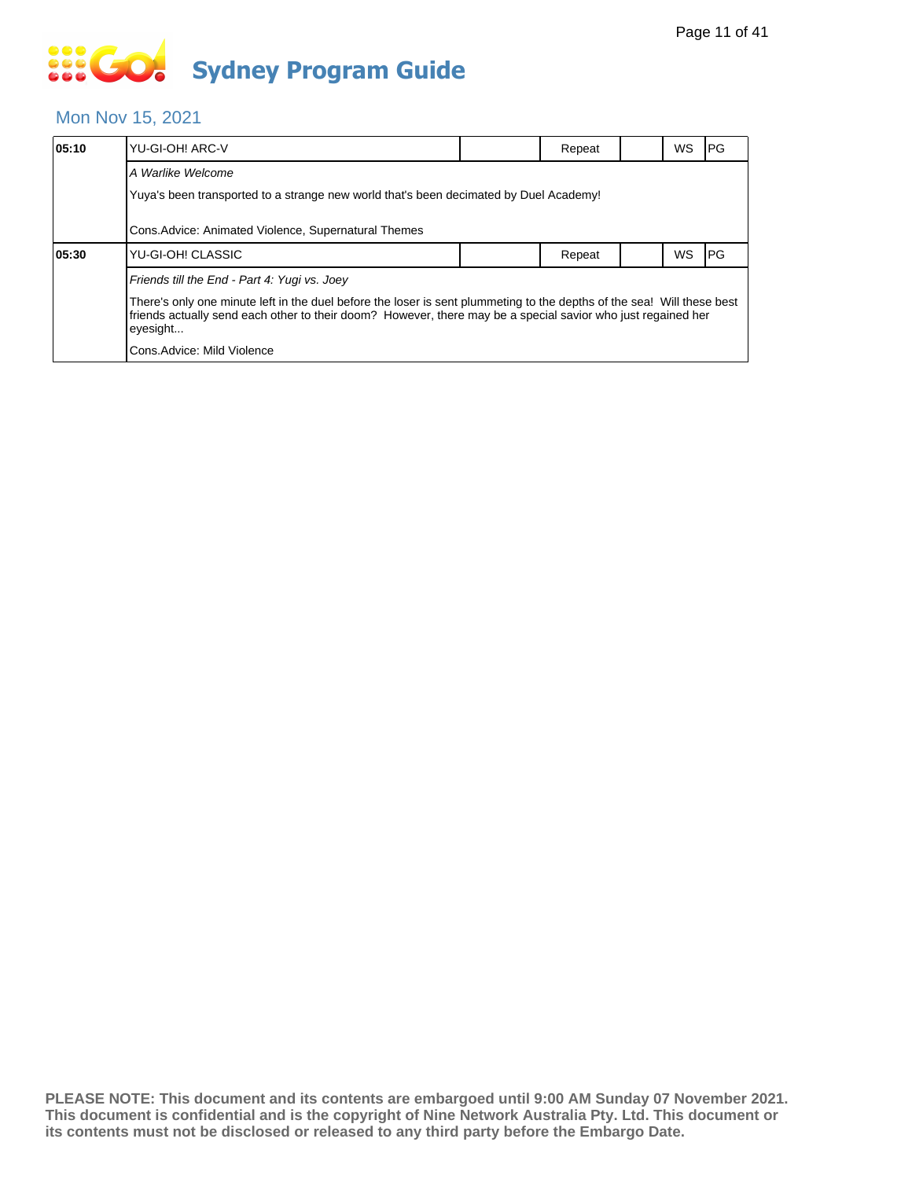# Sydney Program Guide

## Mon Nov 15, 2021

| | | | | | | |
|---|---|---|---|---|---|---|
| **05:10** | YU-GI-OH! ARC-V | | Repeat | | WS | PG |

*A Warlike Welcome*

Yuya's been transported to a strange new world that's been decimated by Duel Academy!

Cons.Advice: Animated Violence, Supernatural Themes

| | | | | | | |
|---|---|---|---|---|---|---|
| **05:30** | YU-GI-OH! CLASSIC | | Repeat | | WS | PG |

*Friends till the End - Part 4: Yugi vs. Joey*

There's only one minute left in the duel before the loser is sent plummeting to the depths of the sea! Will these best friends actually send each other to their doom? However, there may be a special savior who just regained her eyesight...

Cons.Advice: Mild Violence

**PLEASE NOTE: This document and its contents are embargoed until 9:00 AM Sunday 07 November 2021. This document is confidential and is the copyright of Nine Network Australia Pty. Ltd. This document or its contents must not be disclosed or released to any third party before the Embargo Date.**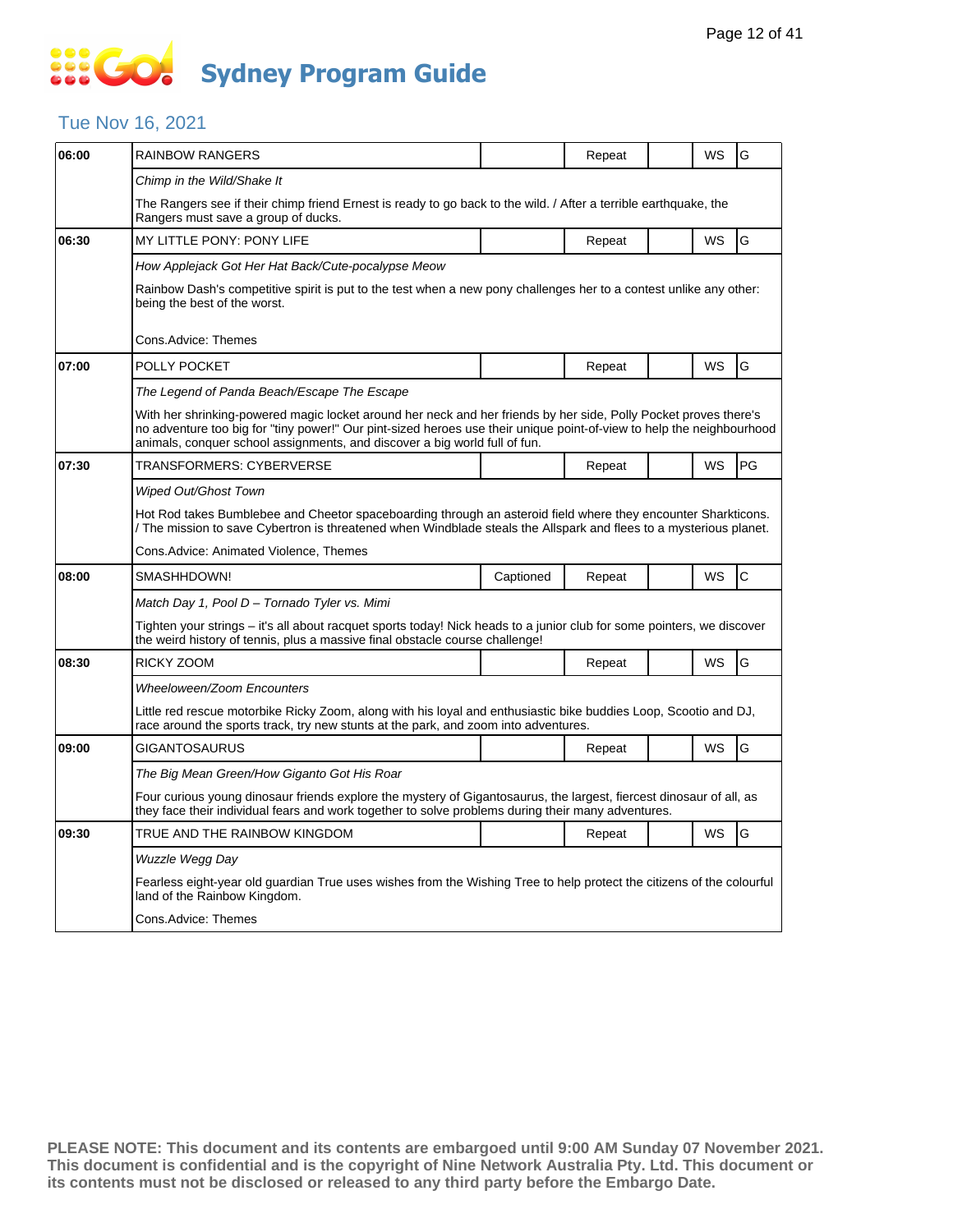# Sydney Program Guide

## Tue Nov 16, 2021

| Time | Program | Captioned | Repeat | | WS | Rating |
|---|---|---|---|---|---|---|
| 06:00 | RAINBOW RANGERS | | Repeat | | WS | G |
| | *Chimp in the Wild/Shake It* | | | | | |
| | The Rangers see if their chimp friend Ernest is ready to go back to the wild. / After a terrible earthquake, the Rangers must save a group of ducks. | | | | | |
| 06:30 | MY LITTLE PONY: PONY LIFE | | Repeat | | WS | G |
| | *How Applejack Got Her Hat Back/Cute-pocalypse Meow* | | | | | |
| | Rainbow Dash's competitive spirit is put to the test when a new pony challenges her to a contest unlike any other: being the best of the worst. | | | | | |
| | Cons.Advice: Themes | | | | | |
| 07:00 | POLLY POCKET | | Repeat | | WS | G |
| | *The Legend of Panda Beach/Escape The Escape* | | | | | |
| | With her shrinking-powered magic locket around her neck and her friends by her side, Polly Pocket proves there's no adventure too big for "tiny power!" Our pint-sized heroes use their unique point-of-view to help the neighbourhood animals, conquer school assignments, and discover a big world full of fun. | | | | | |
| 07:30 | TRANSFORMERS: CYBERVERSE | | Repeat | | WS | PG |
| | *Wiped Out/Ghost Town* | | | | | |
| | Hot Rod takes Bumblebee and Cheetor spaceboarding through an asteroid field where they encounter Sharkticons. / The mission to save Cybertron is threatened when Windblade steals the Allspark and flees to a mysterious planet. | | | | | |
| | Cons.Advice: Animated Violence, Themes | | | | | |
| 08:00 | SMASHHDOWN! | Captioned | Repeat | | WS | C |
| | *Match Day 1, Pool D – Tornado Tyler vs. Mimi* | | | | | |
| | Tighten your strings – it's all about racquet sports today! Nick heads to a junior club for some pointers, we discover the weird history of tennis, plus a massive final obstacle course challenge! | | | | | |
| 08:30 | RICKY ZOOM | | Repeat | | WS | G |
| | *Wheeloween/Zoom Encounters* | | | | | |
| | Little red rescue motorbike Ricky Zoom, along with his loyal and enthusiastic bike buddies Loop, Scootio and DJ, race around the sports track, try new stunts at the park, and zoom into adventures. | | | | | |
| 09:00 | GIGANTOSAURUS | | Repeat | | WS | G |
| | *The Big Mean Green/How Giganto Got His Roar* | | | | | |
| | Four curious young dinosaur friends explore the mystery of Gigantosaurus, the largest, fiercest dinosaur of all, as they face their individual fears and work together to solve problems during their many adventures. | | | | | |
| 09:30 | TRUE AND THE RAINBOW KINGDOM | | Repeat | | WS | G |
| | *Wuzzle Wegg Day* | | | | | |
| | Fearless eight-year old guardian True uses wishes from the Wishing Tree to help protect the citizens of the colourful land of the Rainbow Kingdom. | | | | | |
| | Cons.Advice: Themes | | | | | |

**PLEASE NOTE: This document and its contents are embargoed until 9:00 AM Sunday 07 November 2021. This document is confidential and is the copyright of Nine Network Australia Pty. Ltd. This document or its contents must not be disclosed or released to any third party before the Embargo Date.**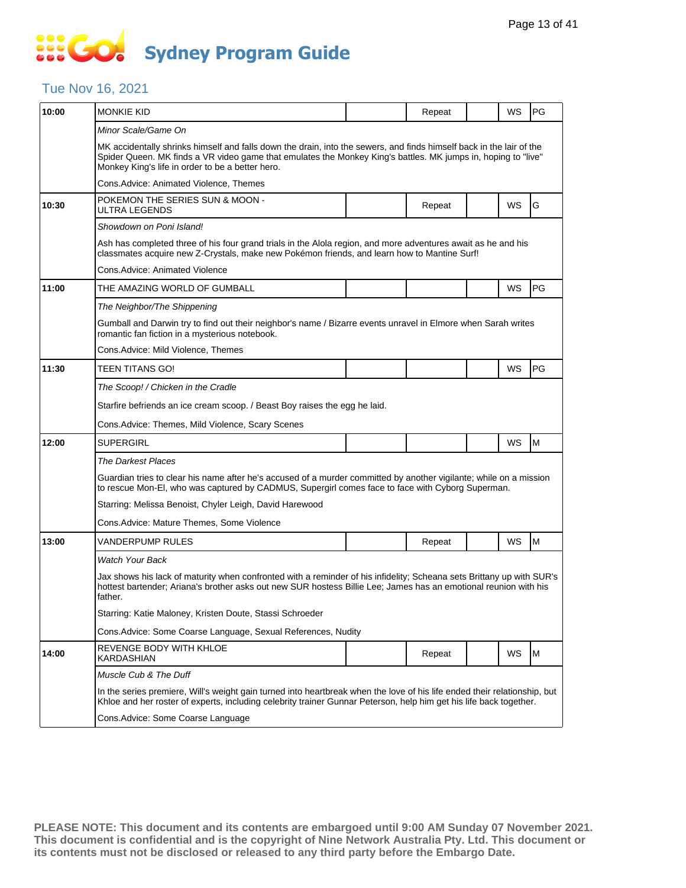# Sydney Program Guide

## Tue Nov 16, 2021

| Time | Program | | Repeat | | WS | Rating |
|---|---|---|---|---|---|---|
| 10:00 | MONKIE KID | | Repeat | | WS | PG |
| | *Minor Scale/Game On* | | | | | |
| | MK accidentally shrinks himself and falls down the drain, into the sewers, and finds himself back in the lair of the Spider Queen. MK finds a VR video game that emulates the Monkey King's battles. MK jumps in, hoping to "live" Monkey King's life in order to be a better hero. | | | | | |
| | Cons.Advice: Animated Violence, Themes | | | | | |
| 10:30 | POKEMON THE SERIES SUN & MOON - ULTRA LEGENDS | | Repeat | | WS | G |
| | *Showdown on Poni Island!* | | | | | |
| | Ash has completed three of his four grand trials in the Alola region, and more adventures await as he and his classmates acquire new Z-Crystals, make new Pokémon friends, and learn how to Mantine Surf! | | | | | |
| | Cons.Advice: Animated Violence | | | | | |
| 11:00 | THE AMAZING WORLD OF GUMBALL | | | | WS | PG |
| | *The Neighbor/The Shippening* | | | | | |
| | Gumball and Darwin try to find out their neighbor's name / Bizarre events unravel in Elmore when Sarah writes romantic fan fiction in a mysterious notebook. | | | | | |
| | Cons.Advice: Mild Violence, Themes | | | | | |
| 11:30 | TEEN TITANS GO! | | | | WS | PG |
| | *The Scoop! / Chicken in the Cradle* | | | | | |
| | Starfire befriends an ice cream scoop. / Beast Boy raises the egg he laid. | | | | | |
| | Cons.Advice: Themes, Mild Violence, Scary Scenes | | | | | |
| 12:00 | SUPERGIRL | | | | WS | M |
| | *The Darkest Places* | | | | | |
| | Guardian tries to clear his name after he's accused of a murder committed by another vigilante; while on a mission to rescue Mon-El, who was captured by CADMUS, Supergirl comes face to face with Cyborg Superman. | | | | | |
| | Starring: Melissa Benoist, Chyler Leigh, David Harewood | | | | | |
| | Cons.Advice: Mature Themes, Some Violence | | | | | |
| 13:00 | VANDERPUMP RULES | | Repeat | | WS | M |
| | *Watch Your Back* | | | | | |
| | Jax shows his lack of maturity when confronted with a reminder of his infidelity; Scheana sets Brittany up with SUR's hottest bartender; Ariana's brother asks out new SUR hostess Billie Lee; James has an emotional reunion with his father. | | | | | |
| | Starring: Katie Maloney, Kristen Doute, Stassi Schroeder | | | | | |
| | Cons.Advice: Some Coarse Language, Sexual References, Nudity | | | | | |
| 14:00 | REVENGE BODY WITH KHLOE KARDASHIAN | | Repeat | | WS | M |
| | *Muscle Cub & The Duff* | | | | | |
| | In the series premiere, Will's weight gain turned into heartbreak when the love of his life ended their relationship, but Khloe and her roster of experts, including celebrity trainer Gunnar Peterson, help him get his life back together. | | | | | |
| | Cons.Advice: Some Coarse Language | | | | | |

**PLEASE NOTE: This document and its contents are embargoed until 9:00 AM Sunday 07 November 2021. This document is confidential and is the copyright of Nine Network Australia Pty. Ltd. This document or its contents must not be disclosed or released to any third party before the Embargo Date.**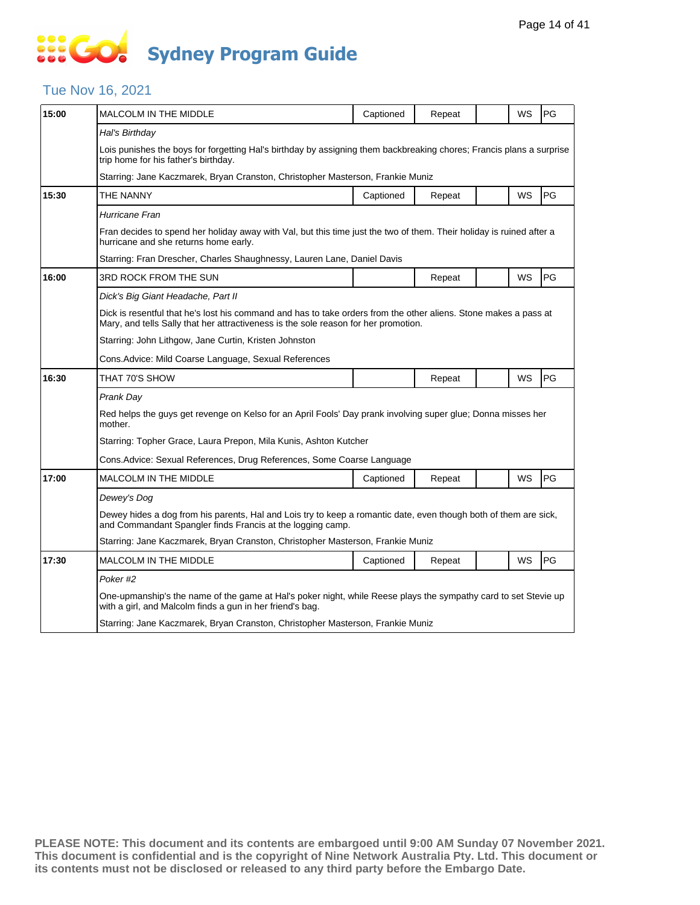# Sydney Program Guide

## Tue Nov 16, 2021

| 15:00 | MALCOLM IN THE MIDDLE | Captioned | Repeat | | WS | PG |
|---|---|---|---|---|---|---|
| | *Hal's Birthday* | | | | | |
| | Lois punishes the boys for forgetting Hal's birthday by assigning them backbreaking chores; Francis plans a surprise trip home for his father's birthday. | | | | | |
| | Starring: Jane Kaczmarek, Bryan Cranston, Christopher Masterson, Frankie Muniz | | | | | |
| 15:30 | THE NANNY | Captioned | Repeat | | WS | PG |
| | *Hurricane Fran* | | | | | |
| | Fran decides to spend her holiday away with Val, but this time just the two of them. Their holiday is ruined after a hurricane and she returns home early. | | | | | |
| | Starring: Fran Drescher, Charles Shaughnessy, Lauren Lane, Daniel Davis | | | | | |
| 16:00 | 3RD ROCK FROM THE SUN | | Repeat | | WS | PG |
| | *Dick's Big Giant Headache, Part II* | | | | | |
| | Dick is resentful that he's lost his command and has to take orders from the other aliens. Stone makes a pass at Mary, and tells Sally that her attractiveness is the sole reason for her promotion. | | | | | |
| | Starring: John Lithgow, Jane Curtin, Kristen Johnston | | | | | |
| | Cons.Advice: Mild Coarse Language, Sexual References | | | | | |
| 16:30 | THAT 70'S SHOW | | Repeat | | WS | PG |
| | *Prank Day* | | | | | |
| | Red helps the guys get revenge on Kelso for an April Fools' Day prank involving super glue; Donna misses her mother. | | | | | |
| | Starring: Topher Grace, Laura Prepon, Mila Kunis, Ashton Kutcher | | | | | |
| | Cons.Advice: Sexual References, Drug References, Some Coarse Language | | | | | |
| 17:00 | MALCOLM IN THE MIDDLE | Captioned | Repeat | | WS | PG |
| | *Dewey's Dog* | | | | | |
| | Dewey hides a dog from his parents, Hal and Lois try to keep a romantic date, even though both of them are sick, and Commandant Spangler finds Francis at the logging camp. | | | | | |
| | Starring: Jane Kaczmarek, Bryan Cranston, Christopher Masterson, Frankie Muniz | | | | | |
| 17:30 | MALCOLM IN THE MIDDLE | Captioned | Repeat | | WS | PG |
| | *Poker #2* | | | | | |
| | One-upmanship's the name of the game at Hal's poker night, while Reese plays the sympathy card to set Stevie up with a girl, and Malcolm finds a gun in her friend's bag. | | | | | |
| | Starring: Jane Kaczmarek, Bryan Cranston, Christopher Masterson, Frankie Muniz | | | | | |

**PLEASE NOTE: This document and its contents are embargoed until 9:00 AM Sunday 07 November 2021. This document is confidential and is the copyright of Nine Network Australia Pty. Ltd. This document or its contents must not be disclosed or released to any third party before the Embargo Date.**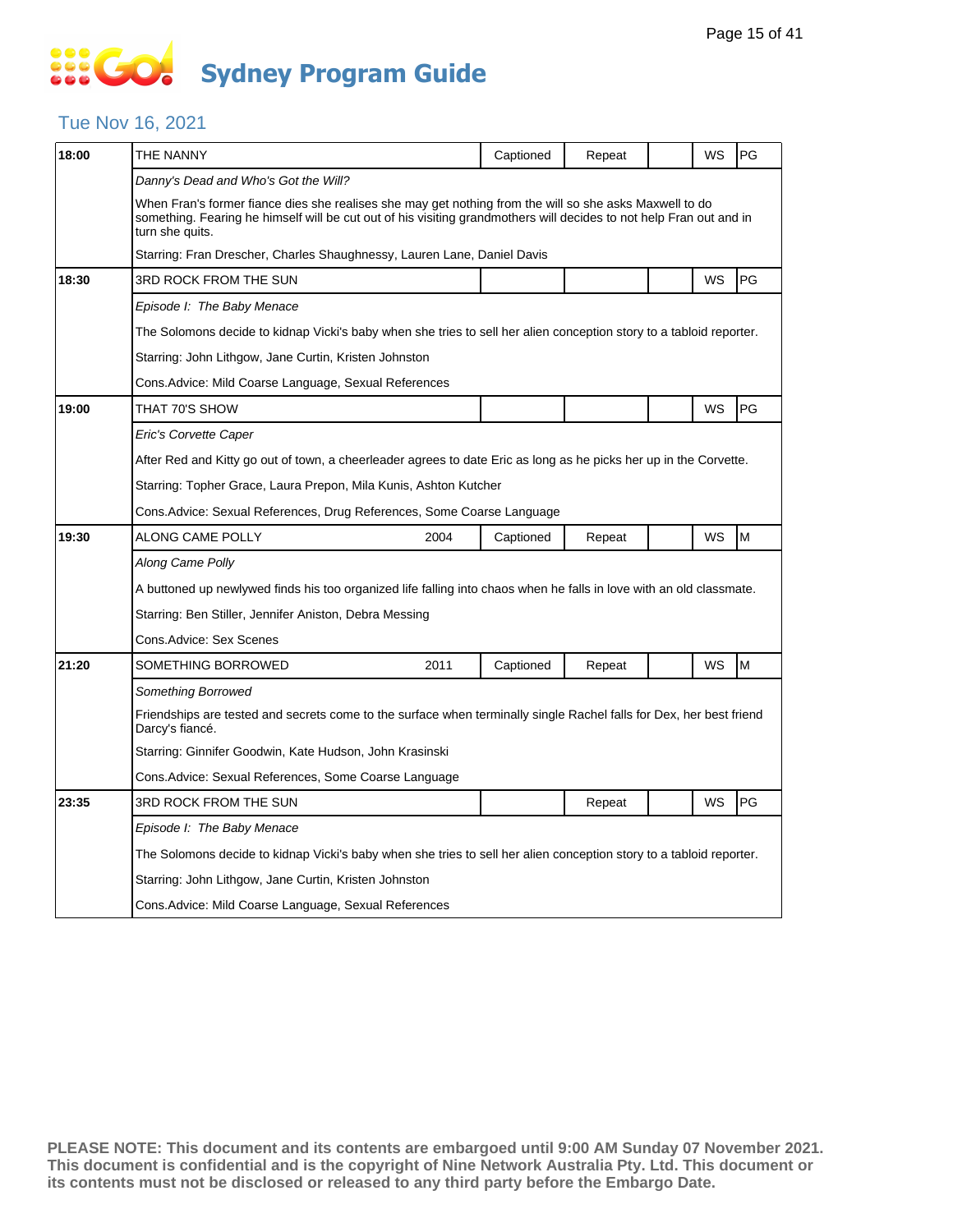# Sydney Program Guide

## Tue Nov 16, 2021

| Time | Program | Year | Captioned | Repeat | | WS | Rating |
|---|---|---|---|---|---|---|---|
| 18:00 | THE NANNY | | Captioned | Repeat | | WS | PG |
| | *Danny's Dead and Who's Got the Will?* | | | | | | |
| | When Fran's former fiance dies she realises she may get nothing from the will so she asks Maxwell to do something. Fearing he himself will be cut out of his visiting grandmothers will decides to not help Fran out and in turn she quits. | | | | | | |
| | Starring: Fran Drescher, Charles Shaughnessy, Lauren Lane, Daniel Davis | | | | | | |
| 18:30 | 3RD ROCK FROM THE SUN | | | | | WS | PG |
| | *Episode I: The Baby Menace* | | | | | | |
| | The Solomons decide to kidnap Vicki's baby when she tries to sell her alien conception story to a tabloid reporter. | | | | | | |
| | Starring: John Lithgow, Jane Curtin, Kristen Johnston | | | | | | |
| | Cons.Advice: Mild Coarse Language, Sexual References | | | | | | |
| 19:00 | THAT 70'S SHOW | | | | | WS | PG |
| | *Eric's Corvette Caper* | | | | | | |
| | After Red and Kitty go out of town, a cheerleader agrees to date Eric as long as he picks her up in the Corvette. | | | | | | |
| | Starring: Topher Grace, Laura Prepon, Mila Kunis, Ashton Kutcher | | | | | | |
| | Cons.Advice: Sexual References, Drug References, Some Coarse Language | | | | | | |
| 19:30 | ALONG CAME POLLY | 2004 | Captioned | Repeat | | WS | M |
| | *Along Came Polly* | | | | | | |
| | A buttoned up newlywed finds his too organized life falling into chaos when he falls in love with an old classmate. | | | | | | |
| | Starring: Ben Stiller, Jennifer Aniston, Debra Messing | | | | | | |
| | Cons.Advice: Sex Scenes | | | | | | |
| 21:20 | SOMETHING BORROWED | 2011 | Captioned | Repeat | | WS | M |
| | *Something Borrowed* | | | | | | |
| | Friendships are tested and secrets come to the surface when terminally single Rachel falls for Dex, her best friend Darcy's fiancé. | | | | | | |
| | Starring: Ginnifer Goodwin, Kate Hudson, John Krasinski | | | | | | |
| | Cons.Advice: Sexual References, Some Coarse Language | | | | | | |
| 23:35 | 3RD ROCK FROM THE SUN | | | Repeat | | WS | PG |
| | *Episode I: The Baby Menace* | | | | | | |
| | The Solomons decide to kidnap Vicki's baby when she tries to sell her alien conception story to a tabloid reporter. | | | | | | |
| | Starring: John Lithgow, Jane Curtin, Kristen Johnston | | | | | | |
| | Cons.Advice: Mild Coarse Language, Sexual References | | | | | | |

**PLEASE NOTE: This document and its contents are embargoed until 9:00 AM Sunday 07 November 2021. This document is confidential and is the copyright of Nine Network Australia Pty. Ltd. This document or its contents must not be disclosed or released to any third party before the Embargo Date.**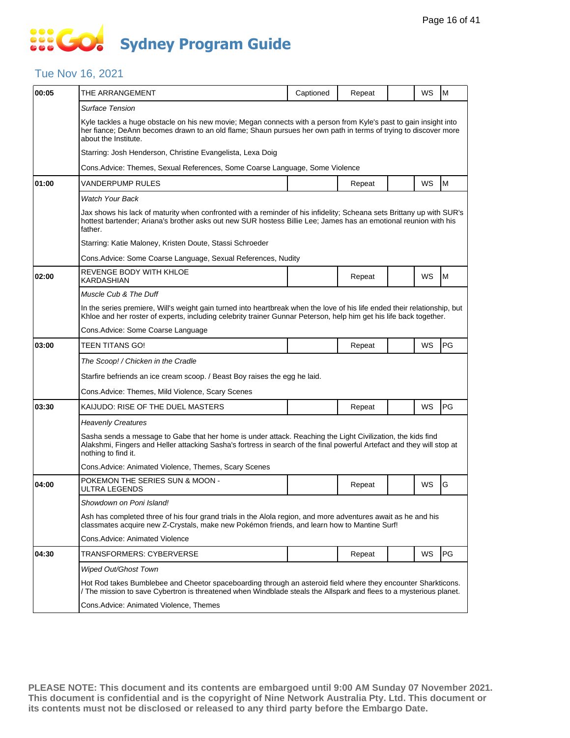# Sydney Program Guide

## Tue Nov 16, 2021

| Time | Program | Captioned | Repeat | | WS | Rating |
|---|---|---|---|---|---|---|
| 00:05 | THE ARRANGEMENT | Captioned | Repeat | | WS | M |

*Surface Tension*

Kyle tackles a huge obstacle on his new movie; Megan connects with a person from Kyle's past to gain insight into her fiance; DeAnn becomes drawn to an old flame; Shaun pursues her own path in terms of trying to discover more about the Institute.

Starring: Josh Henderson, Christine Evangelista, Lexa Doig

Cons.Advice: Themes, Sexual References, Some Coarse Language, Some Violence

| Time | Program | Captioned | Repeat | | WS | Rating |
|---|---|---|---|---|---|---|
| 01:00 | VANDERPUMP RULES | | Repeat | | WS | M |

*Watch Your Back*

Jax shows his lack of maturity when confronted with a reminder of his infidelity; Scheana sets Brittany up with SUR's hottest bartender; Ariana's brother asks out new SUR hostess Billie Lee; James has an emotional reunion with his father.

Starring: Katie Maloney, Kristen Doute, Stassi Schroeder

Cons.Advice: Some Coarse Language, Sexual References, Nudity

| Time | Program | Captioned | Repeat | | WS | Rating |
|---|---|---|---|---|---|---|
| 02:00 | REVENGE BODY WITH KHLOE KARDASHIAN | | Repeat | | WS | M |

*Muscle Cub & The Duff*

In the series premiere, Will's weight gain turned into heartbreak when the love of his life ended their relationship, but Khloe and her roster of experts, including celebrity trainer Gunnar Peterson, help him get his life back together.

Cons.Advice: Some Coarse Language

| Time | Program | Captioned | Repeat | | WS | Rating |
|---|---|---|---|---|---|---|
| 03:00 | TEEN TITANS GO! | | Repeat | | WS | PG |

*The Scoop! / Chicken in the Cradle*

Starfire befriends an ice cream scoop. / Beast Boy raises the egg he laid.

Cons.Advice: Themes, Mild Violence, Scary Scenes

| Time | Program | Captioned | Repeat | | WS | Rating |
|---|---|---|---|---|---|---|
| 03:30 | KAIJUDO: RISE OF THE DUEL MASTERS | | Repeat | | WS | PG |

*Heavenly Creatures*

Sasha sends a message to Gabe that her home is under attack. Reaching the Light Civilization, the kids find Alakshmi, Fingers and Heller attacking Sasha's fortress in search of the final powerful Artefact and they will stop at nothing to find it.

Cons.Advice: Animated Violence, Themes, Scary Scenes

| Time | Program | Captioned | Repeat | | WS | Rating |
|---|---|---|---|---|---|---|
| 04:00 | POKEMON THE SERIES SUN & MOON - ULTRA LEGENDS | | Repeat | | WS | G |

*Showdown on Poni Island!*

Ash has completed three of his four grand trials in the Alola region, and more adventures await as he and his classmates acquire new Z-Crystals, make new Pokémon friends, and learn how to Mantine Surf!

Cons.Advice: Animated Violence

| Time | Program | Captioned | Repeat | | WS | Rating |
|---|---|---|---|---|---|---|
| 04:30 | TRANSFORMERS: CYBERVERSE | | Repeat | | WS | PG |

*Wiped Out/Ghost Town*

Hot Rod takes Bumblebee and Cheetor spaceboarding through an asteroid field where they encounter Sharkticons. / The mission to save Cybertron is threatened when Windblade steals the Allspark and flees to a mysterious planet.

Cons.Advice: Animated Violence, Themes

**PLEASE NOTE: This document and its contents are embargoed until 9:00 AM Sunday 07 November 2021. This document is confidential and is the copyright of Nine Network Australia Pty. Ltd. This document or its contents must not be disclosed or released to any third party before the Embargo Date.**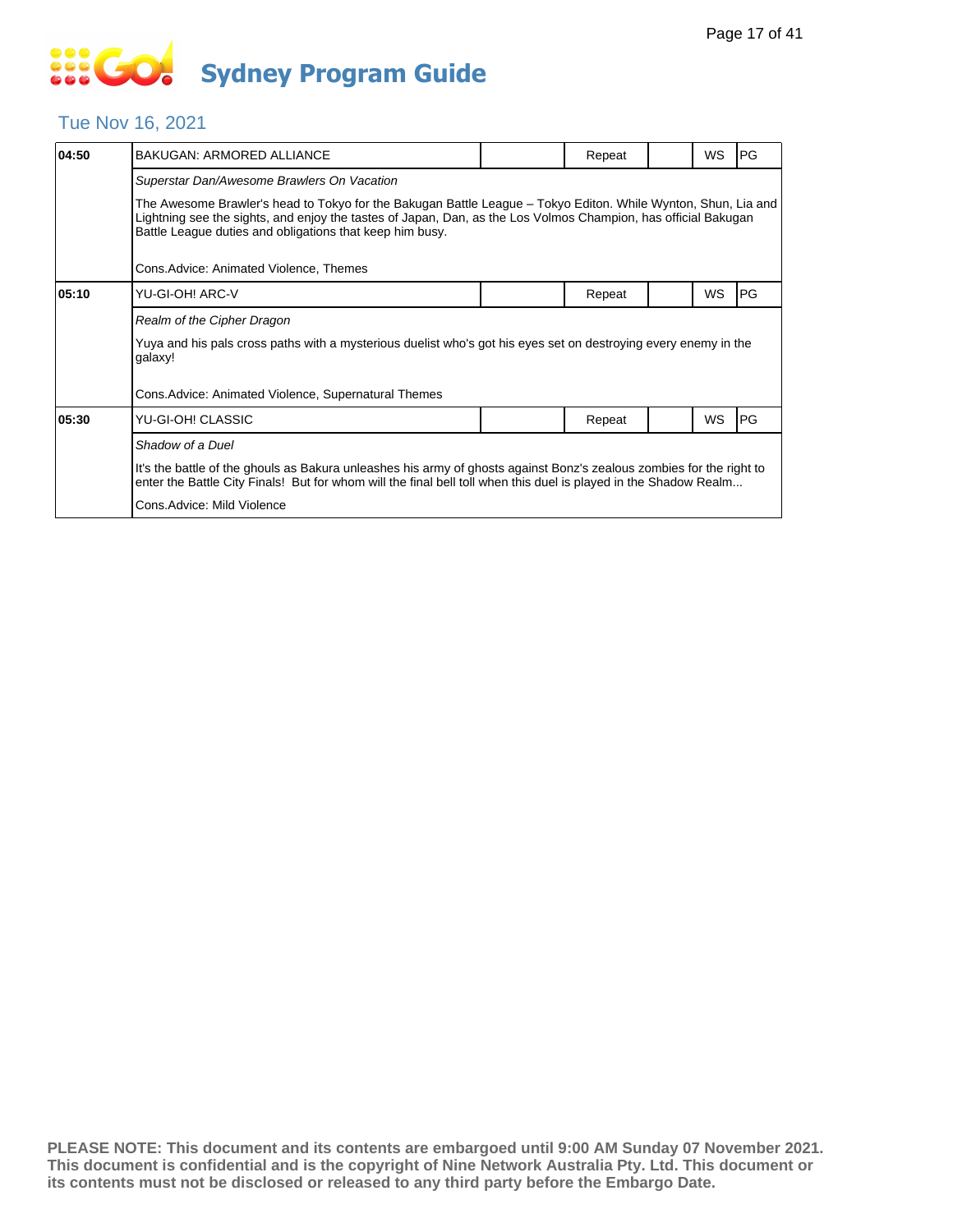# Sydney Program Guide

## Tue Nov 16, 2021

| 04:50 | BAKUGAN: ARMORED ALLIANCE | | Repeat | | WS | PG |
|---|---|---|---|---|---|---|
| | *Superstar Dan/Awesome Brawlers On Vacation* | | | | | |
| | The Awesome Brawler's head to Tokyo for the Bakugan Battle League – Tokyo Editon. While Wynton, Shun, Lia and Lightning see the sights, and enjoy the tastes of Japan, Dan, as the Los Volmos Champion, has official Bakugan Battle League duties and obligations that keep him busy. | | | | | |
| | Cons.Advice: Animated Violence, Themes | | | | | |
| 05:10 | YU-GI-OH! ARC-V | | Repeat | | WS | PG |
| | *Realm of the Cipher Dragon* | | | | | |
| | Yuya and his pals cross paths with a mysterious duelist who's got his eyes set on destroying every enemy in the galaxy! | | | | | |
| | Cons.Advice: Animated Violence, Supernatural Themes | | | | | |
| 05:30 | YU-GI-OH! CLASSIC | | Repeat | | WS | PG |
| | *Shadow of a Duel* | | | | | |
| | It's the battle of the ghouls as Bakura unleashes his army of ghosts against Bonz's zealous zombies for the right to enter the Battle City Finals! But for whom will the final bell toll when this duel is played in the Shadow Realm... | | | | | |
| | Cons.Advice: Mild Violence | | | | | |

**PLEASE NOTE: This document and its contents are embargoed until 9:00 AM Sunday 07 November 2021. This document is confidential and is the copyright of Nine Network Australia Pty. Ltd. This document or its contents must not be disclosed or released to any third party before the Embargo Date.**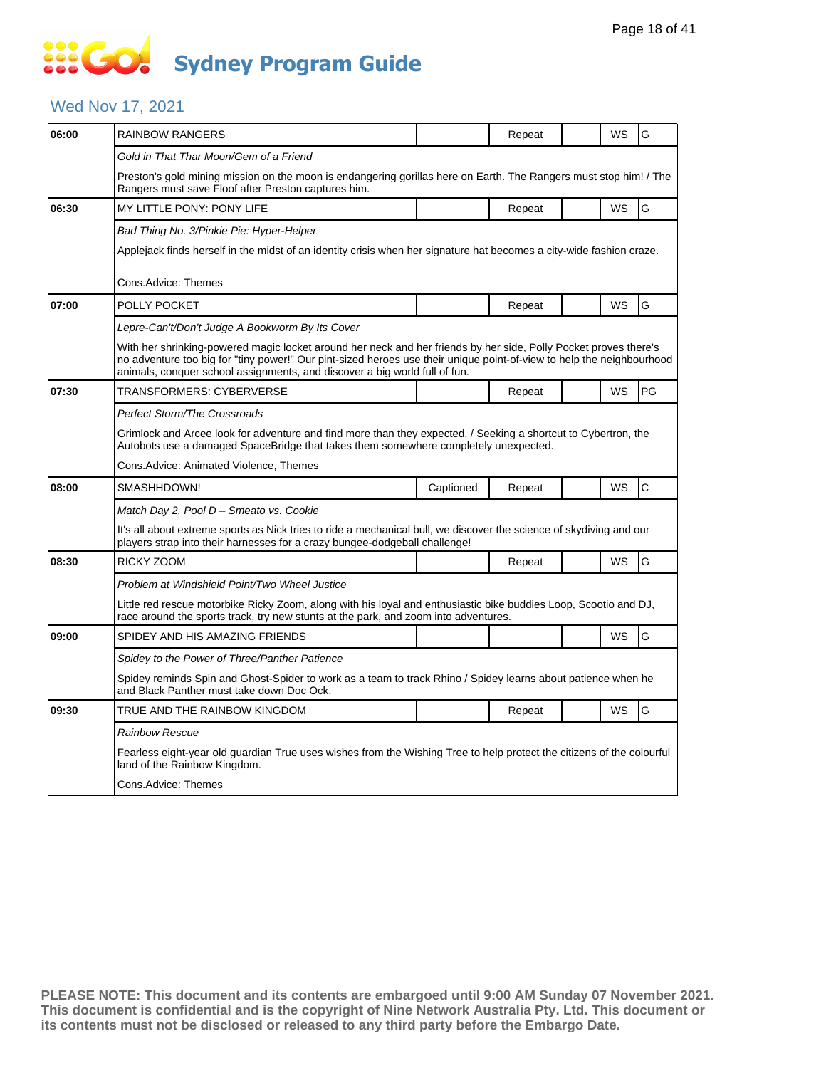# Sydney Program Guide

## Wed Nov 17, 2021

| Time | Program | Captioned | Repeat | | WS | Rating |
|---|---|---|---|---|---|---|
| 06:00 | RAINBOW RANGERS | | Repeat | | WS | G |
| | *Gold in That Thar Moon/Gem of a Friend* | | | | | |
| | Preston's gold mining mission on the moon is endangering gorillas here on Earth. The Rangers must stop him! / The Rangers must save Floof after Preston captures him. | | | | | |
| 06:30 | MY LITTLE PONY: PONY LIFE | | Repeat | | WS | G |
| | *Bad Thing No. 3/Pinkie Pie: Hyper-Helper* | | | | | |
| | Applejack finds herself in the midst of an identity crisis when her signature hat becomes a city-wide fashion craze. | | | | | |
| | Cons.Advice: Themes | | | | | |
| 07:00 | POLLY POCKET | | Repeat | | WS | G |
| | *Lepre-Can't/Don't Judge A Bookworm By Its Cover* | | | | | |
| | With her shrinking-powered magic locket around her neck and her friends by her side, Polly Pocket proves there's no adventure too big for "tiny power!" Our pint-sized heroes use their unique point-of-view to help the neighbourhood animals, conquer school assignments, and discover a big world full of fun. | | | | | |
| 07:30 | TRANSFORMERS: CYBERVERSE | | Repeat | | WS | PG |
| | *Perfect Storm/The Crossroads* | | | | | |
| | Grimlock and Arcee look for adventure and find more than they expected. / Seeking a shortcut to Cybertron, the Autobots use a damaged SpaceBridge that takes them somewhere completely unexpected. | | | | | |
| | Cons.Advice: Animated Violence, Themes | | | | | |
| 08:00 | SMASHHDOWN! | Captioned | Repeat | | WS | C |
| | *Match Day 2, Pool D – Smeato vs. Cookie* | | | | | |
| | It's all about extreme sports as Nick tries to ride a mechanical bull, we discover the science of skydiving and our players strap into their harnesses for a crazy bungee-dodgeball challenge! | | | | | |
| 08:30 | RICKY ZOOM | | Repeat | | WS | G |
| | *Problem at Windshield Point/Two Wheel Justice* | | | | | |
| | Little red rescue motorbike Ricky Zoom, along with his loyal and enthusiastic bike buddies Loop, Scootio and DJ, race around the sports track, try new stunts at the park, and zoom into adventures. | | | | | |
| 09:00 | SPIDEY AND HIS AMAZING FRIENDS | | | | WS | G |
| | *Spidey to the Power of Three/Panther Patience* | | | | | |
| | Spidey reminds Spin and Ghost-Spider to work as a team to track Rhino / Spidey learns about patience when he and Black Panther must take down Doc Ock. | | | | | |
| 09:30 | TRUE AND THE RAINBOW KINGDOM | | Repeat | | WS | G |
| | *Rainbow Rescue* | | | | | |
| | Fearless eight-year old guardian True uses wishes from the Wishing Tree to help protect the citizens of the colourful land of the Rainbow Kingdom. | | | | | |
| | Cons.Advice: Themes | | | | | |

**PLEASE NOTE: This document and its contents are embargoed until 9:00 AM Sunday 07 November 2021. This document is confidential and is the copyright of Nine Network Australia Pty. Ltd. This document or its contents must not be disclosed or released to any third party before the Embargo Date.**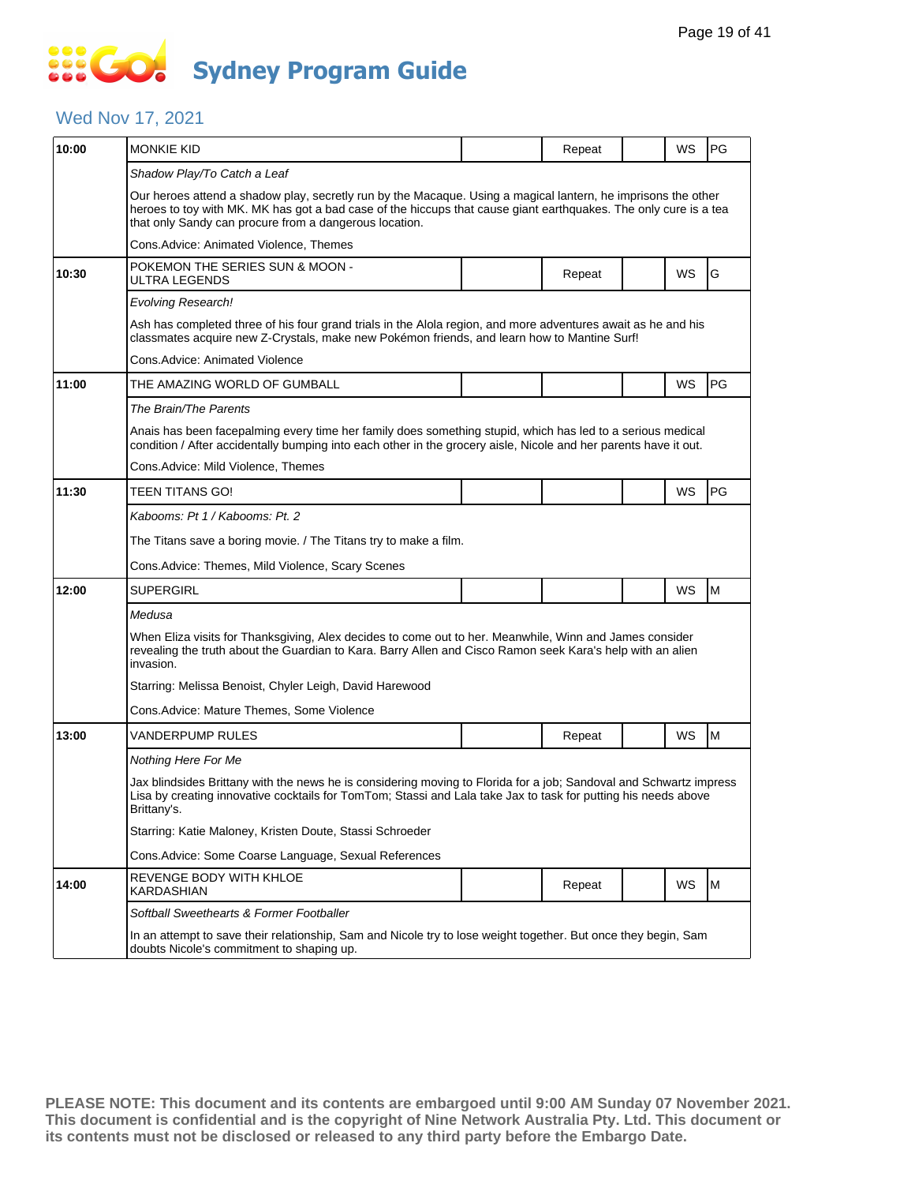# Sydney Program Guide

## Wed Nov 17, 2021

| Time | Program | | Repeat | | WS | Rating |
|---|---|---|---|---|---|---|
| 10:00 | MONKIE KID | | Repeat | | WS | PG |
| | *Shadow Play/To Catch a Leaf* | | | | | |
| | Our heroes attend a shadow play, secretly run by the Macaque. Using a magical lantern, he imprisons the other heroes to toy with MK. MK has got a bad case of the hiccups that cause giant earthquakes. The only cure is a tea that only Sandy can procure from a dangerous location. | | | | | |
| | Cons.Advice: Animated Violence, Themes | | | | | |
| 10:30 | POKEMON THE SERIES SUN & MOON - ULTRA LEGENDS | | Repeat | | WS | G |
| | *Evolving Research!* | | | | | |
| | Ash has completed three of his four grand trials in the Alola region, and more adventures await as he and his classmates acquire new Z-Crystals, make new Pokémon friends, and learn how to Mantine Surf! | | | | | |
| | Cons.Advice: Animated Violence | | | | | |
| 11:00 | THE AMAZING WORLD OF GUMBALL | | | | WS | PG |
| | *The Brain/The Parents* | | | | | |
| | Anais has been facepalming every time her family does something stupid, which has led to a serious medical condition / After accidentally bumping into each other in the grocery aisle, Nicole and her parents have it out. | | | | | |
| | Cons.Advice: Mild Violence, Themes | | | | | |
| 11:30 | TEEN TITANS GO! | | | | WS | PG |
| | *Kabooms: Pt 1 / Kabooms: Pt. 2* | | | | | |
| | The Titans save a boring movie. / The Titans try to make a film. | | | | | |
| | Cons.Advice: Themes, Mild Violence, Scary Scenes | | | | | |
| 12:00 | SUPERGIRL | | | | WS | M |
| | *Medusa* | | | | | |
| | When Eliza visits for Thanksgiving, Alex decides to come out to her. Meanwhile, Winn and James consider revealing the truth about the Guardian to Kara. Barry Allen and Cisco Ramon seek Kara's help with an alien invasion. | | | | | |
| | Starring: Melissa Benoist, Chyler Leigh, David Harewood | | | | | |
| | Cons.Advice: Mature Themes, Some Violence | | | | | |
| 13:00 | VANDERPUMP RULES | | Repeat | | WS | M |
| | *Nothing Here For Me* | | | | | |
| | Jax blindsides Brittany with the news he is considering moving to Florida for a job; Sandoval and Schwartz impress Lisa by creating innovative cocktails for TomTom; Stassi and Lala take Jax to task for putting his needs above Brittany's. | | | | | |
| | Starring: Katie Maloney, Kristen Doute, Stassi Schroeder | | | | | |
| | Cons.Advice: Some Coarse Language, Sexual References | | | | | |
| 14:00 | REVENGE BODY WITH KHLOE KARDASHIAN | | Repeat | | WS | M |
| | *Softball Sweethearts & Former Footballer* | | | | | |
| | In an attempt to save their relationship, Sam and Nicole try to lose weight together. But once they begin, Sam doubts Nicole's commitment to shaping up. | | | | | |

**PLEASE NOTE: This document and its contents are embargoed until 9:00 AM Sunday 07 November 2021. This document is confidential and is the copyright of Nine Network Australia Pty. Ltd. This document or its contents must not be disclosed or released to any third party before the Embargo Date.**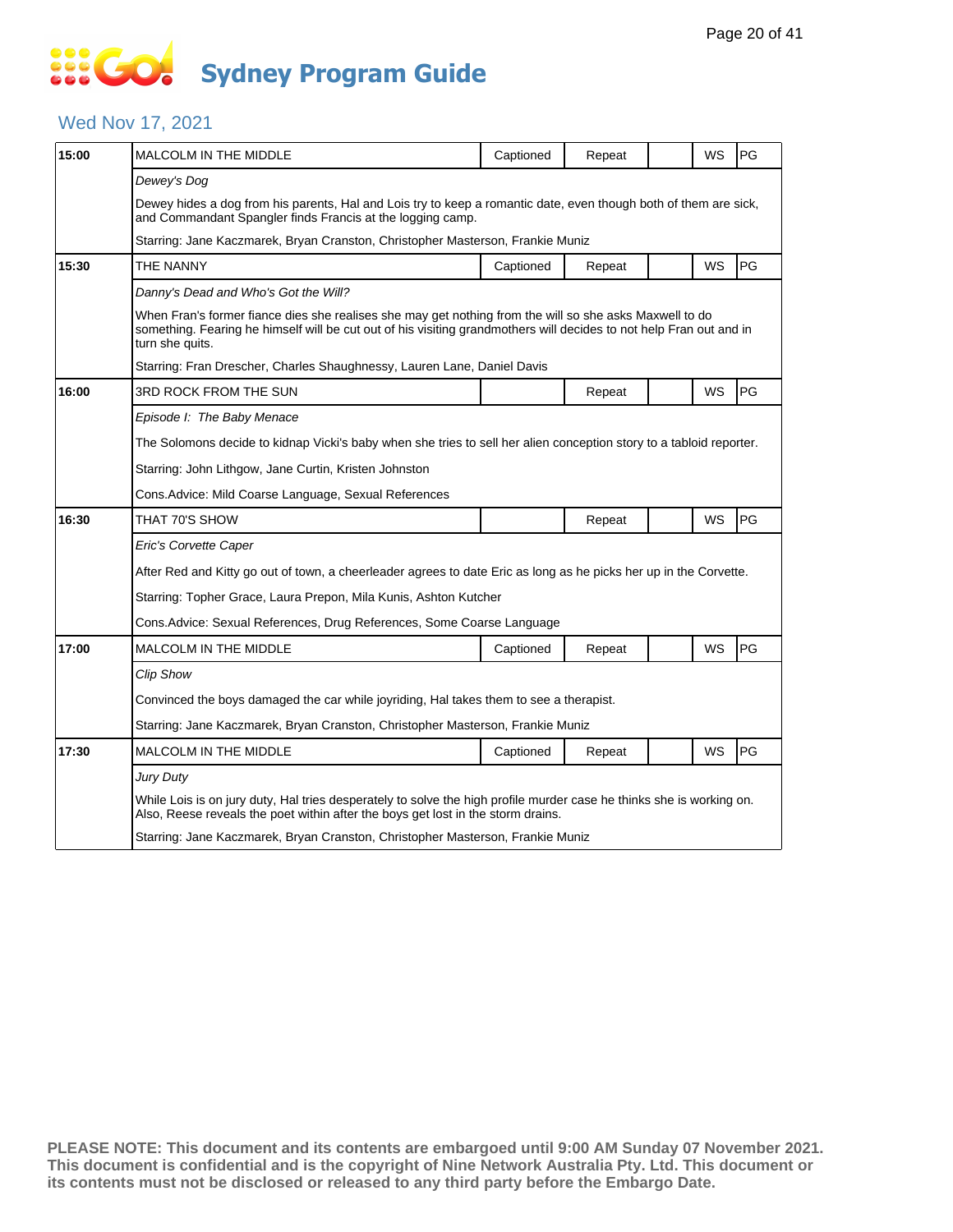# Sydney Program Guide

## Wed Nov 17, 2021

| Time | Program | Captioned | Repeat | | WS | Rating |
|---|---|---|---|---|---|---|
| 15:00 | MALCOLM IN THE MIDDLE | Captioned | Repeat | | WS | PG |
| | *Dewey's Dog* | | | | | |
| | Dewey hides a dog from his parents, Hal and Lois try to keep a romantic date, even though both of them are sick, and Commandant Spangler finds Francis at the logging camp. | | | | | |
| | Starring: Jane Kaczmarek, Bryan Cranston, Christopher Masterson, Frankie Muniz | | | | | |
| 15:30 | THE NANNY | Captioned | Repeat | | WS | PG |
| | *Danny's Dead and Who's Got the Will?* | | | | | |
| | When Fran's former fiance dies she realises she may get nothing from the will so she asks Maxwell to do something. Fearing he himself will be cut out of his visiting grandmothers will decides to not help Fran out and in turn she quits. | | | | | |
| | Starring: Fran Drescher, Charles Shaughnessy, Lauren Lane, Daniel Davis | | | | | |
| 16:00 | 3RD ROCK FROM THE SUN | | Repeat | | WS | PG |
| | *Episode I: The Baby Menace* | | | | | |
| | The Solomons decide to kidnap Vicki's baby when she tries to sell her alien conception story to a tabloid reporter. | | | | | |
| | Starring: John Lithgow, Jane Curtin, Kristen Johnston | | | | | |
| | Cons.Advice: Mild Coarse Language, Sexual References | | | | | |
| 16:30 | THAT 70'S SHOW | | Repeat | | WS | PG |
| | *Eric's Corvette Caper* | | | | | |
| | After Red and Kitty go out of town, a cheerleader agrees to date Eric as long as he picks her up in the Corvette. | | | | | |
| | Starring: Topher Grace, Laura Prepon, Mila Kunis, Ashton Kutcher | | | | | |
| | Cons.Advice: Sexual References, Drug References, Some Coarse Language | | | | | |
| 17:00 | MALCOLM IN THE MIDDLE | Captioned | Repeat | | WS | PG |
| | *Clip Show* | | | | | |
| | Convinced the boys damaged the car while joyriding, Hal takes them to see a therapist. | | | | | |
| | Starring: Jane Kaczmarek, Bryan Cranston, Christopher Masterson, Frankie Muniz | | | | | |
| 17:30 | MALCOLM IN THE MIDDLE | Captioned | Repeat | | WS | PG |
| | *Jury Duty* | | | | | |
| | While Lois is on jury duty, Hal tries desperately to solve the high profile murder case he thinks she is working on. Also, Reese reveals the poet within after the boys get lost in the storm drains. | | | | | |
| | Starring: Jane Kaczmarek, Bryan Cranston, Christopher Masterson, Frankie Muniz | | | | | |

**PLEASE NOTE: This document and its contents are embargoed until 9:00 AM Sunday 07 November 2021. This document is confidential and is the copyright of Nine Network Australia Pty. Ltd. This document or its contents must not be disclosed or released to any third party before the Embargo Date.**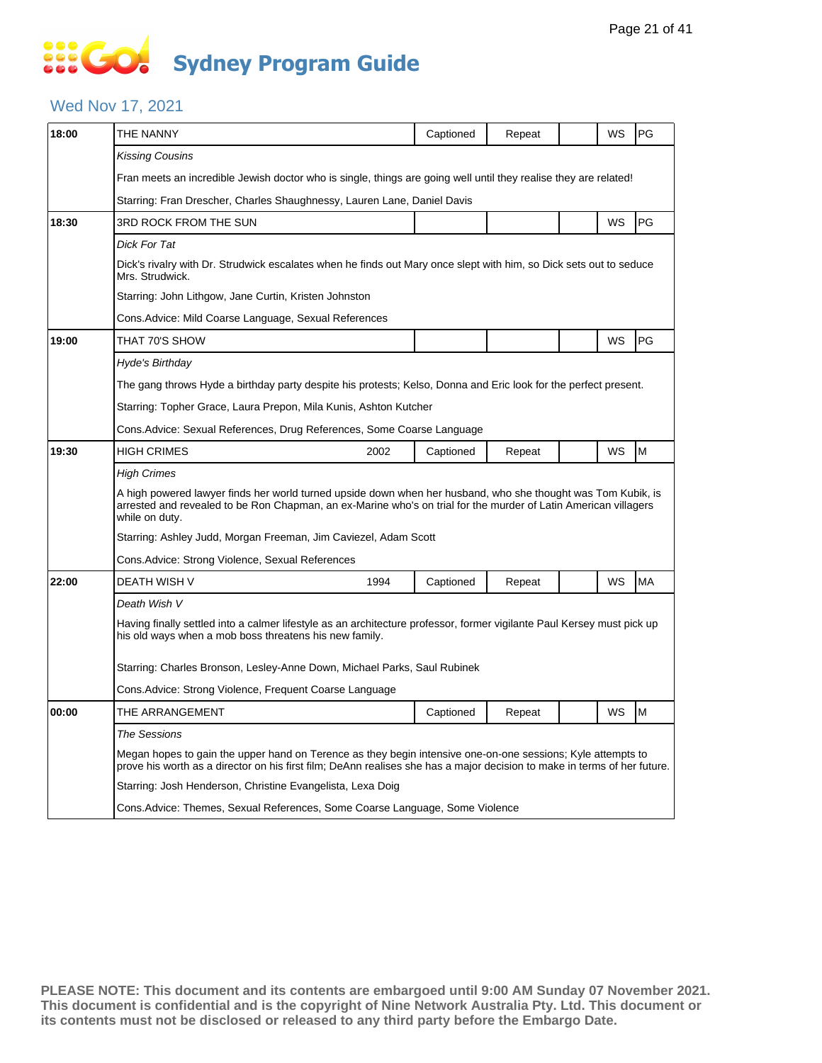# Sydney Program Guide

## Wed Nov 17, 2021

| Time | Program | Year | Captioned | Repeat | | WS | Rating |
|---|---|---|---|---|---|---|---|
| 18:00 | THE NANNY | | Captioned | Repeat | | WS | PG |
| | *Kissing Cousins* | | | | | | |
| | Fran meets an incredible Jewish doctor who is single, things are going well until they realise they are related! | | | | | | |
| | Starring: Fran Drescher, Charles Shaughnessy, Lauren Lane, Daniel Davis | | | | | | |
| 18:30 | 3RD ROCK FROM THE SUN | | | | | WS | PG |
| | *Dick For Tat* | | | | | | |
| | Dick's rivalry with Dr. Strudwick escalates when he finds out Mary once slept with him, so Dick sets out to seduce Mrs. Strudwick. | | | | | | |
| | Starring: John Lithgow, Jane Curtin, Kristen Johnston | | | | | | |
| | Cons.Advice: Mild Coarse Language, Sexual References | | | | | | |
| 19:00 | THAT 70'S SHOW | | | | | WS | PG |
| | *Hyde's Birthday* | | | | | | |
| | The gang throws Hyde a birthday party despite his protests; Kelso, Donna and Eric look for the perfect present. | | | | | | |
| | Starring: Topher Grace, Laura Prepon, Mila Kunis, Ashton Kutcher | | | | | | |
| | Cons.Advice: Sexual References, Drug References, Some Coarse Language | | | | | | |
| 19:30 | HIGH CRIMES | 2002 | Captioned | Repeat | | WS | M |
| | *High Crimes* | | | | | | |
| | A high powered lawyer finds her world turned upside down when her husband, who she thought was Tom Kubik, is arrested and revealed to be Ron Chapman, an ex-Marine who's on trial for the murder of Latin American villagers while on duty. | | | | | | |
| | Starring: Ashley Judd, Morgan Freeman, Jim Caviezel, Adam Scott | | | | | | |
| | Cons.Advice: Strong Violence, Sexual References | | | | | | |
| 22:00 | DEATH WISH V | 1994 | Captioned | Repeat | | WS | MA |
| | *Death Wish V* | | | | | | |
| | Having finally settled into a calmer lifestyle as an architecture professor, former vigilante Paul Kersey must pick up his old ways when a mob boss threatens his new family. | | | | | | |
| | Starring: Charles Bronson, Lesley-Anne Down, Michael Parks, Saul Rubinek | | | | | | |
| | Cons.Advice: Strong Violence, Frequent Coarse Language | | | | | | |
| 00:00 | THE ARRANGEMENT | | Captioned | Repeat | | WS | M |
| | *The Sessions* | | | | | | |
| | Megan hopes to gain the upper hand on Terence as they begin intensive one-on-one sessions; Kyle attempts to prove his worth as a director on his first film; DeAnn realises she has a major decision to make in terms of her future. | | | | | | |
| | Starring: Josh Henderson, Christine Evangelista, Lexa Doig | | | | | | |
| | Cons.Advice: Themes, Sexual References, Some Coarse Language, Some Violence | | | | | | |

**PLEASE NOTE: This document and its contents are embargoed until 9:00 AM Sunday 07 November 2021. This document is confidential and is the copyright of Nine Network Australia Pty. Ltd. This document or its contents must not be disclosed or released to any third party before the Embargo Date.**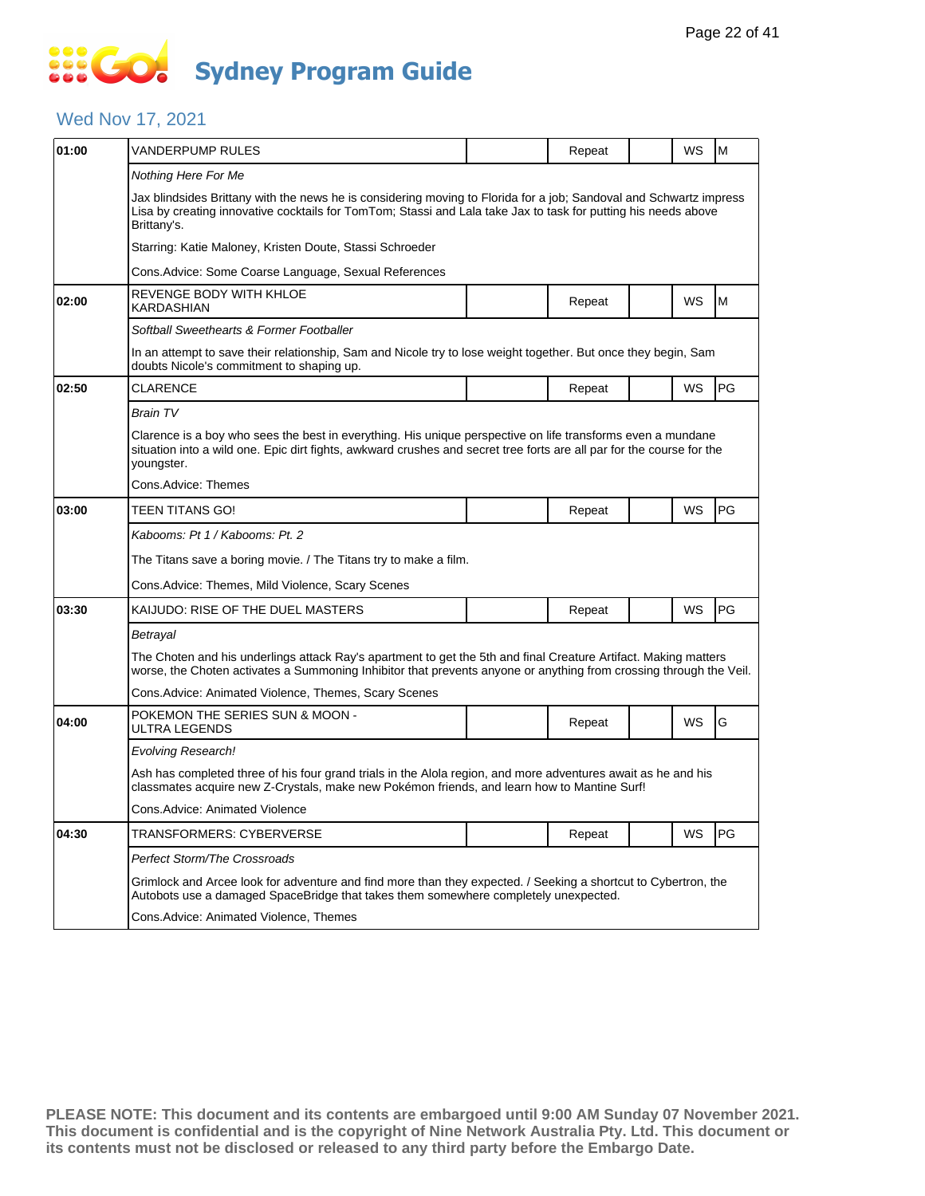# Sydney Program Guide

## Wed Nov 17, 2021

| Time | Program | | Status | | WS | Rating |
|---|---|---|---|---|---|---|
| 01:00 | VANDERPUMP RULES | | Repeat | | WS | M |
| | *Nothing Here For Me* | | | | | |
| | Jax blindsides Brittany with the news he is considering moving to Florida for a job; Sandoval and Schwartz impress Lisa by creating innovative cocktails for TomTom; Stassi and Lala take Jax to task for putting his needs above Brittany's. | | | | | |
| | Starring: Katie Maloney, Kristen Doute, Stassi Schroeder | | | | | |
| | Cons.Advice: Some Coarse Language, Sexual References | | | | | |
| 02:00 | REVENGE BODY WITH KHLOE KARDASHIAN | | Repeat | | WS | M |
| | *Softball Sweethearts & Former Footballer* | | | | | |
| | In an attempt to save their relationship, Sam and Nicole try to lose weight together. But once they begin, Sam doubts Nicole's commitment to shaping up. | | | | | |
| 02:50 | CLARENCE | | Repeat | | WS | PG |
| | *Brain TV* | | | | | |
| | Clarence is a boy who sees the best in everything. His unique perspective on life transforms even a mundane situation into a wild one. Epic dirt fights, awkward crushes and secret tree forts are all par for the course for the youngster. | | | | | |
| | Cons.Advice: Themes | | | | | |
| 03:00 | TEEN TITANS GO! | | Repeat | | WS | PG |
| | *Kabooms: Pt 1 / Kabooms: Pt. 2* | | | | | |
| | The Titans save a boring movie. / The Titans try to make a film. | | | | | |
| | Cons.Advice: Themes, Mild Violence, Scary Scenes | | | | | |
| 03:30 | KAIJUDO: RISE OF THE DUEL MASTERS | | Repeat | | WS | PG |
| | *Betrayal* | | | | | |
| | The Choten and his underlings attack Ray's apartment to get the 5th and final Creature Artifact. Making matters worse, the Choten activates a Summoning Inhibitor that prevents anyone or anything from crossing through the Veil. | | | | | |
| | Cons.Advice: Animated Violence, Themes, Scary Scenes | | | | | |
| 04:00 | POKEMON THE SERIES SUN & MOON - ULTRA LEGENDS | | Repeat | | WS | G |
| | *Evolving Research!* | | | | | |
| | Ash has completed three of his four grand trials in the Alola region, and more adventures await as he and his classmates acquire new Z-Crystals, make new Pokémon friends, and learn how to Mantine Surf! | | | | | |
| | Cons.Advice: Animated Violence | | | | | |
| 04:30 | TRANSFORMERS: CYBERVERSE | | Repeat | | WS | PG |
| | *Perfect Storm/The Crossroads* | | | | | |
| | Grimlock and Arcee look for adventure and find more than they expected. / Seeking a shortcut to Cybertron, the Autobots use a damaged SpaceBridge that takes them somewhere completely unexpected. | | | | | |
| | Cons.Advice: Animated Violence, Themes | | | | | |

**PLEASE NOTE: This document and its contents are embargoed until 9:00 AM Sunday 07 November 2021. This document is confidential and is the copyright of Nine Network Australia Pty. Ltd. This document or its contents must not be disclosed or released to any third party before the Embargo Date.**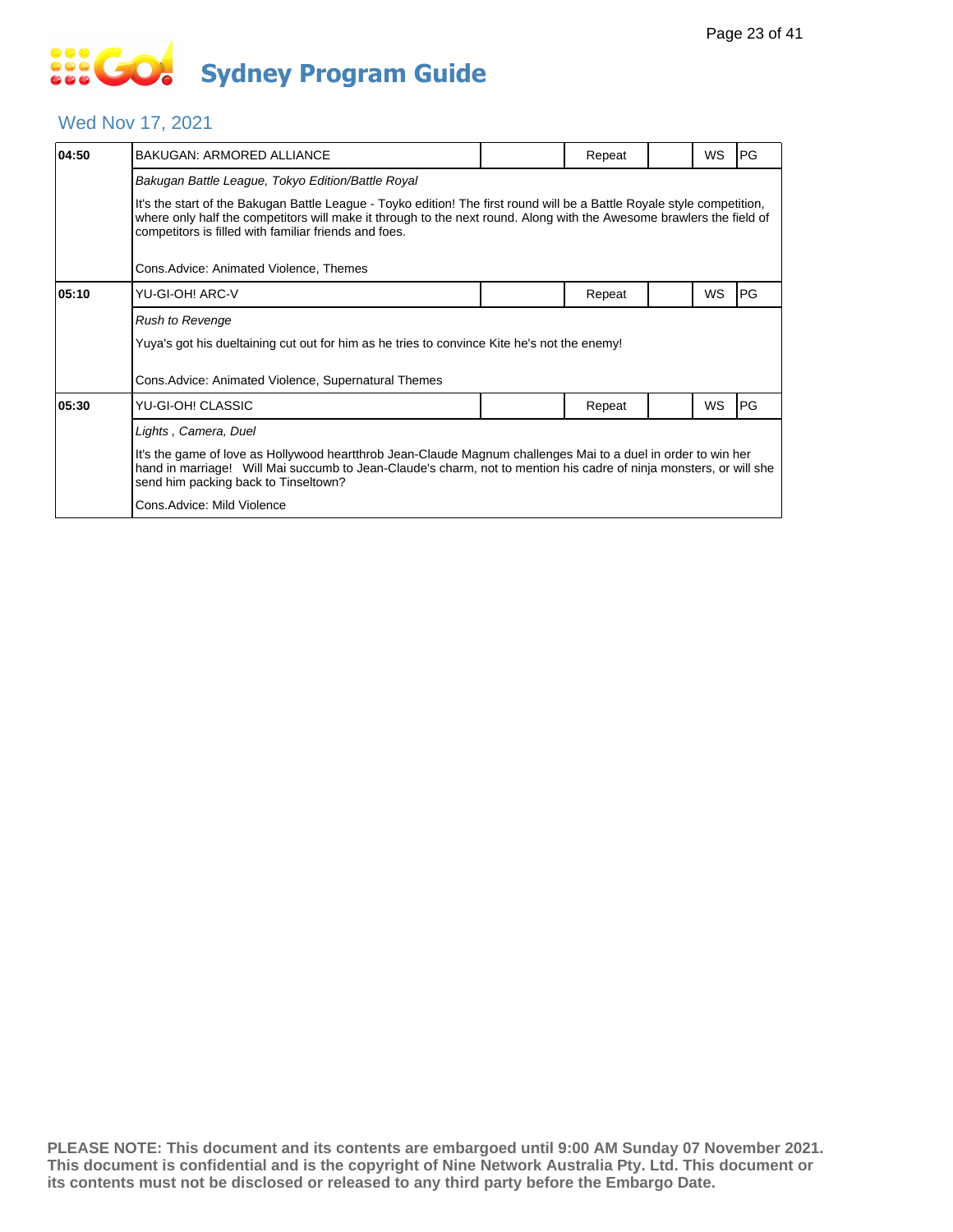# Sydney Program Guide

## Wed Nov 17, 2021

| Time | Program | | Repeat | | WS | Rating |
|---|---|---|---|---|---|---|
| 04:50 | BAKUGAN: ARMORED ALLIANCE | | Repeat | | WS | PG |

*Bakugan Battle League, Tokyo Edition/Battle Royal*

It's the start of the Bakugan Battle League - Toyko edition! The first round will be a Battle Royale style competition, where only half the competitors will make it through to the next round. Along with the Awesome brawlers the field of competitors is filled with familiar friends and foes.

Cons.Advice: Animated Violence, Themes

| Time | Program | | Repeat | | WS | Rating |
|---|---|---|---|---|---|---|
| 05:10 | YU-GI-OH! ARC-V | | Repeat | | WS | PG |

*Rush to Revenge*

Yuya's got his dueltaining cut out for him as he tries to convince Kite he's not the enemy!

Cons.Advice: Animated Violence, Supernatural Themes

| Time | Program | | Repeat | | WS | Rating |
|---|---|---|---|---|---|---|
| 05:30 | YU-GI-OH! CLASSIC | | Repeat | | WS | PG |

*Lights , Camera, Duel*

It's the game of love as Hollywood heartthrob Jean-Claude Magnum challenges Mai to a duel in order to win her hand in marriage!  Will Mai succumb to Jean-Claude's charm, not to mention his cadre of ninja monsters, or will she send him packing back to Tinseltown?

Cons.Advice: Mild Violence

**PLEASE NOTE: This document and its contents are embargoed until 9:00 AM Sunday 07 November 2021. This document is confidential and is the copyright of Nine Network Australia Pty. Ltd. This document or its contents must not be disclosed or released to any third party before the Embargo Date.**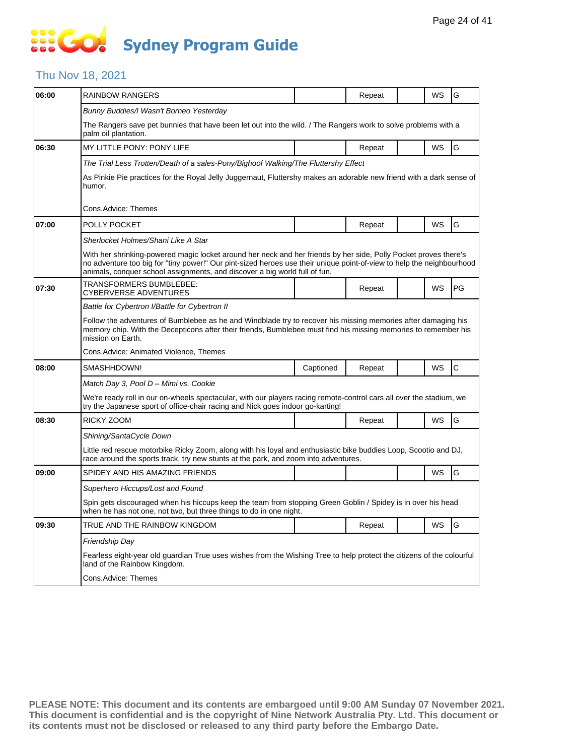# Sydney Program Guide

## Thu Nov 18, 2021

| Time | Program | Captioned | Repeat | | WS | Rating |
|---|---|---|---|---|---|---|
| 06:00 | RAINBOW RANGERS | | Repeat | | WS | G |
| | *Bunny Buddies/I Wasn't Borneo Yesterday* | | | | | |
| | The Rangers save pet bunnies that have been let out into the wild. / The Rangers work to solve problems with a palm oil plantation. | | | | | |
| 06:30 | MY LITTLE PONY: PONY LIFE | | Repeat | | WS | G |
| | *The Trial Less Trotten/Death of a sales-Pony/Bighoof Walking/The Fluttershy Effect* | | | | | |
| | As Pinkie Pie practices for the Royal Jelly Juggernaut, Fluttershy makes an adorable new friend with a dark sense of humor. | | | | | |
| | Cons.Advice: Themes | | | | | |
| 07:00 | POLLY POCKET | | Repeat | | WS | G |
| | *Sherlocket Holmes/Shani Like A Star* | | | | | |
| | With her shrinking-powered magic locket around her neck and her friends by her side, Polly Pocket proves there's no adventure too big for "tiny power!" Our pint-sized heroes use their unique point-of-view to help the neighbourhood animals, conquer school assignments, and discover a big world full of fun. | | | | | |
| 07:30 | TRANSFORMERS BUMBLEBEE: CYBERVERSE ADVENTURES | | Repeat | | WS | PG |
| | *Battle for Cybertron I/Battle for Cybertron II* | | | | | |
| | Follow the adventures of Bumblebee as he and Windblade try to recover his missing memories after damaging his memory chip. With the Decepticons after their friends, Bumblebee must find his missing memories to remember his mission on Earth. | | | | | |
| | Cons.Advice: Animated Violence, Themes | | | | | |
| 08:00 | SMASHHDOWN! | Captioned | Repeat | | WS | C |
| | *Match Day 3, Pool D – Mimi vs. Cookie* | | | | | |
| | We're ready roll in our on-wheels spectacular, with our players racing remote-control cars all over the stadium, we try the Japanese sport of office-chair racing and Nick goes indoor go-karting! | | | | | |
| 08:30 | RICKY ZOOM | | Repeat | | WS | G |
| | *Shining/SantaCycle Down* | | | | | |
| | Little red rescue motorbike Ricky Zoom, along with his loyal and enthusiastic bike buddies Loop, Scootio and DJ, race around the sports track, try new stunts at the park, and zoom into adventures. | | | | | |
| 09:00 | SPIDEY AND HIS AMAZING FRIENDS | | | | WS | G |
| | *Superhero Hiccups/Lost and Found* | | | | | |
| | Spin gets discouraged when his hiccups keep the team from stopping Green Goblin / Spidey is in over his head when he has not one, not two, but three things to do in one night. | | | | | |
| 09:30 | TRUE AND THE RAINBOW KINGDOM | | Repeat | | WS | G |
| | *Friendship Day* | | | | | |
| | Fearless eight-year old guardian True uses wishes from the Wishing Tree to help protect the citizens of the colourful land of the Rainbow Kingdom. | | | | | |
| | Cons.Advice: Themes | | | | | |

**PLEASE NOTE: This document and its contents are embargoed until 9:00 AM Sunday 07 November 2021. This document is confidential and is the copyright of Nine Network Australia Pty. Ltd. This document or its contents must not be disclosed or released to any third party before the Embargo Date.**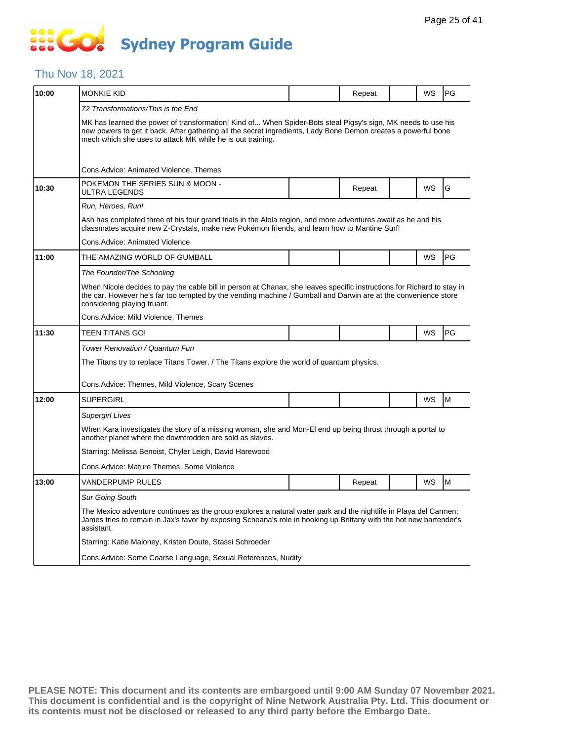# Sydney Program Guide

## Thu Nov 18, 2021

| Time | Program | | Repeat | | WS | Rating |
|---|---|---|---|---|---|---|
| 10:00 | MONKIE KID | | Repeat | | WS | PG |

*72 Transformations/This is the End*

MK has learned the power of transformation! Kind of... When Spider-Bots steal Pigsy's sign, MK needs to use his new powers to get it back. After gathering all the secret ingredients, Lady Bone Demon creates a powerful bone mech which she uses to attack MK while he is out training.

Cons.Advice: Animated Violence, Themes

| Time | Program | | Repeat | | WS | Rating |
|---|---|---|---|---|---|---|
| 10:30 | POKEMON THE SERIES SUN & MOON - ULTRA LEGENDS | | Repeat | | WS | G |

*Run, Heroes, Run!*

Ash has completed three of his four grand trials in the Alola region, and more adventures await as he and his classmates acquire new Z-Crystals, make new Pokémon friends, and learn how to Mantine Surf!

Cons.Advice: Animated Violence

| Time | Program | | Repeat | | WS | Rating |
|---|---|---|---|---|---|---|
| 11:00 | THE AMAZING WORLD OF GUMBALL | | | | WS | PG |

*The Founder/The Schooling*

When Nicole decides to pay the cable bill in person at Chanax, she leaves specific instructions for Richard to stay in the car. However he's far too tempted by the vending machine / Gumball and Darwin are at the convenience store considering playing truant.

Cons.Advice: Mild Violence, Themes

| Time | Program | | Repeat | | WS | Rating |
|---|---|---|---|---|---|---|
| 11:30 | TEEN TITANS GO! | | | | WS | PG |

*Tower Renovation / Quantum Fun*

The Titans try to replace Titans Tower. / The Titans explore the world of quantum physics.

Cons.Advice: Themes, Mild Violence, Scary Scenes

| Time | Program | | Repeat | | WS | Rating |
|---|---|---|---|---|---|---|
| 12:00 | SUPERGIRL | | | | WS | M |

*Supergirl Lives*

When Kara investigates the story of a missing woman, she and Mon-El end up being thrust through a portal to another planet where the downtrodden are sold as slaves.

Starring: Melissa Benoist, Chyler Leigh, David Harewood

Cons.Advice: Mature Themes, Some Violence

| Time | Program | | Repeat | | WS | Rating |
|---|---|---|---|---|---|---|
| 13:00 | VANDERPUMP RULES | | Repeat | | WS | M |

*Sur Going South*

The Mexico adventure continues as the group explores a natural water park and the nightlife in Playa del Carmen; James tries to remain in Jax's favor by exposing Scheana's role in hooking up Brittany with the hot new bartender's assistant.

Starring: Katie Maloney, Kristen Doute, Stassi Schroeder

Cons.Advice: Some Coarse Language, Sexual References, Nudity

**PLEASE NOTE: This document and its contents are embargoed until 9:00 AM Sunday 07 November 2021. This document is confidential and is the copyright of Nine Network Australia Pty. Ltd. This document or its contents must not be disclosed or released to any third party before the Embargo Date.**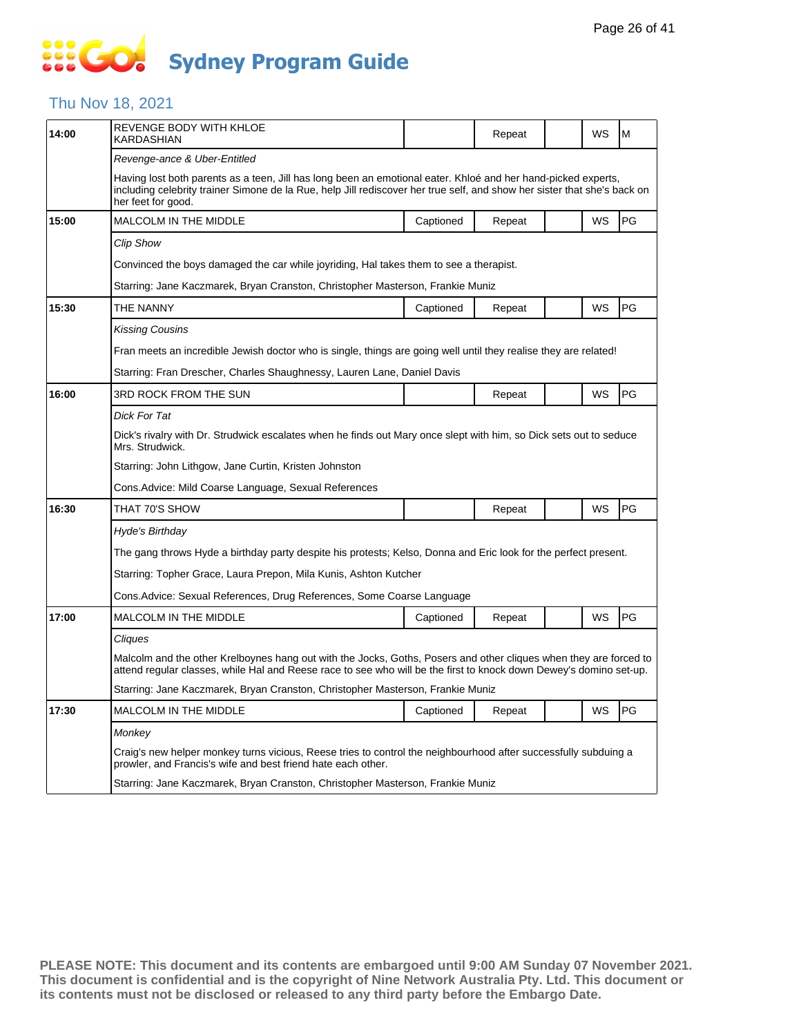# Sydney Program Guide

## Thu Nov 18, 2021

| Time | Program | Captioned | Repeat | | WS | Rating |
|---|---|---|---|---|---|---|
| 14:00 | REVENGE BODY WITH KHLOE KARDASHIAN | | Repeat | | WS | M |
| | *Revenge-ance & Uber-Entitled* | | | | | |
| | Having lost both parents as a teen, Jill has long been an emotional eater. Khloé and her hand-picked experts, including celebrity trainer Simone de la Rue, help Jill rediscover her true self, and show her sister that she's back on her feet for good. | | | | | |
| 15:00 | MALCOLM IN THE MIDDLE | Captioned | Repeat | | WS | PG |
| | *Clip Show* | | | | | |
| | Convinced the boys damaged the car while joyriding, Hal takes them to see a therapist. | | | | | |
| | Starring: Jane Kaczmarek, Bryan Cranston, Christopher Masterson, Frankie Muniz | | | | | |
| 15:30 | THE NANNY | Captioned | Repeat | | WS | PG |
| | *Kissing Cousins* | | | | | |
| | Fran meets an incredible Jewish doctor who is single, things are going well until they realise they are related! | | | | | |
| | Starring: Fran Drescher, Charles Shaughnessy, Lauren Lane, Daniel Davis | | | | | |
| 16:00 | 3RD ROCK FROM THE SUN | | Repeat | | WS | PG |
| | *Dick For Tat* | | | | | |
| | Dick's rivalry with Dr. Strudwick escalates when he finds out Mary once slept with him, so Dick sets out to seduce Mrs. Strudwick. | | | | | |
| | Starring: John Lithgow, Jane Curtin, Kristen Johnston | | | | | |
| | Cons.Advice: Mild Coarse Language, Sexual References | | | | | |
| 16:30 | THAT 70'S SHOW | | Repeat | | WS | PG |
| | *Hyde's Birthday* | | | | | |
| | The gang throws Hyde a birthday party despite his protests; Kelso, Donna and Eric look for the perfect present. | | | | | |
| | Starring: Topher Grace, Laura Prepon, Mila Kunis, Ashton Kutcher | | | | | |
| | Cons.Advice: Sexual References, Drug References, Some Coarse Language | | | | | |
| 17:00 | MALCOLM IN THE MIDDLE | Captioned | Repeat | | WS | PG |
| | *Cliques* | | | | | |
| | Malcolm and the other Krelboynes hang out with the Jocks, Goths, Posers and other cliques when they are forced to attend regular classes, while Hal and Reese race to see who will be the first to knock down Dewey's domino set-up. | | | | | |
| | Starring: Jane Kaczmarek, Bryan Cranston, Christopher Masterson, Frankie Muniz | | | | | |
| 17:30 | MALCOLM IN THE MIDDLE | Captioned | Repeat | | WS | PG |
| | *Monkey* | | | | | |
| | Craig's new helper monkey turns vicious, Reese tries to control the neighbourhood after successfully subduing a prowler, and Francis's wife and best friend hate each other. | | | | | |
| | Starring: Jane Kaczmarek, Bryan Cranston, Christopher Masterson, Frankie Muniz | | | | | |

**PLEASE NOTE: This document and its contents are embargoed until 9:00 AM Sunday 07 November 2021. This document is confidential and is the copyright of Nine Network Australia Pty. Ltd. This document or its contents must not be disclosed or released to any third party before the Embargo Date.**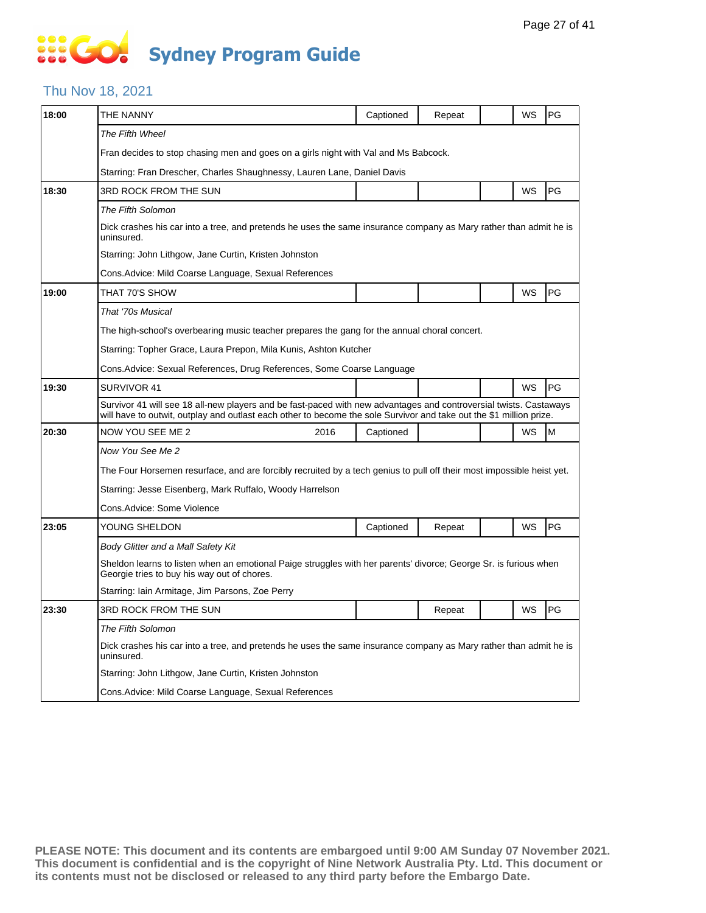# Sydney Program Guide

## Thu Nov 18, 2021

| Time | Program | | | | | | |
|---|---|---|---|---|---|---|---|
| 18:00 | THE NANNY | | Captioned | Repeat | | WS | PG |
| | *The Fifth Wheel* | | | | | | |
| | Fran decides to stop chasing men and goes on a girls night with Val and Ms Babcock. | | | | | | |
| | Starring: Fran Drescher, Charles Shaughnessy, Lauren Lane, Daniel Davis | | | | | | |
| 18:30 | 3RD ROCK FROM THE SUN | | | | | WS | PG |
| | *The Fifth Solomon* | | | | | | |
| | Dick crashes his car into a tree, and pretends he uses the same insurance company as Mary rather than admit he is uninsured. | | | | | | |
| | Starring: John Lithgow, Jane Curtin, Kristen Johnston | | | | | | |
| | Cons.Advice: Mild Coarse Language, Sexual References | | | | | | |
| 19:00 | THAT 70'S SHOW | | | | | WS | PG |
| | *That '70s Musical* | | | | | | |
| | The high-school's overbearing music teacher prepares the gang for the annual choral concert. | | | | | | |
| | Starring: Topher Grace, Laura Prepon, Mila Kunis, Ashton Kutcher | | | | | | |
| | Cons.Advice: Sexual References, Drug References, Some Coarse Language | | | | | | |
| 19:30 | SURVIVOR 41 | | | | | WS | PG |
| | Survivor 41 will see 18 all-new players and be fast-paced with new advantages and controversial twists. Castaways will have to outwit, outplay and outlast each other to become the sole Survivor and take out the $1 million prize. | | | | | | |
| 20:30 | NOW YOU SEE ME 2 | 2016 | Captioned | | | WS | M |
| | *Now You See Me 2* | | | | | | |
| | The Four Horsemen resurface, and are forcibly recruited by a tech genius to pull off their most impossible heist yet. | | | | | | |
| | Starring: Jesse Eisenberg, Mark Ruffalo, Woody Harrelson | | | | | | |
| | Cons.Advice: Some Violence | | | | | | |
| 23:05 | YOUNG SHELDON | | Captioned | Repeat | | WS | PG |
| | *Body Glitter and a Mall Safety Kit* | | | | | | |
| | Sheldon learns to listen when an emotional Paige struggles with her parents' divorce; George Sr. is furious when Georgie tries to buy his way out of chores. | | | | | | |
| | Starring: Iain Armitage, Jim Parsons, Zoe Perry | | | | | | |
| 23:30 | 3RD ROCK FROM THE SUN | | | Repeat | | WS | PG |
| | *The Fifth Solomon* | | | | | | |
| | Dick crashes his car into a tree, and pretends he uses the same insurance company as Mary rather than admit he is uninsured. | | | | | | |
| | Starring: John Lithgow, Jane Curtin, Kristen Johnston | | | | | | |
| | Cons.Advice: Mild Coarse Language, Sexual References | | | | | | |

**PLEASE NOTE: This document and its contents are embargoed until 9:00 AM Sunday 07 November 2021. This document is confidential and is the copyright of Nine Network Australia Pty. Ltd. This document or its contents must not be disclosed or released to any third party before the Embargo Date.**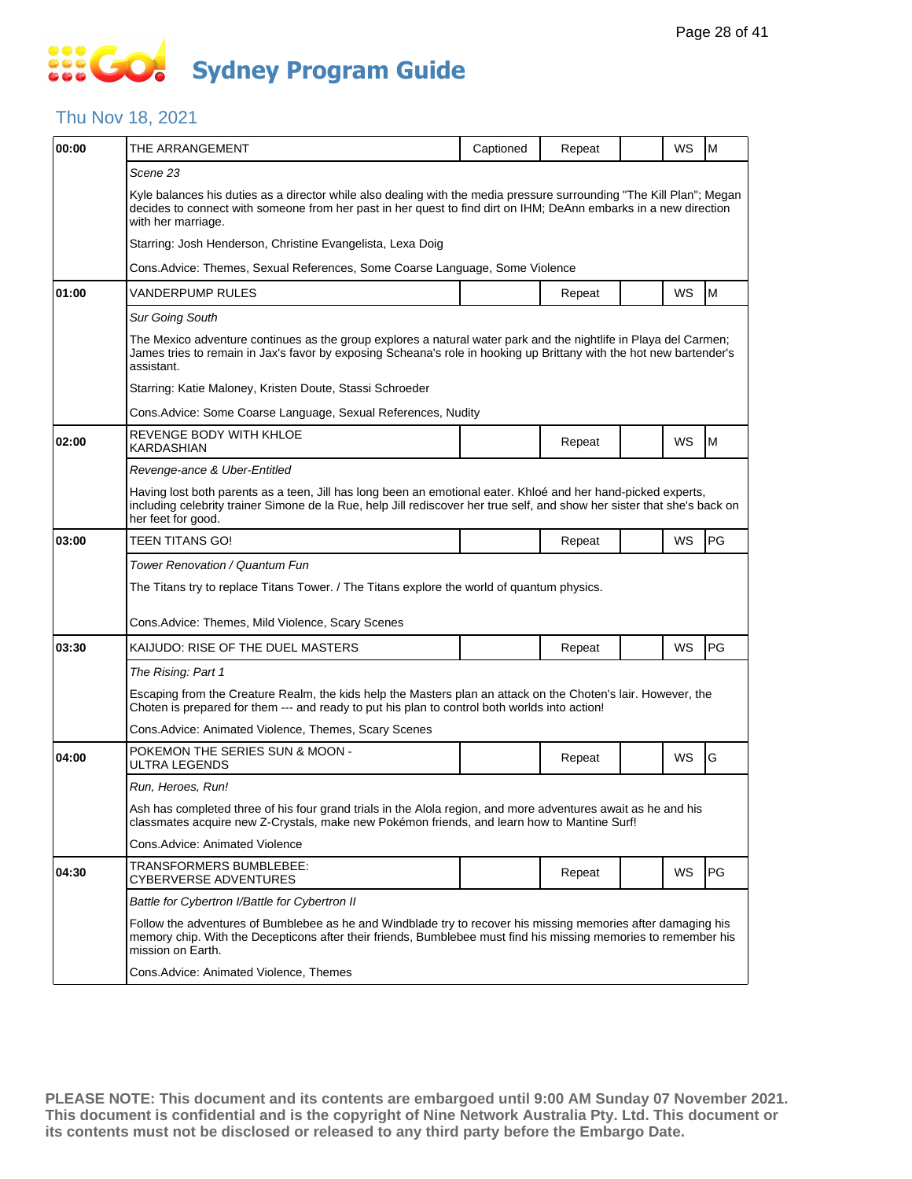# Sydney Program Guide

## Thu Nov 18, 2021

| Time | Program | Captioned | Repeat | | WS | Rating |
|---|---|---|---|---|---|---|
| 00:00 | THE ARRANGEMENT | Captioned | Repeat | | WS | M |
| | *Scene 23* | | | | | |
| | Kyle balances his duties as a director while also dealing with the media pressure surrounding "The Kill Plan"; Megan decides to connect with someone from her past in her quest to find dirt on IHM; DeAnn embarks in a new direction with her marriage. | | | | | |
| | Starring: Josh Henderson, Christine Evangelista, Lexa Doig | | | | | |
| | Cons.Advice: Themes, Sexual References, Some Coarse Language, Some Violence | | | | | |
| 01:00 | VANDERPUMP RULES | | Repeat | | WS | M |
| | *Sur Going South* | | | | | |
| | The Mexico adventure continues as the group explores a natural water park and the nightlife in Playa del Carmen; James tries to remain in Jax's favor by exposing Scheana's role in hooking up Brittany with the hot new bartender's assistant. | | | | | |
| | Starring: Katie Maloney, Kristen Doute, Stassi Schroeder | | | | | |
| | Cons.Advice: Some Coarse Language, Sexual References, Nudity | | | | | |
| 02:00 | REVENGE BODY WITH KHLOE KARDASHIAN | | Repeat | | WS | M |
| | *Revenge-ance & Uber-Entitled* | | | | | |
| | Having lost both parents as a teen, Jill has long been an emotional eater. Khloé and her hand-picked experts, including celebrity trainer Simone de la Rue, help Jill rediscover her true self, and show her sister that she's back on her feet for good. | | | | | |
| 03:00 | TEEN TITANS GO! | | Repeat | | WS | PG |
| | *Tower Renovation / Quantum Fun* | | | | | |
| | The Titans try to replace Titans Tower. / The Titans explore the world of quantum physics. | | | | | |
| | Cons.Advice: Themes, Mild Violence, Scary Scenes | | | | | |
| 03:30 | KAIJUDO: RISE OF THE DUEL MASTERS | | Repeat | | WS | PG |
| | *The Rising: Part 1* | | | | | |
| | Escaping from the Creature Realm, the kids help the Masters plan an attack on the Choten's lair. However, the Choten is prepared for them --- and ready to put his plan to control both worlds into action! | | | | | |
| | Cons.Advice: Animated Violence, Themes, Scary Scenes | | | | | |
| 04:00 | POKEMON THE SERIES SUN & MOON - ULTRA LEGENDS | | Repeat | | WS | G |
| | *Run, Heroes, Run!* | | | | | |
| | Ash has completed three of his four grand trials in the Alola region, and more adventures await as he and his classmates acquire new Z-Crystals, make new Pokémon friends, and learn how to Mantine Surf! | | | | | |
| | Cons.Advice: Animated Violence | | | | | |
| 04:30 | TRANSFORMERS BUMBLEBEE: CYBERVERSE ADVENTURES | | Repeat | | WS | PG |
| | *Battle for Cybertron I/Battle for Cybertron II* | | | | | |
| | Follow the adventures of Bumblebee as he and Windblade try to recover his missing memories after damaging his memory chip. With the Decepticons after their friends, Bumblebee must find his missing memories to remember his mission on Earth. | | | | | |
| | Cons.Advice: Animated Violence, Themes | | | | | |

**PLEASE NOTE: This document and its contents are embargoed until 9:00 AM Sunday 07 November 2021. This document is confidential and is the copyright of Nine Network Australia Pty. Ltd. This document or its contents must not be disclosed or released to any third party before the Embargo Date.**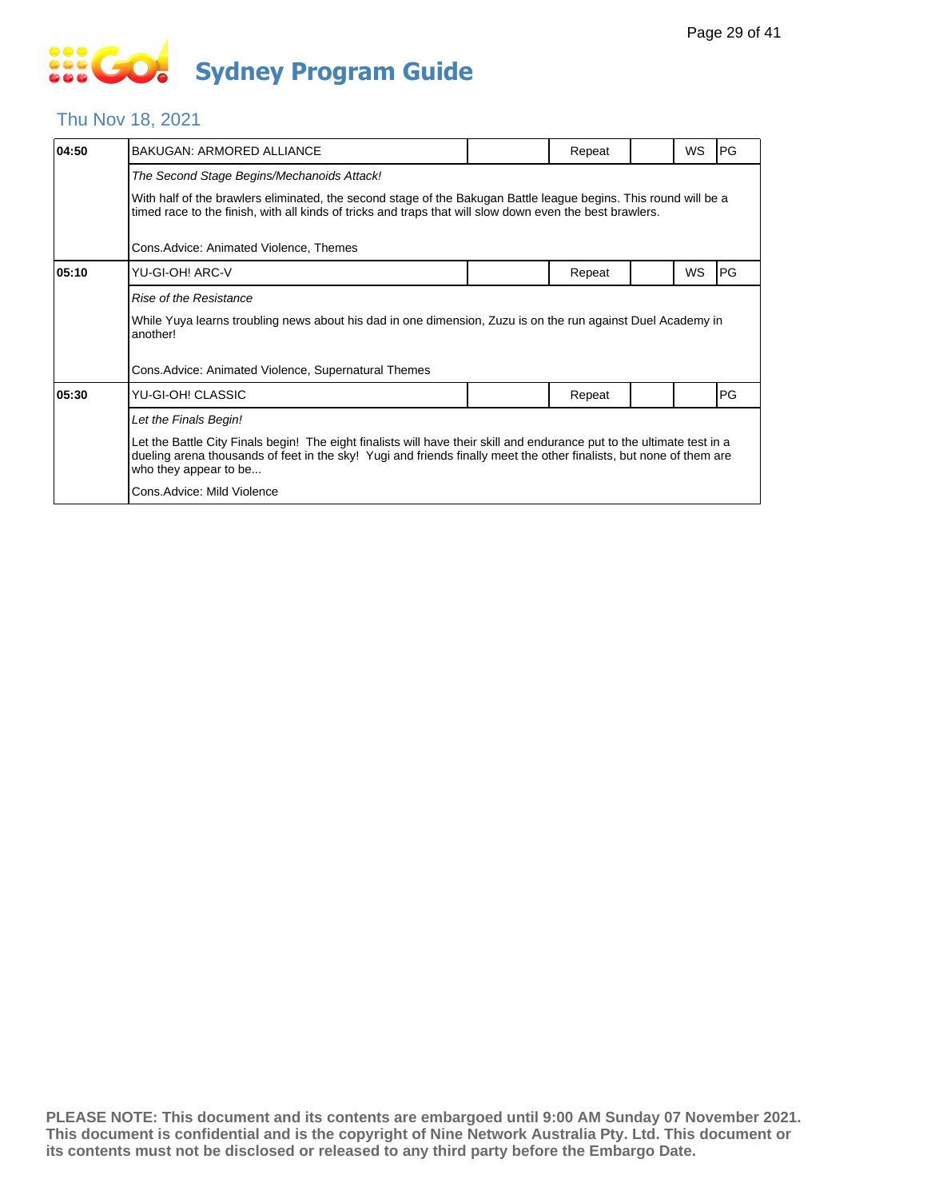# Sydney Program Guide

## Thu Nov 18, 2021

| Time | Program | | Status | | WS | Rating |
|---|---|---|---|---|---|---|
| 04:50 | BAKUGAN: ARMORED ALLIANCE | | Repeat | | WS | PG |

*The Second Stage Begins/Mechanoids Attack!*

With half of the brawlers eliminated, the second stage of the Bakugan Battle league begins. This round will be a timed race to the finish, with all kinds of tricks and traps that will slow down even the best brawlers.

Cons.Advice: Animated Violence, Themes

| Time | Program | | Status | | WS | Rating |
|---|---|---|---|---|---|---|
| 05:10 | YU-GI-OH! ARC-V | | Repeat | | WS | PG |

*Rise of the Resistance*

While Yuya learns troubling news about his dad in one dimension, Zuzu is on the run against Duel Academy in another!

Cons.Advice: Animated Violence, Supernatural Themes

| Time | Program | | Status | | WS | Rating |
|---|---|---|---|---|---|---|
| 05:30 | YU-GI-OH! CLASSIC | | Repeat | | | PG |

*Let the Finals Begin!*

Let the Battle City Finals begin!  The eight finalists will have their skill and endurance put to the ultimate test in a dueling arena thousands of feet in the sky!  Yugi and friends finally meet the other finalists, but none of them are who they appear to be...

Cons.Advice: Mild Violence

**PLEASE NOTE: This document and its contents are embargoed until 9:00 AM Sunday 07 November 2021. This document is confidential and is the copyright of Nine Network Australia Pty. Ltd. This document or its contents must not be disclosed or released to any third party before the Embargo Date.**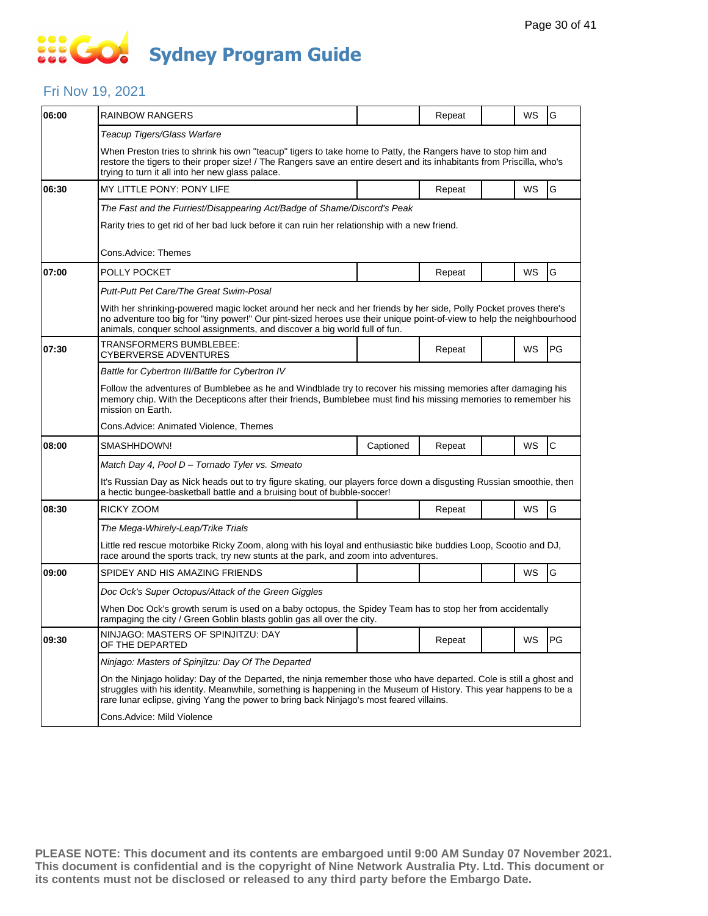# Sydney Program Guide

## Fri Nov 19, 2021

| Time | Program | Captioned | Repeat | | WS | Rating |
|---|---|---|---|---|---|---|
| 06:00 | RAINBOW RANGERS | | Repeat | | WS | G |
| | *Teacup Tigers/Glass Warfare* | | | | | |
| | When Preston tries to shrink his own "teacup" tigers to take home to Patty, the Rangers have to stop him and restore the tigers to their proper size! / The Rangers save an entire desert and its inhabitants from Priscilla, who's trying to turn it all into her new glass palace. | | | | | |
| 06:30 | MY LITTLE PONY: PONY LIFE | | Repeat | | WS | G |
| | *The Fast and the Furriest/Disappearing Act/Badge of Shame/Discord's Peak* | | | | | |
| | Rarity tries to get rid of her bad luck before it can ruin her relationship with a new friend. | | | | | |
| | Cons.Advice: Themes | | | | | |
| 07:00 | POLLY POCKET | | Repeat | | WS | G |
| | *Putt-Putt Pet Care/The Great Swim-Posal* | | | | | |
| | With her shrinking-powered magic locket around her neck and her friends by her side, Polly Pocket proves there's no adventure too big for "tiny power!" Our pint-sized heroes use their unique point-of-view to help the neighbourhood animals, conquer school assignments, and discover a big world full of fun. | | | | | |
| 07:30 | TRANSFORMERS BUMBLEBEE: CYBERVERSE ADVENTURES | | Repeat | | WS | PG |
| | *Battle for Cybertron III/Battle for Cybertron IV* | | | | | |
| | Follow the adventures of Bumblebee as he and Windblade try to recover his missing memories after damaging his memory chip. With the Decepticons after their friends, Bumblebee must find his missing memories to remember his mission on Earth. | | | | | |
| | Cons.Advice: Animated Violence, Themes | | | | | |
| 08:00 | SMASHHDOWN! | Captioned | Repeat | | WS | C |
| | *Match Day 4, Pool D – Tornado Tyler vs. Smeato* | | | | | |
| | It's Russian Day as Nick heads out to try figure skating, our players force down a disgusting Russian smoothie, then a hectic bungee-basketball battle and a bruising bout of bubble-soccer! | | | | | |
| 08:30 | RICKY ZOOM | | Repeat | | WS | G |
| | *The Mega-Whirely-Leap/Trike Trials* | | | | | |
| | Little red rescue motorbike Ricky Zoom, along with his loyal and enthusiastic bike buddies Loop, Scootio and DJ, race around the sports track, try new stunts at the park, and zoom into adventures. | | | | | |
| 09:00 | SPIDEY AND HIS AMAZING FRIENDS | | | | WS | G |
| | *Doc Ock's Super Octopus/Attack of the Green Giggles* | | | | | |
| | When Doc Ock's growth serum is used on a baby octopus, the Spidey Team has to stop her from accidentally rampaging the city / Green Goblin blasts goblin gas all over the city. | | | | | |
| 09:30 | NINJAGO: MASTERS OF SPINJITZU: DAY OF THE DEPARTED | | Repeat | | WS | PG |
| | *Ninjago: Masters of Spinjitzu: Day Of The Departed* | | | | | |
| | On the Ninjago holiday: Day of the Departed, the ninja remember those who have departed. Cole is still a ghost and struggles with his identity. Meanwhile, something is happening in the Museum of History. This year happens to be a rare lunar eclipse, giving Yang the power to bring back Ninjago's most feared villains. | | | | | |
| | Cons.Advice: Mild Violence | | | | | |

**PLEASE NOTE: This document and its contents are embargoed until 9:00 AM Sunday 07 November 2021. This document is confidential and is the copyright of Nine Network Australia Pty. Ltd. This document or its contents must not be disclosed or released to any third party before the Embargo Date.**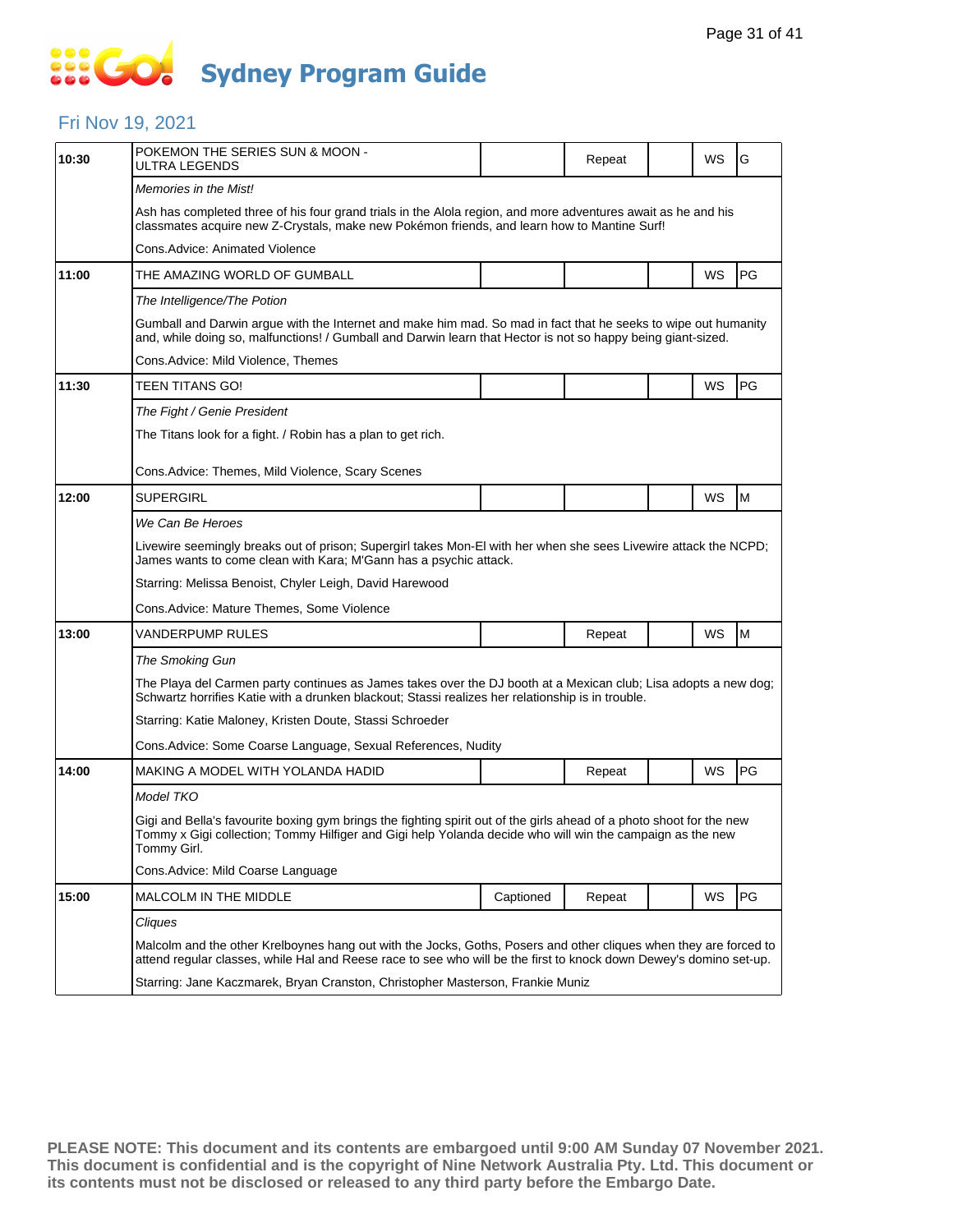# Sydney Program Guide

## Fri Nov 19, 2021

| Time | Program | Captioned | Repeat | | WS | Rating |
|---|---|---|---|---|---|---|
| 10:30 | POKEMON THE SERIES SUN & MOON - ULTRA LEGENDS | | Repeat | | WS | G |
| | *Memories in the Mist!* | | | | | |
| | Ash has completed three of his four grand trials in the Alola region, and more adventures await as he and his classmates acquire new Z-Crystals, make new Pokémon friends, and learn how to Mantine Surf! | | | | | |
| | Cons.Advice: Animated Violence | | | | | |
| 11:00 | THE AMAZING WORLD OF GUMBALL | | | | WS | PG |
| | *The Intelligence/The Potion* | | | | | |
| | Gumball and Darwin argue with the Internet and make him mad. So mad in fact that he seeks to wipe out humanity and, while doing so, malfunctions! / Gumball and Darwin learn that Hector is not so happy being giant-sized. | | | | | |
| | Cons.Advice: Mild Violence, Themes | | | | | |
| 11:30 | TEEN TITANS GO! | | | | WS | PG |
| | *The Fight / Genie President* | | | | | |
| | The Titans look for a fight. / Robin has a plan to get rich. | | | | | |
| | Cons.Advice: Themes, Mild Violence, Scary Scenes | | | | | |
| 12:00 | SUPERGIRL | | | | WS | M |
| | *We Can Be Heroes* | | | | | |
| | Livewire seemingly breaks out of prison; Supergirl takes Mon-El with her when she sees Livewire attack the NCPD; James wants to come clean with Kara; M'Gann has a psychic attack. | | | | | |
| | Starring: Melissa Benoist, Chyler Leigh, David Harewood | | | | | |
| | Cons.Advice: Mature Themes, Some Violence | | | | | |
| 13:00 | VANDERPUMP RULES | | Repeat | | WS | M |
| | *The Smoking Gun* | | | | | |
| | The Playa del Carmen party continues as James takes over the DJ booth at a Mexican club; Lisa adopts a new dog; Schwartz horrifies Katie with a drunken blackout; Stassi realizes her relationship is in trouble. | | | | | |
| | Starring: Katie Maloney, Kristen Doute, Stassi Schroeder | | | | | |
| | Cons.Advice: Some Coarse Language, Sexual References, Nudity | | | | | |
| 14:00 | MAKING A MODEL WITH YOLANDA HADID | | Repeat | | WS | PG |
| | *Model TKO* | | | | | |
| | Gigi and Bella's favourite boxing gym brings the fighting spirit out of the girls ahead of a photo shoot for the new Tommy x Gigi collection; Tommy Hilfiger and Gigi help Yolanda decide who will win the campaign as the new Tommy Girl. | | | | | |
| | Cons.Advice: Mild Coarse Language | | | | | |
| 15:00 | MALCOLM IN THE MIDDLE | Captioned | Repeat | | WS | PG |
| | *Cliques* | | | | | |
| | Malcolm and the other Krelboynes hang out with the Jocks, Goths, Posers and other cliques when they are forced to attend regular classes, while Hal and Reese race to see who will be the first to knock down Dewey's domino set-up. | | | | | |
| | Starring: Jane Kaczmarek, Bryan Cranston, Christopher Masterson, Frankie Muniz | | | | | |

**PLEASE NOTE: This document and its contents are embargoed until 9:00 AM Sunday 07 November 2021. This document is confidential and is the copyright of Nine Network Australia Pty. Ltd. This document or its contents must not be disclosed or released to any third party before the Embargo Date.**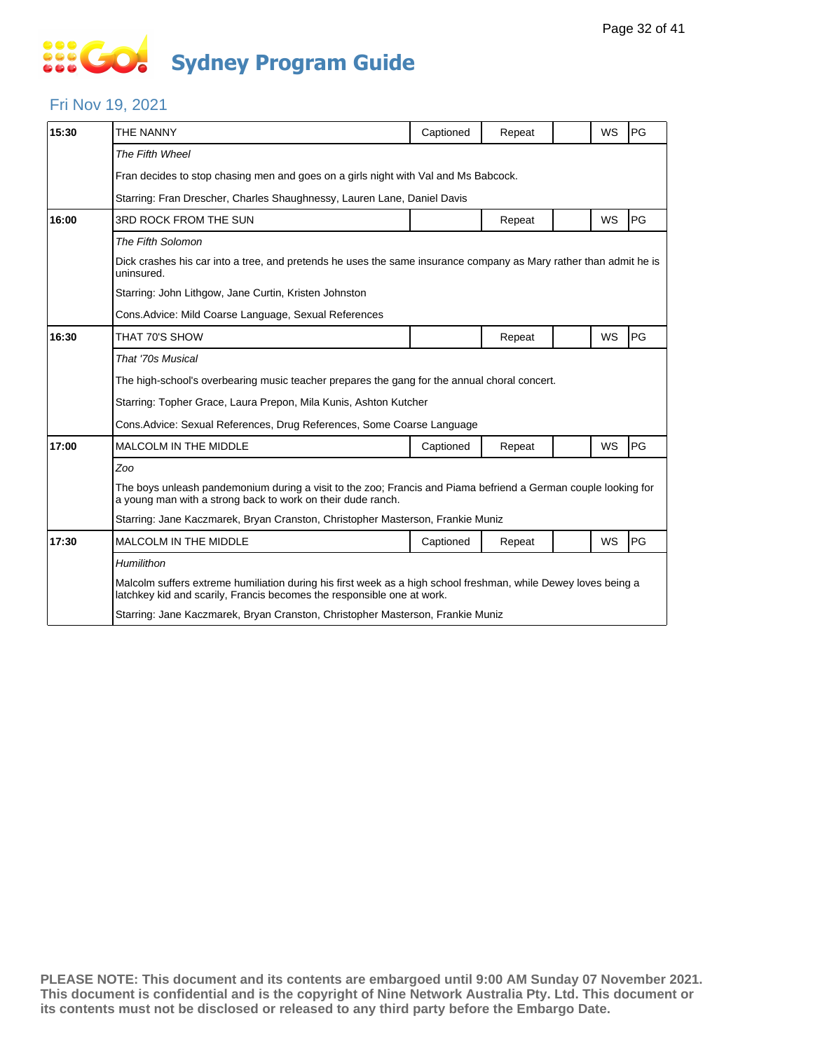# Sydney Program Guide

## Fri Nov 19, 2021

| Time | Program | Captioned | Repeat | | WS | Rating |
|---|---|---|---|---|---|---|
| 15:30 | THE NANNY | Captioned | Repeat | | WS | PG |
| | *The Fifth Wheel* | | | | | |
| | Fran decides to stop chasing men and goes on a girls night with Val and Ms Babcock. | | | | | |
| | Starring: Fran Drescher, Charles Shaughnessy, Lauren Lane, Daniel Davis | | | | | |
| 16:00 | 3RD ROCK FROM THE SUN | | Repeat | | WS | PG |
| | *The Fifth Solomon* | | | | | |
| | Dick crashes his car into a tree, and pretends he uses the same insurance company as Mary rather than admit he is uninsured. | | | | | |
| | Starring: John Lithgow, Jane Curtin, Kristen Johnston | | | | | |
| | Cons.Advice: Mild Coarse Language, Sexual References | | | | | |
| 16:30 | THAT 70'S SHOW | | Repeat | | WS | PG |
| | *That '70s Musical* | | | | | |
| | The high-school's overbearing music teacher prepares the gang for the annual choral concert. | | | | | |
| | Starring: Topher Grace, Laura Prepon, Mila Kunis, Ashton Kutcher | | | | | |
| | Cons.Advice: Sexual References, Drug References, Some Coarse Language | | | | | |
| 17:00 | MALCOLM IN THE MIDDLE | Captioned | Repeat | | WS | PG |
| | *Zoo* | | | | | |
| | The boys unleash pandemonium during a visit to the zoo; Francis and Piama befriend a German couple looking for a young man with a strong back to work on their dude ranch. | | | | | |
| | Starring: Jane Kaczmarek, Bryan Cranston, Christopher Masterson, Frankie Muniz | | | | | |
| 17:30 | MALCOLM IN THE MIDDLE | Captioned | Repeat | | WS | PG |
| | *Humilithon* | | | | | |
| | Malcolm suffers extreme humiliation during his first week as a high school freshman, while Dewey loves being a latchkey kid and scarily, Francis becomes the responsible one at work. | | | | | |
| | Starring: Jane Kaczmarek, Bryan Cranston, Christopher Masterson, Frankie Muniz | | | | | |

**PLEASE NOTE: This document and its contents are embargoed until 9:00 AM Sunday 07 November 2021. This document is confidential and is the copyright of Nine Network Australia Pty. Ltd. This document or its contents must not be disclosed or released to any third party before the Embargo Date.**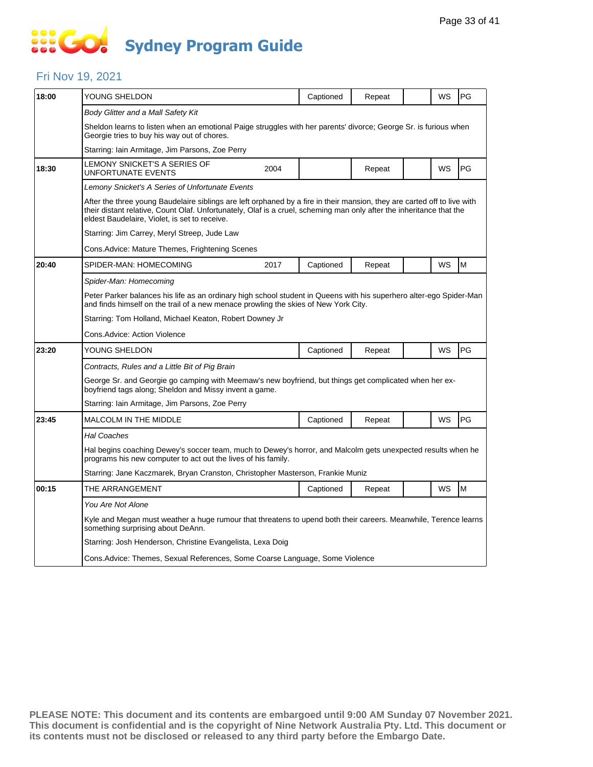# Sydney Program Guide

## Fri Nov 19, 2021

| Time | Program | Year | Captioned | Repeat | | WS | Rating |
|---|---|---|---|---|---|---|---|
| 18:00 | YOUNG SHELDON | | Captioned | Repeat | | WS | PG |

*Body Glitter and a Mall Safety Kit*

Sheldon learns to listen when an emotional Paige struggles with her parents' divorce; George Sr. is furious when Georgie tries to buy his way out of chores.

Starring: Iain Armitage, Jim Parsons, Zoe Perry

| Time | Program | Year | Captioned | Repeat | | WS | Rating |
|---|---|---|---|---|---|---|---|
| 18:30 | LEMONY SNICKET'S A SERIES OF UNFORTUNATE EVENTS | 2004 | | Repeat | | WS | PG |

*Lemony Snicket's A Series of Unfortunate Events*

After the three young Baudelaire siblings are left orphaned by a fire in their mansion, they are carted off to live with their distant relative, Count Olaf. Unfortunately, Olaf is a cruel, scheming man only after the inheritance that the eldest Baudelaire, Violet, is set to receive.

Starring: Jim Carrey, Meryl Streep, Jude Law

Cons.Advice: Mature Themes, Frightening Scenes

| Time | Program | Year | Captioned | Repeat | | WS | Rating |
|---|---|---|---|---|---|---|---|
| 20:40 | SPIDER-MAN: HOMECOMING | 2017 | Captioned | Repeat | | WS | M |

*Spider-Man: Homecoming*

Peter Parker balances his life as an ordinary high school student in Queens with his superhero alter-ego Spider-Man and finds himself on the trail of a new menace prowling the skies of New York City.

Starring: Tom Holland, Michael Keaton, Robert Downey Jr

Cons.Advice: Action Violence

| Time | Program | Year | Captioned | Repeat | | WS | Rating |
|---|---|---|---|---|---|---|---|
| 23:20 | YOUNG SHELDON | | Captioned | Repeat | | WS | PG |

*Contracts, Rules and a Little Bit of Pig Brain*

George Sr. and Georgie go camping with Meemaw's new boyfriend, but things get complicated when her ex-boyfriend tags along; Sheldon and Missy invent a game.

Starring: Iain Armitage, Jim Parsons, Zoe Perry

| Time | Program | Year | Captioned | Repeat | | WS | Rating |
|---|---|---|---|---|---|---|---|
| 23:45 | MALCOLM IN THE MIDDLE | | Captioned | Repeat | | WS | PG |

*Hal Coaches*

Hal begins coaching Dewey's soccer team, much to Dewey's horror, and Malcolm gets unexpected results when he programs his new computer to act out the lives of his family.

Starring: Jane Kaczmarek, Bryan Cranston, Christopher Masterson, Frankie Muniz

| Time | Program | Year | Captioned | Repeat | | WS | Rating |
|---|---|---|---|---|---|---|---|
| 00:15 | THE ARRANGEMENT | | Captioned | Repeat | | WS | M |

*You Are Not Alone*

Kyle and Megan must weather a huge rumour that threatens to upend both their careers. Meanwhile, Terence learns something surprising about DeAnn.

Starring: Josh Henderson, Christine Evangelista, Lexa Doig

Cons.Advice: Themes, Sexual References, Some Coarse Language, Some Violence

**PLEASE NOTE: This document and its contents are embargoed until 9:00 AM Sunday 07 November 2021. This document is confidential and is the copyright of Nine Network Australia Pty. Ltd. This document or its contents must not be disclosed or released to any third party before the Embargo Date.**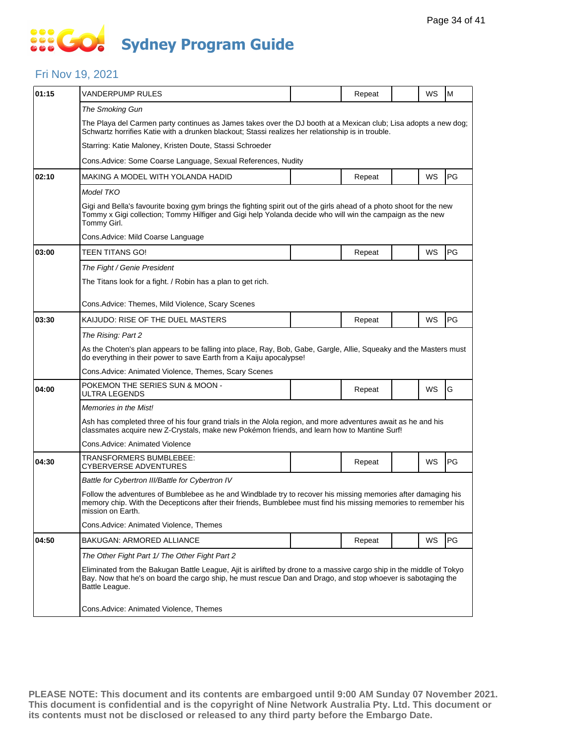# Sydney Program Guide

## Fri Nov 19, 2021

| | | | | | | |
|---|---|---|---|---|---|---|
| **01:15** | VANDERPUMP RULES | | Repeat | | WS | M |
| | *The Smoking Gun* | | | | | |
| | The Playa del Carmen party continues as James takes over the DJ booth at a Mexican club; Lisa adopts a new dog; Schwartz horrifies Katie with a drunken blackout; Stassi realizes her relationship is in trouble. | | | | | |
| | Starring: Katie Maloney, Kristen Doute, Stassi Schroeder | | | | | |
| | Cons.Advice: Some Coarse Language, Sexual References, Nudity | | | | | |
| **02:10** | MAKING A MODEL WITH YOLANDA HADID | | Repeat | | WS | PG |
| | *Model TKO* | | | | | |
| | Gigi and Bella's favourite boxing gym brings the fighting spirit out of the girls ahead of a photo shoot for the new Tommy x Gigi collection; Tommy Hilfiger and Gigi help Yolanda decide who will win the campaign as the new Tommy Girl. | | | | | |
| | Cons.Advice: Mild Coarse Language | | | | | |
| **03:00** | TEEN TITANS GO! | | Repeat | | WS | PG |
| | *The Fight / Genie President* | | | | | |
| | The Titans look for a fight. / Robin has a plan to get rich. | | | | | |
| | Cons.Advice: Themes, Mild Violence, Scary Scenes | | | | | |
| **03:30** | KAIJUDO: RISE OF THE DUEL MASTERS | | Repeat | | WS | PG |
| | *The Rising: Part 2* | | | | | |
| | As the Choten's plan appears to be falling into place, Ray, Bob, Gabe, Gargle, Allie, Squeaky and the Masters must do everything in their power to save Earth from a Kaiju apocalypse! | | | | | |
| | Cons.Advice: Animated Violence, Themes, Scary Scenes | | | | | |
| **04:00** | POKEMON THE SERIES SUN & MOON - ULTRA LEGENDS | | Repeat | | WS | G |
| | *Memories in the Mist!* | | | | | |
| | Ash has completed three of his four grand trials in the Alola region, and more adventures await as he and his classmates acquire new Z-Crystals, make new Pokémon friends, and learn how to Mantine Surf! | | | | | |
| | Cons.Advice: Animated Violence | | | | | |
| **04:30** | TRANSFORMERS BUMBLEBEE: CYBERVERSE ADVENTURES | | Repeat | | WS | PG |
| | *Battle for Cybertron III/Battle for Cybertron IV* | | | | | |
| | Follow the adventures of Bumblebee as he and Windblade try to recover his missing memories after damaging his memory chip. With the Decepticons after their friends, Bumblebee must find his missing memories to remember his mission on Earth. | | | | | |
| | Cons.Advice: Animated Violence, Themes | | | | | |
| **04:50** | BAKUGAN: ARMORED ALLIANCE | | Repeat | | WS | PG |
| | *The Other Fight Part 1/ The Other Fight Part 2* | | | | | |
| | Eliminated from the Bakugan Battle League, Ajit is airlifted by drone to a massive cargo ship in the middle of Tokyo Bay. Now that he's on board the cargo ship, he must rescue Dan and Drago, and stop whoever is sabotaging the Battle League. | | | | | |
| | Cons.Advice: Animated Violence, Themes | | | | | |

**PLEASE NOTE: This document and its contents are embargoed until 9:00 AM Sunday 07 November 2021. This document is confidential and is the copyright of Nine Network Australia Pty. Ltd. This document or its contents must not be disclosed or released to any third party before the Embargo Date.**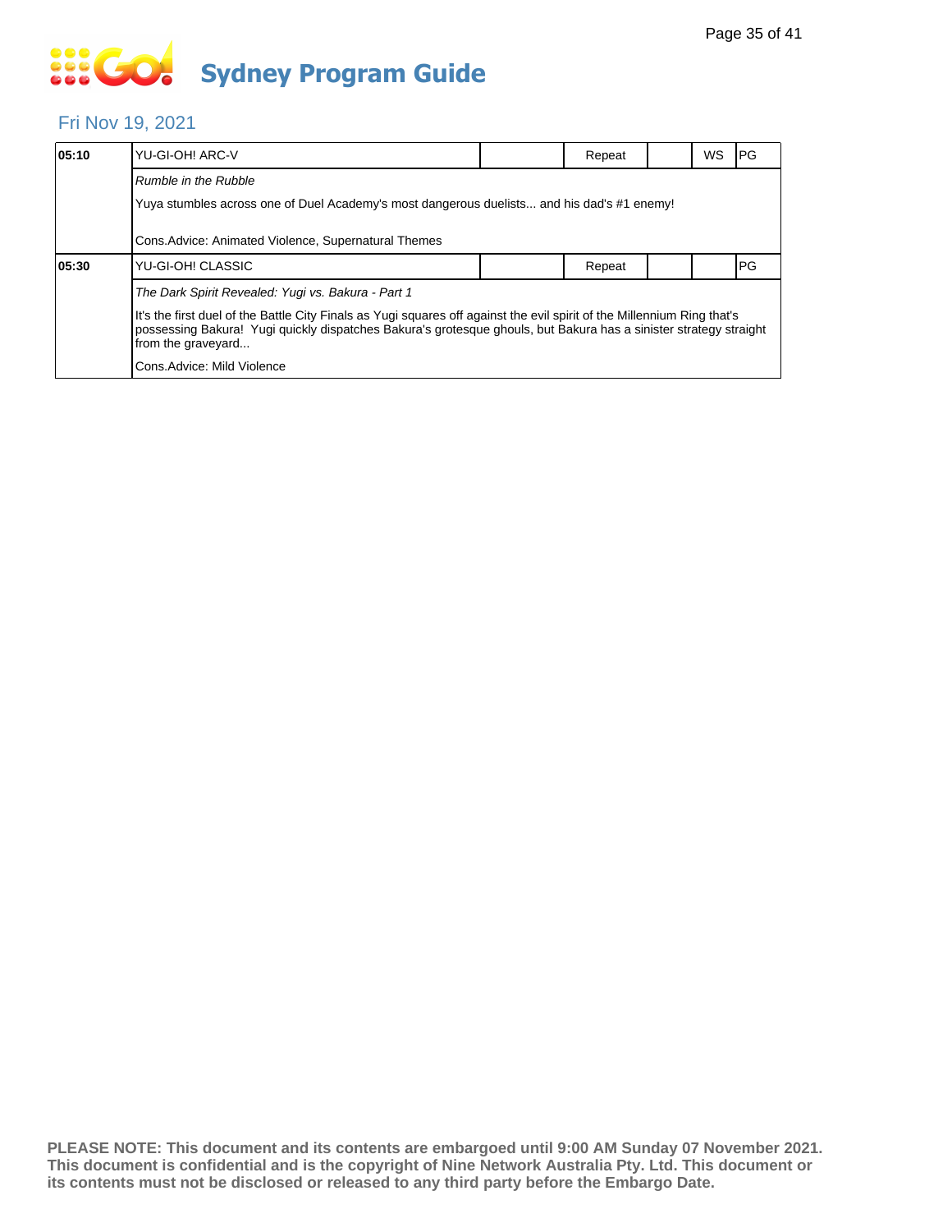# Sydney Program Guide

## Fri Nov 19, 2021

| Time | Program | | Status | | WS | Rating |
|---|---|---|---|---|---|---|
| **05:10** | YU-GI-OH! ARC-V | | Repeat | | WS | PG |

*Rumble in the Rubble*

Yuya stumbles across one of Duel Academy's most dangerous duelists... and his dad's #1 enemy!

Cons.Advice: Animated Violence, Supernatural Themes

| Time | Program | | Status | | WS | Rating |
|---|---|---|---|---|---|---|
| **05:30** | YU-GI-OH! CLASSIC | | Repeat | | | PG |

*The Dark Spirit Revealed: Yugi vs. Bakura - Part 1*

It's the first duel of the Battle City Finals as Yugi squares off against the evil spirit of the Millennium Ring that's possessing Bakura! Yugi quickly dispatches Bakura's grotesque ghouls, but Bakura has a sinister strategy straight from the graveyard...

Cons.Advice: Mild Violence

**PLEASE NOTE: This document and its contents are embargoed until 9:00 AM Sunday 07 November 2021. This document is confidential and is the copyright of Nine Network Australia Pty. Ltd. This document or its contents must not be disclosed or released to any third party before the Embargo Date.**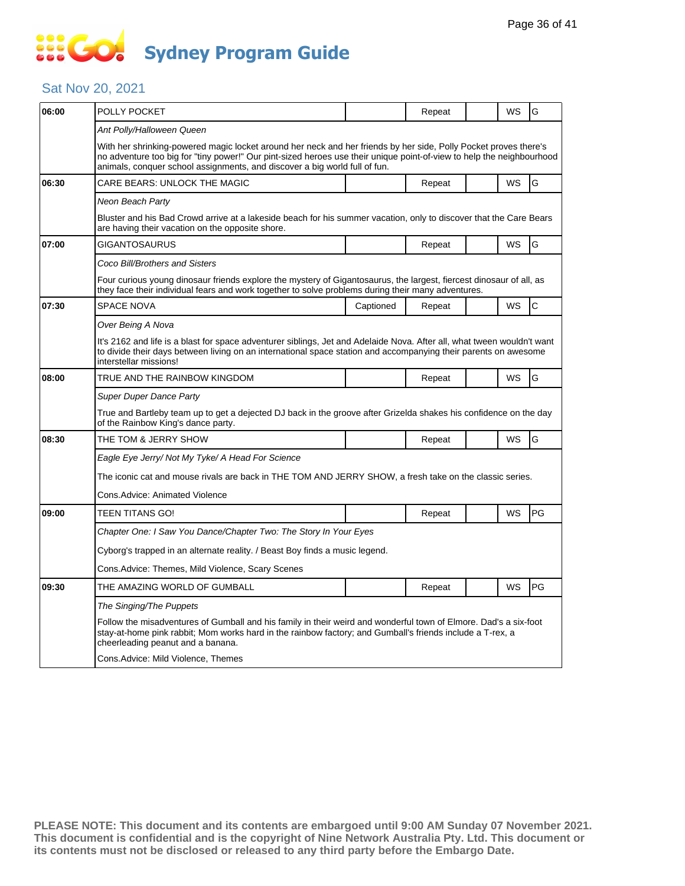# Sydney Program Guide

## Sat Nov 20, 2021

| Time | Program | Captioned | Repeat | | WS | Rating |
|---|---|---|---|---|---|---|
| 06:00 | POLLY POCKET | | Repeat | | WS | G |
| | *Ant Polly/Halloween Queen* | | | | | |
| | With her shrinking-powered magic locket around her neck and her friends by her side, Polly Pocket proves there's no adventure too big for "tiny power!" Our pint-sized heroes use their unique point-of-view to help the neighbourhood animals, conquer school assignments, and discover a big world full of fun. | | | | | |
| 06:30 | CARE BEARS: UNLOCK THE MAGIC | | Repeat | | WS | G |
| | *Neon Beach Party* | | | | | |
| | Bluster and his Bad Crowd arrive at a lakeside beach for his summer vacation, only to discover that the Care Bears are having their vacation on the opposite shore. | | | | | |
| 07:00 | GIGANTOSAURUS | | Repeat | | WS | G |
| | *Coco Bill/Brothers and Sisters* | | | | | |
| | Four curious young dinosaur friends explore the mystery of Gigantosaurus, the largest, fiercest dinosaur of all, as they face their individual fears and work together to solve problems during their many adventures. | | | | | |
| 07:30 | SPACE NOVA | Captioned | Repeat | | WS | C |
| | *Over Being A Nova* | | | | | |
| | It's 2162 and life is a blast for space adventurer siblings, Jet and Adelaide Nova. After all, what tween wouldn't want to divide their days between living on an international space station and accompanying their parents on awesome interstellar missions! | | | | | |
| 08:00 | TRUE AND THE RAINBOW KINGDOM | | Repeat | | WS | G |
| | *Super Duper Dance Party* | | | | | |
| | True and Bartleby team up to get a dejected DJ back in the groove after Grizelda shakes his confidence on the day of the Rainbow King's dance party. | | | | | |
| 08:30 | THE TOM & JERRY SHOW | | Repeat | | WS | G |
| | *Eagle Eye Jerry/ Not My Tyke/ A Head For Science* | | | | | |
| | The iconic cat and mouse rivals are back in THE TOM AND JERRY SHOW, a fresh take on the classic series. | | | | | |
| | Cons.Advice: Animated Violence | | | | | |
| 09:00 | TEEN TITANS GO! | | Repeat | | WS | PG |
| | *Chapter One: I Saw You Dance/Chapter Two: The Story In Your Eyes* | | | | | |
| | Cyborg's trapped in an alternate reality. / Beast Boy finds a music legend. | | | | | |
| | Cons.Advice: Themes, Mild Violence, Scary Scenes | | | | | |
| 09:30 | THE AMAZING WORLD OF GUMBALL | | Repeat | | WS | PG |
| | *The Singing/The Puppets* | | | | | |
| | Follow the misadventures of Gumball and his family in their weird and wonderful town of Elmore. Dad's a six-foot stay-at-home pink rabbit; Mom works hard in the rainbow factory; and Gumball's friends include a T-rex, a cheerleading peanut and a banana. | | | | | |
| | Cons.Advice: Mild Violence, Themes | | | | | |

**PLEASE NOTE: This document and its contents are embargoed until 9:00 AM Sunday 07 November 2021. This document is confidential and is the copyright of Nine Network Australia Pty. Ltd. This document or its contents must not be disclosed or released to any third party before the Embargo Date.**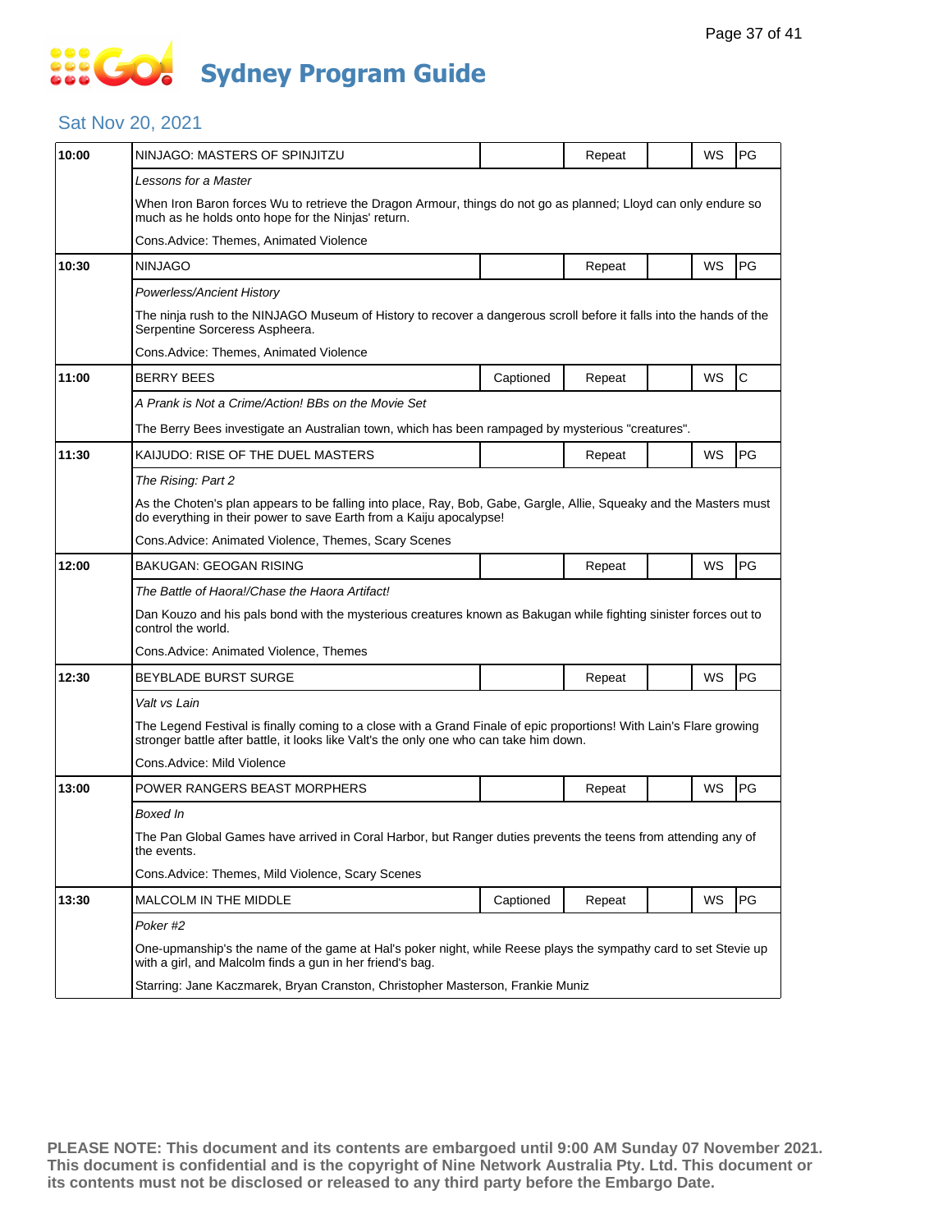# Sydney Program Guide

## Sat Nov 20, 2021

| Time | Program | Captioned | Repeat | | WS | Rating |
|---|---|---|---|---|---|---|
| 10:00 | NINJAGO: MASTERS OF SPINJITZU | | Repeat | | WS | PG |
| | *Lessons for a Master* | | | | | |
| | When Iron Baron forces Wu to retrieve the Dragon Armour, things do not go as planned; Lloyd can only endure so much as he holds onto hope for the Ninjas' return. | | | | | |
| | Cons.Advice: Themes, Animated Violence | | | | | |
| 10:30 | NINJAGO | | Repeat | | WS | PG |
| | *Powerless/Ancient History* | | | | | |
| | The ninja rush to the NINJAGO Museum of History to recover a dangerous scroll before it falls into the hands of the Serpentine Sorceress Aspheera. | | | | | |
| | Cons.Advice: Themes, Animated Violence | | | | | |
| 11:00 | BERRY BEES | Captioned | Repeat | | WS | C |
| | *A Prank is Not a Crime/Action! BBs on the Movie Set* | | | | | |
| | The Berry Bees investigate an Australian town, which has been rampaged by mysterious "creatures". | | | | | |
| 11:30 | KAIJUDO: RISE OF THE DUEL MASTERS | | Repeat | | WS | PG |
| | *The Rising: Part 2* | | | | | |
| | As the Choten's plan appears to be falling into place, Ray, Bob, Gabe, Gargle, Allie, Squeaky and the Masters must do everything in their power to save Earth from a Kaiju apocalypse! | | | | | |
| | Cons.Advice: Animated Violence, Themes, Scary Scenes | | | | | |
| 12:00 | BAKUGAN: GEOGAN RISING | | Repeat | | WS | PG |
| | *The Battle of Haora!/Chase the Haora Artifact!* | | | | | |
| | Dan Kouzo and his pals bond with the mysterious creatures known as Bakugan while fighting sinister forces out to control the world. | | | | | |
| | Cons.Advice: Animated Violence, Themes | | | | | |
| 12:30 | BEYBLADE BURST SURGE | | Repeat | | WS | PG |
| | *Valt vs Lain* | | | | | |
| | The Legend Festival is finally coming to a close with a Grand Finale of epic proportions! With Lain's Flare growing stronger battle after battle, it looks like Valt's the only one who can take him down. | | | | | |
| | Cons.Advice: Mild Violence | | | | | |
| 13:00 | POWER RANGERS BEAST MORPHERS | | Repeat | | WS | PG |
| | *Boxed In* | | | | | |
| | The Pan Global Games have arrived in Coral Harbor, but Ranger duties prevents the teens from attending any of the events. | | | | | |
| | Cons.Advice: Themes, Mild Violence, Scary Scenes | | | | | |
| 13:30 | MALCOLM IN THE MIDDLE | Captioned | Repeat | | WS | PG |
| | *Poker #2* | | | | | |
| | One-upmanship's the name of the game at Hal's poker night, while Reese plays the sympathy card to set Stevie up with a girl, and Malcolm finds a gun in her friend's bag. | | | | | |
| | Starring: Jane Kaczmarek, Bryan Cranston, Christopher Masterson, Frankie Muniz | | | | | |

**PLEASE NOTE: This document and its contents are embargoed until 9:00 AM Sunday 07 November 2021. This document is confidential and is the copyright of Nine Network Australia Pty. Ltd. This document or its contents must not be disclosed or released to any third party before the Embargo Date.**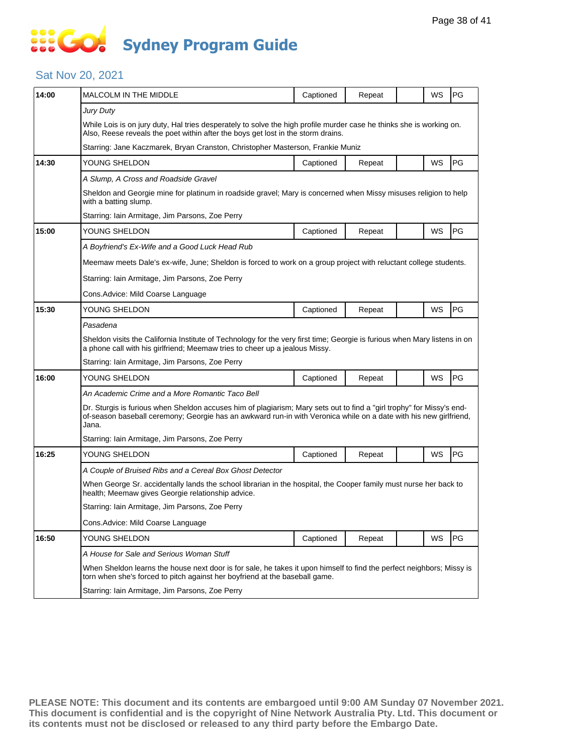# Sydney Program Guide

## Sat Nov 20, 2021

| Time | Program | Captioned | Repeat | | WS | Rating |
|---|---|---|---|---|---|---|
| **14:00** | MALCOLM IN THE MIDDLE | Captioned | Repeat | | WS | PG |
| | *Jury Duty* | | | | | |
| | While Lois is on jury duty, Hal tries desperately to solve the high profile murder case he thinks she is working on. Also, Reese reveals the poet within after the boys get lost in the storm drains. | | | | | |
| | Starring: Jane Kaczmarek, Bryan Cranston, Christopher Masterson, Frankie Muniz | | | | | |
| **14:30** | YOUNG SHELDON | Captioned | Repeat | | WS | PG |
| | *A Slump, A Cross and Roadside Gravel* | | | | | |
| | Sheldon and Georgie mine for platinum in roadside gravel; Mary is concerned when Missy misuses religion to help with a batting slump. | | | | | |
| | Starring: Iain Armitage, Jim Parsons, Zoe Perry | | | | | |
| **15:00** | YOUNG SHELDON | Captioned | Repeat | | WS | PG |
| | *A Boyfriend's Ex-Wife and a Good Luck Head Rub* | | | | | |
| | Meemaw meets Dale's ex-wife, June; Sheldon is forced to work on a group project with reluctant college students. | | | | | |
| | Starring: Iain Armitage, Jim Parsons, Zoe Perry | | | | | |
| | Cons.Advice: Mild Coarse Language | | | | | |
| **15:30** | YOUNG SHELDON | Captioned | Repeat | | WS | PG |
| | *Pasadena* | | | | | |
| | Sheldon visits the California Institute of Technology for the very first time; Georgie is furious when Mary listens in on a phone call with his girlfriend; Meemaw tries to cheer up a jealous Missy. | | | | | |
| | Starring: Iain Armitage, Jim Parsons, Zoe Perry | | | | | |
| **16:00** | YOUNG SHELDON | Captioned | Repeat | | WS | PG |
| | *An Academic Crime and a More Romantic Taco Bell* | | | | | |
| | Dr. Sturgis is furious when Sheldon accuses him of plagiarism; Mary sets out to find a "girl trophy" for Missy's end-of-season baseball ceremony; Georgie has an awkward run-in with Veronica while on a date with his new girlfriend, Jana. | | | | | |
| | Starring: Iain Armitage, Jim Parsons, Zoe Perry | | | | | |
| **16:25** | YOUNG SHELDON | Captioned | Repeat | | WS | PG |
| | *A Couple of Bruised Ribs and a Cereal Box Ghost Detector* | | | | | |
| | When George Sr. accidentally lands the school librarian in the hospital, the Cooper family must nurse her back to health; Meemaw gives Georgie relationship advice. | | | | | |
| | Starring: Iain Armitage, Jim Parsons, Zoe Perry | | | | | |
| | Cons.Advice: Mild Coarse Language | | | | | |
| **16:50** | YOUNG SHELDON | Captioned | Repeat | | WS | PG |
| | *A House for Sale and Serious Woman Stuff* | | | | | |
| | When Sheldon learns the house next door is for sale, he takes it upon himself to find the perfect neighbors; Missy is torn when she's forced to pitch against her boyfriend at the baseball game. | | | | | |
| | Starring: Iain Armitage, Jim Parsons, Zoe Perry | | | | | |

**PLEASE NOTE: This document and its contents are embargoed until 9:00 AM Sunday 07 November 2021. This document is confidential and is the copyright of Nine Network Australia Pty. Ltd. This document or its contents must not be disclosed or released to any third party before the Embargo Date.**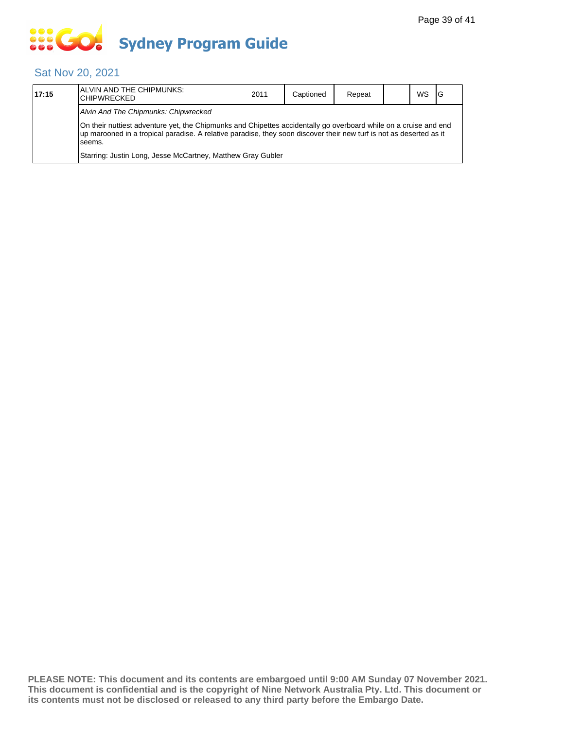# Sydney Program Guide

## Sat Nov 20, 2021

| 17:15 | ALVIN AND THE CHIPMUNKS: CHIPWRECKED | 2011 | Captioned | Repeat | | WS | G |
|---|---|---|---|---|---|---|---|
| | *Alvin And The Chipmunks: Chipwrecked* | | | | | | |
| | On their nuttiest adventure yet, the Chipmunks and Chipettes accidentally go overboard while on a cruise and end up marooned in a tropical paradise. A relative paradise, they soon discover their new turf is not as deserted as it seems. | | | | | | |
| | Starring: Justin Long, Jesse McCartney, Matthew Gray Gubler | | | | | | |

**PLEASE NOTE: This document and its contents are embargoed until 9:00 AM Sunday 07 November 2021. This document is confidential and is the copyright of Nine Network Australia Pty. Ltd. This document or its contents must not be disclosed or released to any third party before the Embargo Date.**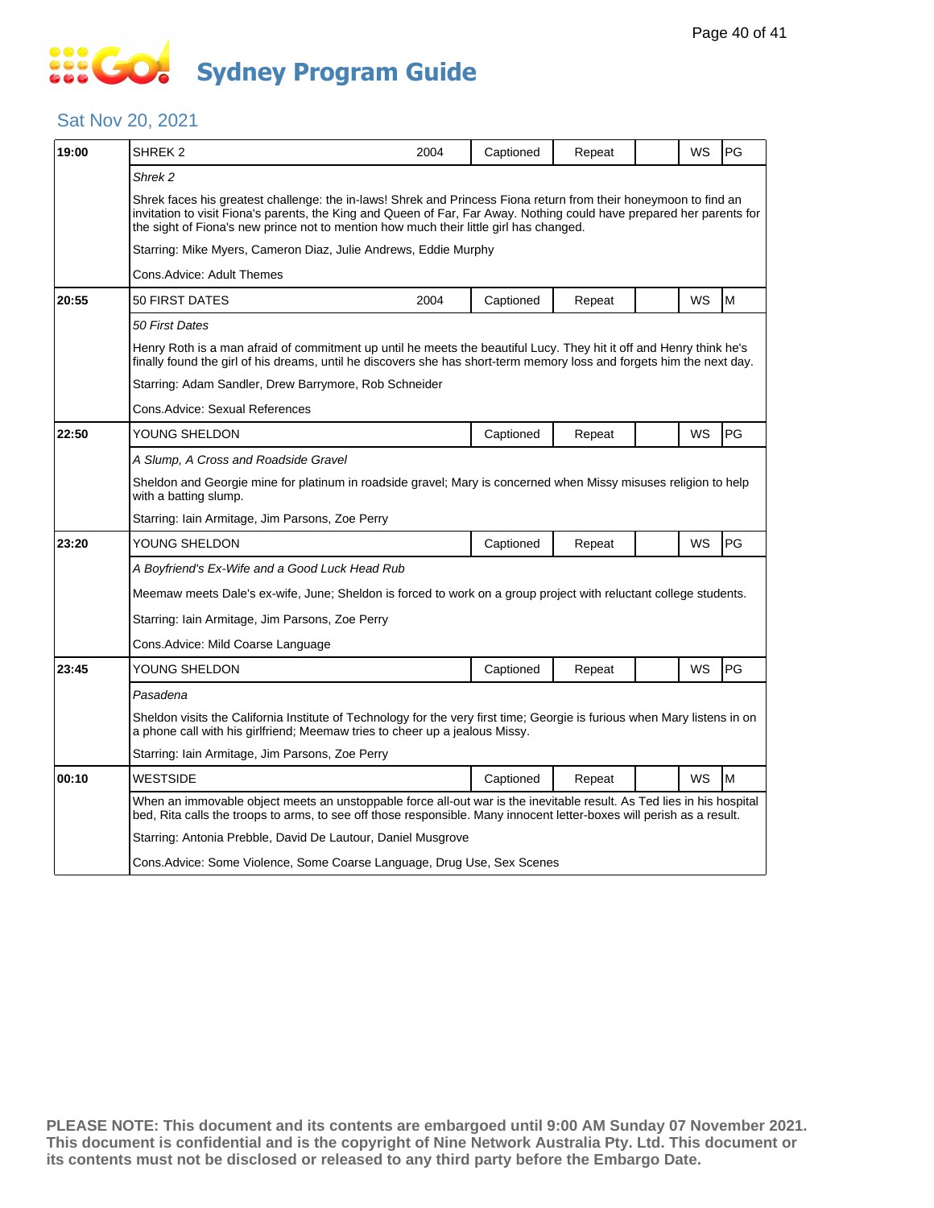# Sydney Program Guide

## Sat Nov 20, 2021

| Time | Program | Year | Captioned | Repeat | | WS | Rating |
|---|---|---|---|---|---|---|---|
| 19:00 | SHREK 2 | 2004 | Captioned | Repeat | | WS | PG |
| | *Shrek 2* | | | | | | |
| | Shrek faces his greatest challenge: the in-laws! Shrek and Princess Fiona return from their honeymoon to find an invitation to visit Fiona's parents, the King and Queen of Far, Far Away. Nothing could have prepared her parents for the sight of Fiona's new prince not to mention how much their little girl has changed. | | | | | | |
| | Starring: Mike Myers, Cameron Diaz, Julie Andrews, Eddie Murphy | | | | | | |
| | Cons.Advice: Adult Themes | | | | | | |
| 20:55 | 50 FIRST DATES | 2004 | Captioned | Repeat | | WS | M |
| | *50 First Dates* | | | | | | |
| | Henry Roth is a man afraid of commitment up until he meets the beautiful Lucy. They hit it off and Henry think he's finally found the girl of his dreams, until he discovers she has short-term memory loss and forgets him the next day. | | | | | | |
| | Starring: Adam Sandler, Drew Barrymore, Rob Schneider | | | | | | |
| | Cons.Advice: Sexual References | | | | | | |
| 22:50 | YOUNG SHELDON | | Captioned | Repeat | | WS | PG |
| | *A Slump, A Cross and Roadside Gravel* | | | | | | |
| | Sheldon and Georgie mine for platinum in roadside gravel; Mary is concerned when Missy misuses religion to help with a batting slump. | | | | | | |
| | Starring: Iain Armitage, Jim Parsons, Zoe Perry | | | | | | |
| 23:20 | YOUNG SHELDON | | Captioned | Repeat | | WS | PG |
| | *A Boyfriend's Ex-Wife and a Good Luck Head Rub* | | | | | | |
| | Meemaw meets Dale's ex-wife, June; Sheldon is forced to work on a group project with reluctant college students. | | | | | | |
| | Starring: Iain Armitage, Jim Parsons, Zoe Perry | | | | | | |
| | Cons.Advice: Mild Coarse Language | | | | | | |
| 23:45 | YOUNG SHELDON | | Captioned | Repeat | | WS | PG |
| | *Pasadena* | | | | | | |
| | Sheldon visits the California Institute of Technology for the very first time; Georgie is furious when Mary listens in on a phone call with his girlfriend; Meemaw tries to cheer up a jealous Missy. | | | | | | |
| | Starring: Iain Armitage, Jim Parsons, Zoe Perry | | | | | | |
| 00:10 | WESTSIDE | | Captioned | Repeat | | WS | M |
| | When an immovable object meets an unstoppable force all-out war is the inevitable result. As Ted lies in his hospital bed, Rita calls the troops to arms, to see off those responsible. Many innocent letter-boxes will perish as a result. | | | | | | |
| | Starring: Antonia Prebble, David De Lautour, Daniel Musgrove | | | | | | |
| | Cons.Advice: Some Violence, Some Coarse Language, Drug Use, Sex Scenes | | | | | | |

**PLEASE NOTE: This document and its contents are embargoed until 9:00 AM Sunday 07 November 2021. This document is confidential and is the copyright of Nine Network Australia Pty. Ltd. This document or its contents must not be disclosed or released to any third party before the Embargo Date.**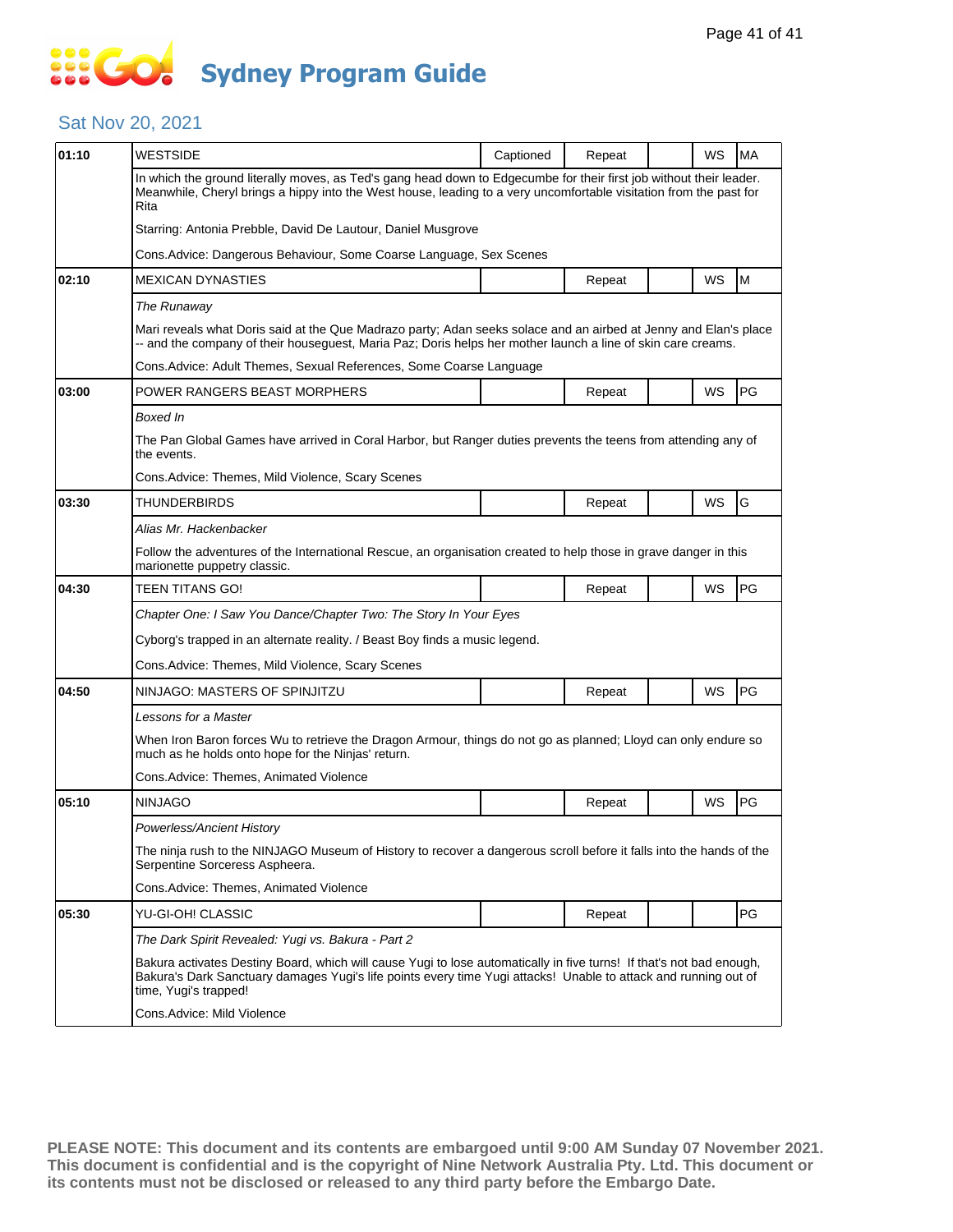# Sydney Program Guide

## Sat Nov 20, 2021

| | | | | | | |
|---|---|---|---|---|---|---|
| **01:10** | WESTSIDE | Captioned | Repeat | | WS | MA |
| | In which the ground literally moves, as Ted's gang head down to Edgecumbe for their first job without their leader. Meanwhile, Cheryl brings a hippy into the West house, leading to a very uncomfortable visitation from the past for Rita<br><br>Starring: Antonia Prebble, David De Lautour, Daniel Musgrove<br><br>Cons.Advice: Dangerous Behaviour, Some Coarse Language, Sex Scenes | | | | | |
| **02:10** | MEXICAN DYNASTIES | | Repeat | | WS | M |
| | *The Runaway*<br><br>Mari reveals what Doris said at the Que Madrazo party; Adan seeks solace and an airbed at Jenny and Elan's place -- and the company of their houseguest, Maria Paz; Doris helps her mother launch a line of skin care creams.<br><br>Cons.Advice: Adult Themes, Sexual References, Some Coarse Language | | | | | |
| **03:00** | POWER RANGERS BEAST MORPHERS | | Repeat | | WS | PG |
| | *Boxed In*<br><br>The Pan Global Games have arrived in Coral Harbor, but Ranger duties prevents the teens from attending any of the events.<br><br>Cons.Advice: Themes, Mild Violence, Scary Scenes | | | | | |
| **03:30** | THUNDERBIRDS | | Repeat | | WS | G |
| | *Alias Mr. Hackenbacker*<br><br>Follow the adventures of the International Rescue, an organisation created to help those in grave danger in this marionette puppetry classic. | | | | | |
| **04:30** | TEEN TITANS GO! | | Repeat | | WS | PG |
| | *Chapter One: I Saw You Dance/Chapter Two: The Story In Your Eyes*<br><br>Cyborg's trapped in an alternate reality. / Beast Boy finds a music legend.<br><br>Cons.Advice: Themes, Mild Violence, Scary Scenes | | | | | |
| **04:50** | NINJAGO: MASTERS OF SPINJITZU | | Repeat | | WS | PG |
| | *Lessons for a Master*<br><br>When Iron Baron forces Wu to retrieve the Dragon Armour, things do not go as planned; Lloyd can only endure so much as he holds onto hope for the Ninjas' return.<br><br>Cons.Advice: Themes, Animated Violence | | | | | |
| **05:10** | NINJAGO | | Repeat | | WS | PG |
| | *Powerless/Ancient History*<br><br>The ninja rush to the NINJAGO Museum of History to recover a dangerous scroll before it falls into the hands of the Serpentine Sorceress Aspheera.<br><br>Cons.Advice: Themes, Animated Violence | | | | | |
| **05:30** | YU-GI-OH! CLASSIC | | Repeat | | | PG |
| | *The Dark Spirit Revealed: Yugi vs. Bakura - Part 2*<br><br>Bakura activates Destiny Board, which will cause Yugi to lose automatically in five turns! If that's not bad enough, Bakura's Dark Sanctuary damages Yugi's life points every time Yugi attacks! Unable to attack and running out of time, Yugi's trapped!<br><br>Cons.Advice: Mild Violence | | | | | |

**PLEASE NOTE: This document and its contents are embargoed until 9:00 AM Sunday 07 November 2021. This document is confidential and is the copyright of Nine Network Australia Pty. Ltd. This document or its contents must not be disclosed or released to any third party before the Embargo Date.**